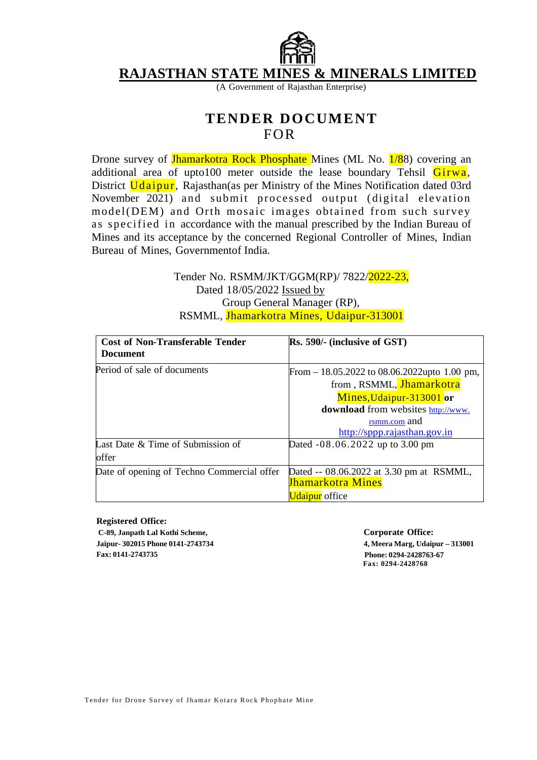# RAJASTHAN STATE MINES & MINERALS LIMITED

(A Government of Rajasthan Enterprise)

## TENDER DOCUMENT
## FOR

Drone survey of Jhamarkotra Rock Phosphate Mines (ML No. 1/88) covering an additional area of upto100 meter outside the lease boundary Tehsil Girwa, District Udaipur, Rajasthan(as per Ministry of the Mines Notification dated 03rd November 2021) and submit processed output (digital elevation model(DEM) and Orth mosaic images obtained from such survey as specified in accordance with the manual prescribed by the Indian Bureau of Mines and its acceptance by the concerned Regional Controller of Mines, Indian Bureau of Mines, Governmentof India.

Tender No. RSMM/JKT/GGM(RP)/ 7822/2022-23,
Dated 18/05/2022 Issued by
Group General Manager (RP),
RSMML, Jhamarkotra Mines, Udaipur-313001

| | |
|---|---|
| **Cost of Non-Transferable Tender Document** | **Rs. 590/- (inclusive of GST)** |
| Period of sale of documents | From – 18.05.2022 to 08.06.2022upto 1.00 pm, from , RSMML, Jhamarkotra Mines,Udaipur-313001 **or download** from websites http://www.rsmm.com and http://sppp.rajasthan.gov.in |
| Last Date & Time of Submission of offer | Dated -08.06.2022 up to 3.00 pm |
| Date of opening of Techno Commercial offer | Dated -- 08.06.2022 at 3.30 pm at RSMML, Jhamarkotra Mines Udaipur office |

**Registered Office:**
**C-89, Janpath Lal Kothi Scheme,**
**Jaipur- 302015 Phone 0141-2743734**
**Fax: 0141-2743735**

**Corporate Office:**
**4, Meera Marg, Udaipur – 313001**
**Phone: 0294-2428763-67**
**Fax: 0294-2428768**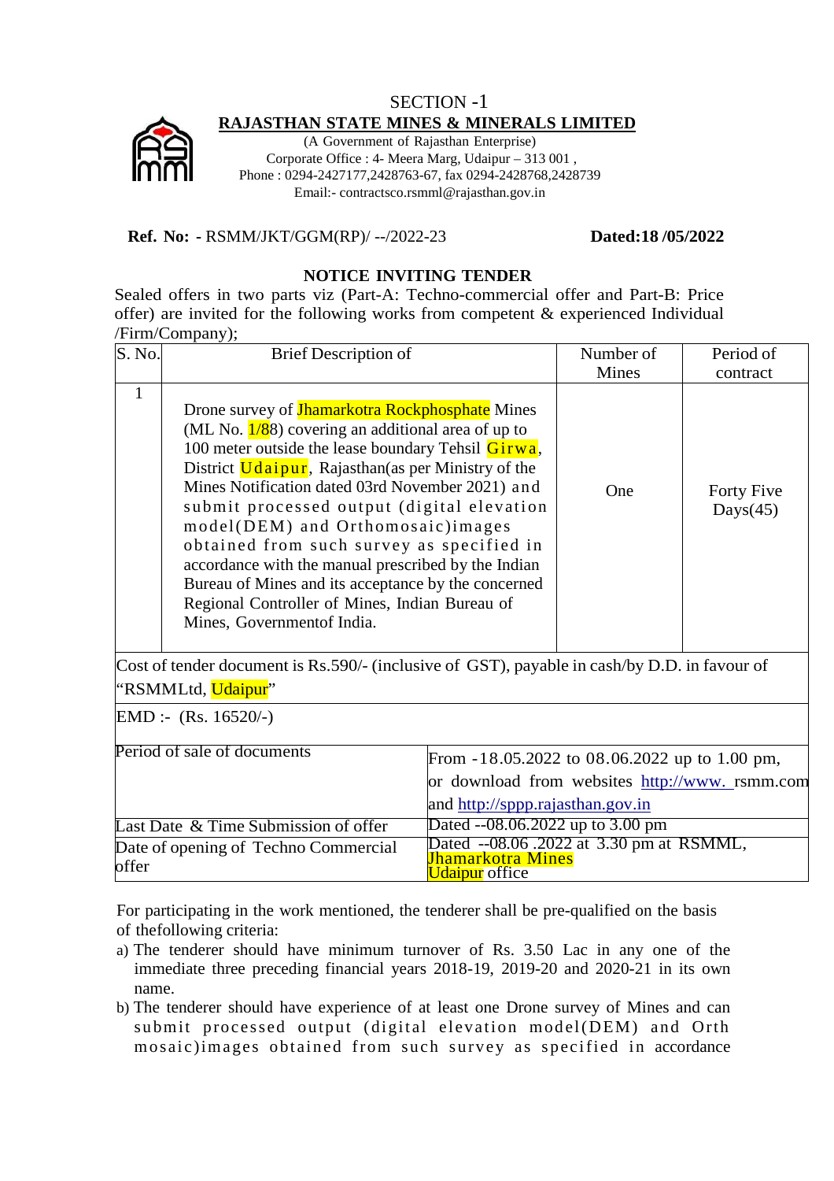# SECTION -1

## RAJASTHAN STATE MINES & MINERALS LIMITED

(A Government of Rajasthan Enterprise)
Corporate Office : 4- Meera Marg, Udaipur – 313 001 ,
Phone : 0294-2427177,2428763-67, fax 0294-2428768,2428739
Email:- contractsco.rsmml@rajasthan.gov.in

**Ref. No: -** RSMM/JKT/GGM(RP)/ --/2022-23 **Dated:18 /05/2022**

### NOTICE INVITING TENDER

Sealed offers in two parts viz (Part-A: Techno-commercial offer and Part-B: Price offer) are invited for the following works from competent & experienced Individual /Firm/Company);

| S. No. | Brief Description of | Number of Mines | Period of contract |
|---|---|---|---|
| 1 | Drone survey of Jhamarkotra Rockphosphate Mines (ML No. 1/88) covering an additional area of up to 100 meter outside the lease boundary Tehsil Girwa, District Udaipur, Rajasthan(as per Ministry of the Mines Notification dated 03rd November 2021) and submit processed output (digital elevation model(DEM) and Orthomosaic)images obtained from such survey as specified in accordance with the manual prescribed by the Indian Bureau of Mines and its acceptance by the concerned Regional Controller of Mines, Indian Bureau of Mines, Governmentof India. | One | Forty Five Days(45) |

| | |
|---|---|
| Cost of tender document is Rs.590/- (inclusive of GST), payable in cash/by D.D. in favour of "RSMMLtd, Udaipur" | |
| EMD :- (Rs. 16520/-) | |
| Period of sale of documents | From -18.05.2022 to 08.06.2022 up to 1.00 pm, or download from websites http://www. rsmm.com and http://sppp.rajasthan.gov.in |
| Last Date & Time Submission of offer | Dated --08.06.2022 up to 3.00 pm |
| Date of opening of Techno Commercial offer | Dated --08.06 .2022 at 3.30 pm at RSMML, Jhamarkotra Mines Udaipur office |

For participating in the work mentioned, the tenderer shall be pre-qualified on the basis of thefollowing criteria:

a) The tenderer should have minimum turnover of Rs. 3.50 Lac in any one of the immediate three preceding financial years 2018-19, 2019-20 and 2020-21 in its own name.

b) The tenderer should have experience of at least one Drone survey of Mines and can submit processed output (digital elevation model(DEM) and Orth mosaic)images obtained from such survey as specified in accordance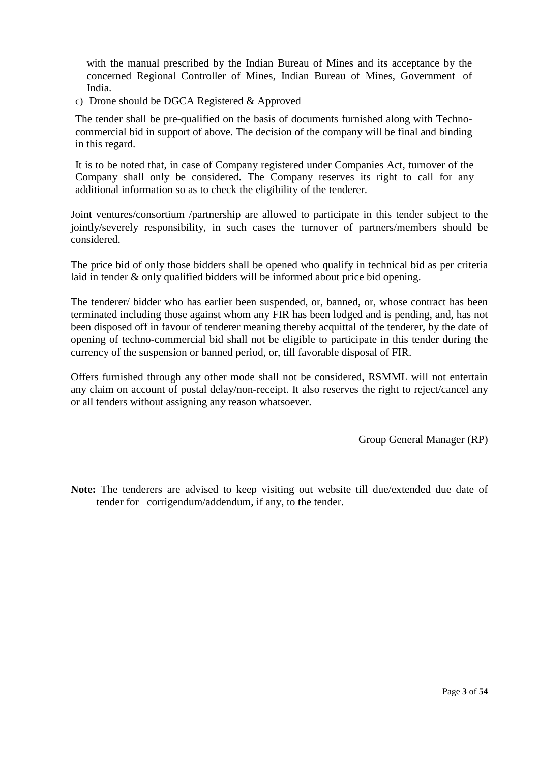with the manual prescribed by the Indian Bureau of Mines and its acceptance by the concerned Regional Controller of Mines, Indian Bureau of Mines, Government of India.

c) Drone should be DGCA Registered & Approved

The tender shall be pre-qualified on the basis of documents furnished along with Techno-commercial bid in support of above. The decision of the company will be final and binding in this regard.

It is to be noted that, in case of Company registered under Companies Act, turnover of the Company shall only be considered. The Company reserves its right to call for any additional information so as to check the eligibility of the tenderer.

Joint ventures/consortium /partnership are allowed to participate in this tender subject to the jointly/severely responsibility, in such cases the turnover of partners/members should be considered.

The price bid of only those bidders shall be opened who qualify in technical bid as per criteria laid in tender & only qualified bidders will be informed about price bid opening.

The tenderer/ bidder who has earlier been suspended, or, banned, or, whose contract has been terminated including those against whom any FIR has been lodged and is pending, and, has not been disposed off in favour of tenderer meaning thereby acquittal of the tenderer, by the date of opening of techno-commercial bid shall not be eligible to participate in this tender during the currency of the suspension or banned period, or, till favorable disposal of FIR.

Offers furnished through any other mode shall not be considered, RSMML will not entertain any claim on account of postal delay/non-receipt. It also reserves the right to reject/cancel any or all tenders without assigning any reason whatsoever.

Group General Manager (RP)

**Note:** The tenderers are advised to keep visiting out website till due/extended due date of tender for corrigendum/addendum, if any, to the tender.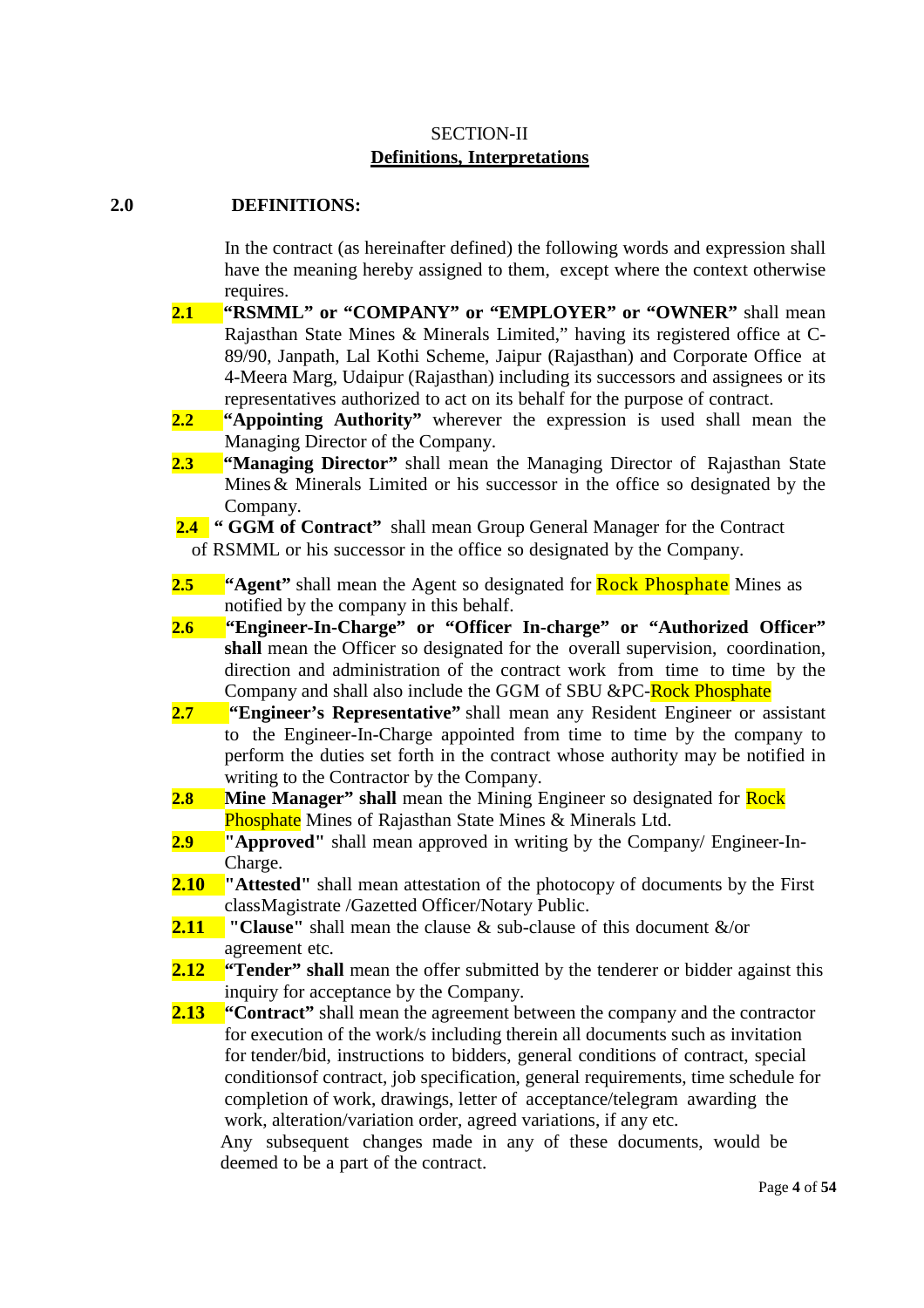SECTION-II

**Definitions, Interpretations**

**2.0 DEFINITIONS:**

In the contract (as hereinafter defined) the following words and expression shall have the meaning hereby assigned to them, except where the context otherwise requires.

**2.1** **"RSMML" or "COMPANY" or "EMPLOYER" or "OWNER"** shall mean Rajasthan State Mines & Minerals Limited," having its registered office at C-89/90, Janpath, Lal Kothi Scheme, Jaipur (Rajasthan) and Corporate Office at 4-Meera Marg, Udaipur (Rajasthan) including its successors and assignees or its representatives authorized to act on its behalf for the purpose of contract.

**2.2** **"Appointing Authority"** wherever the expression is used shall mean the Managing Director of the Company.

**2.3** **"Managing Director"** shall mean the Managing Director of Rajasthan State Mines & Minerals Limited or his successor in the office so designated by the Company.

**2.4** **" GGM of Contract"** shall mean Group General Manager for the Contract of RSMML or his successor in the office so designated by the Company.

**2.5** **"Agent"** shall mean the Agent so designated for Rock Phosphate Mines as notified by the company in this behalf.

**2.6** **"Engineer-In-Charge" or "Officer In-charge" or "Authorized Officer" shall** mean the Officer so designated for the overall supervision, coordination, direction and administration of the contract work from time to time by the Company and shall also include the GGM of SBU &PC-Rock Phosphate

**2.7** **"Engineer's Representative"** shall mean any Resident Engineer or assistant to the Engineer-In-Charge appointed from time to time by the company to perform the duties set forth in the contract whose authority may be notified in writing to the Contractor by the Company.

**2.8** **Mine Manager" shall** mean the Mining Engineer so designated for Rock Phosphate Mines of Rajasthan State Mines & Minerals Ltd.

**2.9** **"Approved"** shall mean approved in writing by the Company/ Engineer-In-Charge.

**2.10** **"Attested"** shall mean attestation of the photocopy of documents by the First classMagistrate /Gazetted Officer/Notary Public.

**2.11** **"Clause"** shall mean the clause & sub-clause of this document &/or agreement etc.

**2.12** **"Tender" shall** mean the offer submitted by the tenderer or bidder against this inquiry for acceptance by the Company.

**2.13** **"Contract"** shall mean the agreement between the company and the contractor for execution of the work/s including therein all documents such as invitation for tender/bid, instructions to bidders, general conditions of contract, special conditionsof contract, job specification, general requirements, time schedule for completion of work, drawings, letter of acceptance/telegram awarding the work, alteration/variation order, agreed variations, if any etc.

Any subsequent changes made in any of these documents, would be deemed to be a part of the contract.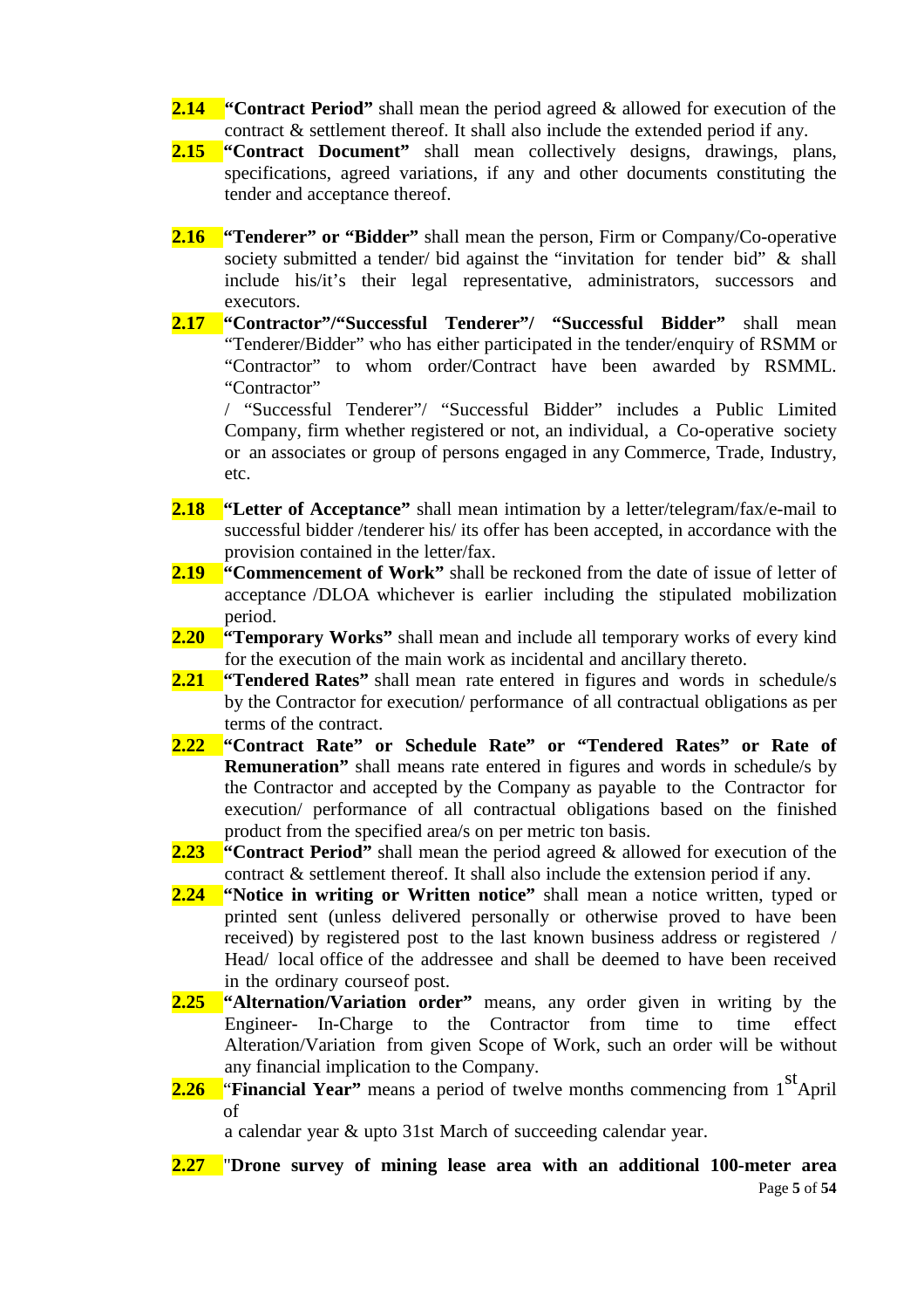**2.14** **"Contract Period"** shall mean the period agreed & allowed for execution of the contract & settlement thereof. It shall also include the extended period if any.

**2.15** **"Contract Document"** shall mean collectively designs, drawings, plans, specifications, agreed variations, if any and other documents constituting the tender and acceptance thereof.

**2.16** **"Tenderer" or "Bidder"** shall mean the person, Firm or Company/Co-operative society submitted a tender/ bid against the "invitation for tender bid" & shall include his/it's their legal representative, administrators, successors and executors.

**2.17** **"Contractor"/"Successful Tenderer"/ "Successful Bidder"** shall mean "Tenderer/Bidder" who has either participated in the tender/enquiry of RSMM or "Contractor" to whom order/Contract have been awarded by RSMML. "Contractor"

/ "Successful Tenderer"/ "Successful Bidder" includes a Public Limited Company, firm whether registered or not, an individual, a Co-operative society or an associates or group of persons engaged in any Commerce, Trade, Industry, etc.

**2.18** **"Letter of Acceptance"** shall mean intimation by a letter/telegram/fax/e-mail to successful bidder /tenderer his/ its offer has been accepted, in accordance with the provision contained in the letter/fax.

**2.19** **"Commencement of Work"** shall be reckoned from the date of issue of letter of acceptance /DLOA whichever is earlier including the stipulated mobilization period.

**2.20** **"Temporary Works"** shall mean and include all temporary works of every kind for the execution of the main work as incidental and ancillary thereto.

**2.21** **"Tendered Rates"** shall mean rate entered in figures and words in schedule/s by the Contractor for execution/ performance of all contractual obligations as per terms of the contract.

**2.22** **"Contract Rate" or Schedule Rate" or "Tendered Rates" or Rate of Remuneration"** shall means rate entered in figures and words in schedule/s by the Contractor and accepted by the Company as payable to the Contractor for execution/ performance of all contractual obligations based on the finished product from the specified area/s on per metric ton basis.

**2.23** **"Contract Period"** shall mean the period agreed & allowed for execution of the contract & settlement thereof. It shall also include the extension period if any.

**2.24** **"Notice in writing or Written notice"** shall mean a notice written, typed or printed sent (unless delivered personally or otherwise proved to have been received) by registered post to the last known business address or registered / Head/ local office of the addressee and shall be deemed to have been received in the ordinary courseof post.

**2.25** **"Alternation/Variation order"** means, any order given in writing by the Engineer- In-Charge to the Contractor from time to time effect Alteration/Variation from given Scope of Work, such an order will be without any financial implication to the Company.

**2.26** "**Financial Year"** means a period of twelve months commencing from 1st April of

a calendar year & upto 31st March of succeeding calendar year.

**2.27** "**Drone survey of mining lease area with an additional 100-meter area**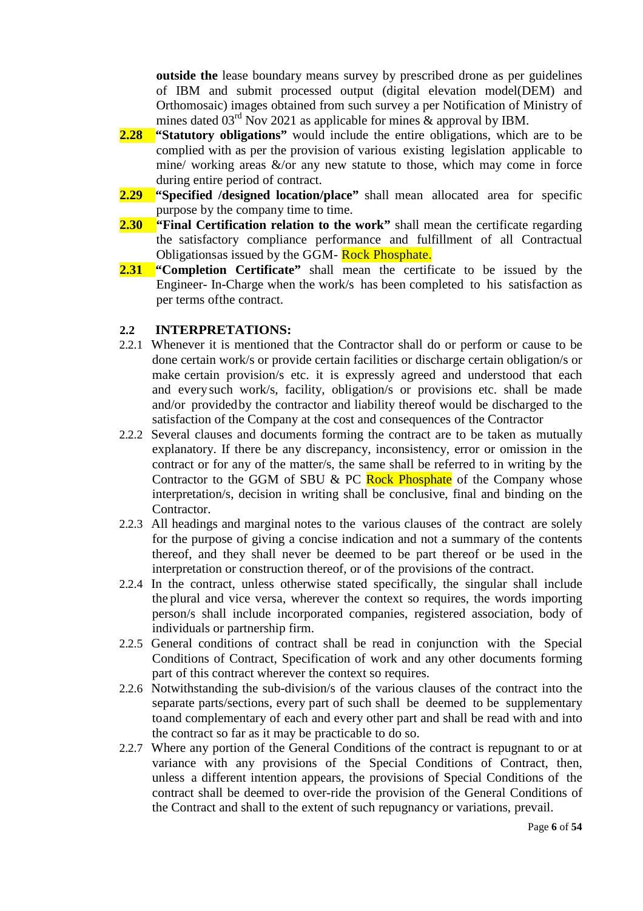**outside the** lease boundary means survey by prescribed drone as per guidelines of IBM and submit processed output (digital elevation model(DEM) and Orthomosaic) images obtained from such survey a per Notification of Ministry of mines dated 03rd Nov 2021 as applicable for mines & approval by IBM.

**2.28** **"Statutory obligations"** would include the entire obligations, which are to be complied with as per the provision of various existing legislation applicable to mine/ working areas &/or any new statute to those, which may come in force during entire period of contract.

**2.29** **"Specified /designed location/place"** shall mean allocated area for specific purpose by the company time to time.

**2.30** **"Final Certification relation to the work"** shall mean the certificate regarding the satisfactory compliance performance and fulfillment of all Contractual Obligationsas issued by the GGM- Rock Phosphate.

**2.31** **"Completion Certificate"** shall mean the certificate to be issued by the Engineer- In-Charge when the work/s has been completed to his satisfaction as per terms ofthe contract.

## 2.2 INTERPRETATIONS:

2.2.1 Whenever it is mentioned that the Contractor shall do or perform or cause to be done certain work/s or provide certain facilities or discharge certain obligation/s or make certain provision/s etc. it is expressly agreed and understood that each and every such work/s, facility, obligation/s or provisions etc. shall be made and/or provided by the contractor and liability thereof would be discharged to the satisfaction of the Company at the cost and consequences of the Contractor

2.2.2 Several clauses and documents forming the contract are to be taken as mutually explanatory. If there be any discrepancy, inconsistency, error or omission in the contract or for any of the matter/s, the same shall be referred to in writing by the Contractor to the GGM of SBU & PC Rock Phosphate of the Company whose interpretation/s, decision in writing shall be conclusive, final and binding on the Contractor.

2.2.3 All headings and marginal notes to the various clauses of the contract are solely for the purpose of giving a concise indication and not a summary of the contents thereof, and they shall never be deemed to be part thereof or be used in the interpretation or construction thereof, or of the provisions of the contract.

2.2.4 In the contract, unless otherwise stated specifically, the singular shall include the plural and vice versa, wherever the context so requires, the words importing person/s shall include incorporated companies, registered association, body of individuals or partnership firm.

2.2.5 General conditions of contract shall be read in conjunction with the Special Conditions of Contract, Specification of work and any other documents forming part of this contract wherever the context so requires.

2.2.6 Notwithstanding the sub-division/s of the various clauses of the contract into the separate parts/sections, every part of such shall be deemed to be supplementary toand complementary of each and every other part and shall be read with and into the contract so far as it may be practicable to do so.

2.2.7 Where any portion of the General Conditions of the contract is repugnant to or at variance with any provisions of the Special Conditions of Contract, then, unless a different intention appears, the provisions of Special Conditions of the contract shall be deemed to over-ride the provision of the General Conditions of the Contract and shall to the extent of such repugnancy or variations, prevail.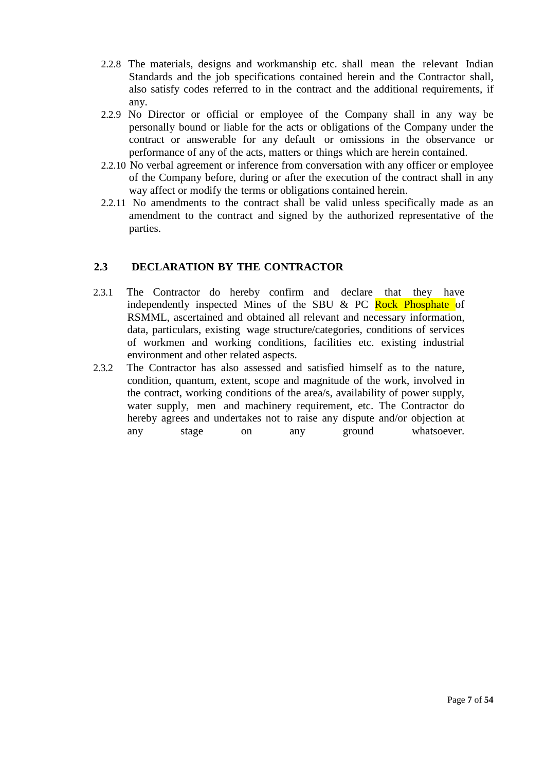2.2.8 The materials, designs and workmanship etc. shall mean the relevant Indian Standards and the job specifications contained herein and the Contractor shall, also satisfy codes referred to in the contract and the additional requirements, if any.

2.2.9 No Director or official or employee of the Company shall in any way be personally bound or liable for the acts or obligations of the Company under the contract or answerable for any default or omissions in the observance or performance of any of the acts, matters or things which are herein contained.

2.2.10 No verbal agreement or inference from conversation with any officer or employee of the Company before, during or after the execution of the contract shall in any way affect or modify the terms or obligations contained herein.

2.2.11 No amendments to the contract shall be valid unless specifically made as an amendment to the contract and signed by the authorized representative of the parties.

## 2.3 DECLARATION BY THE CONTRACTOR

2.3.1 The Contractor do hereby confirm and declare that they have independently inspected Mines of the SBU & PC Rock Phosphate of RSMML, ascertained and obtained all relevant and necessary information, data, particulars, existing wage structure/categories, conditions of services of workmen and working conditions, facilities etc. existing industrial environment and other related aspects.

2.3.2 The Contractor has also assessed and satisfied himself as to the nature, condition, quantum, extent, scope and magnitude of the work, involved in the contract, working conditions of the area/s, availability of power supply, water supply, men and machinery requirement, etc. The Contractor do hereby agrees and undertakes not to raise any dispute and/or objection at any stage on any ground whatsoever.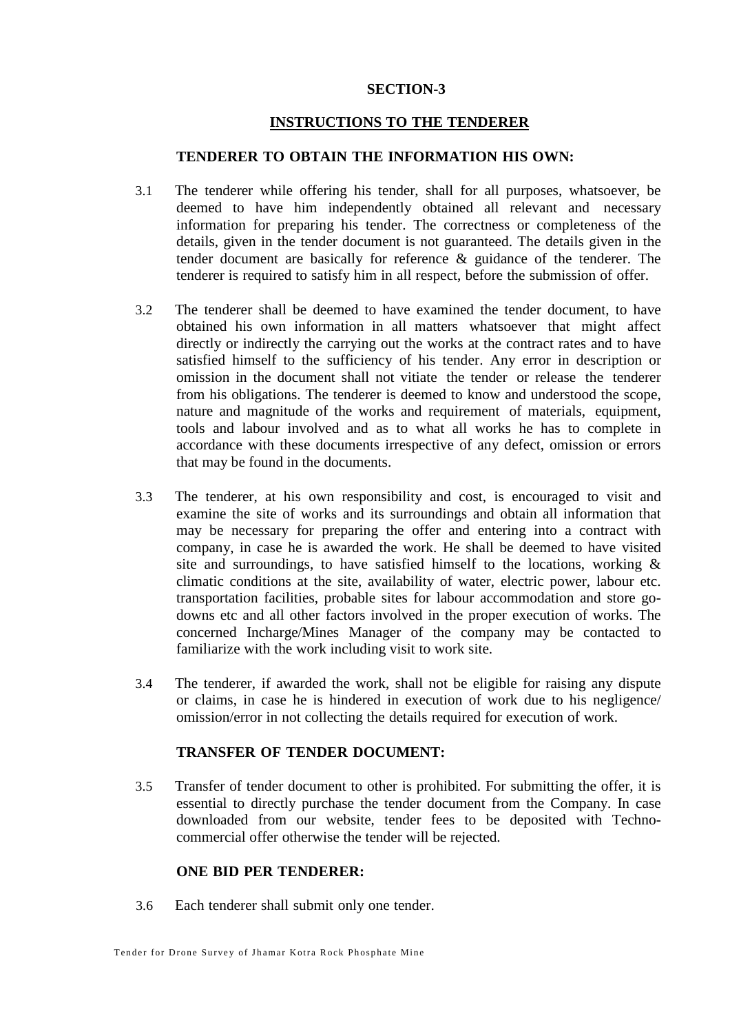## SECTION-3

## INSTRUCTIONS TO THE TENDERER

### TENDERER TO OBTAIN THE INFORMATION HIS OWN:

3.1 The tenderer while offering his tender, shall for all purposes, whatsoever, be deemed to have him independently obtained all relevant and necessary information for preparing his tender. The correctness or completeness of the details, given in the tender document is not guaranteed. The details given in the tender document are basically for reference & guidance of the tenderer. The tenderer is required to satisfy him in all respect, before the submission of offer.

3.2 The tenderer shall be deemed to have examined the tender document, to have obtained his own information in all matters whatsoever that might affect directly or indirectly the carrying out the works at the contract rates and to have satisfied himself to the sufficiency of his tender. Any error in description or omission in the document shall not vitiate the tender or release the tenderer from his obligations. The tenderer is deemed to know and understood the scope, nature and magnitude of the works and requirement of materials, equipment, tools and labour involved and as to what all works he has to complete in accordance with these documents irrespective of any defect, omission or errors that may be found in the documents.

3.3 The tenderer, at his own responsibility and cost, is encouraged to visit and examine the site of works and its surroundings and obtain all information that may be necessary for preparing the offer and entering into a contract with company, in case he is awarded the work. He shall be deemed to have visited site and surroundings, to have satisfied himself to the locations, working & climatic conditions at the site, availability of water, electric power, labour etc. transportation facilities, probable sites for labour accommodation and store go-downs etc and all other factors involved in the proper execution of works. The concerned Incharge/Mines Manager of the company may be contacted to familiarize with the work including visit to work site.

3.4 The tenderer, if awarded the work, shall not be eligible for raising any dispute or claims, in case he is hindered in execution of work due to his negligence/ omission/error in not collecting the details required for execution of work.

### TRANSFER OF TENDER DOCUMENT:

3.5 Transfer of tender document to other is prohibited. For submitting the offer, it is essential to directly purchase the tender document from the Company. In case downloaded from our website, tender fees to be deposited with Techno-commercial offer otherwise the tender will be rejected.

### ONE BID PER TENDERER:

3.6 Each tenderer shall submit only one tender.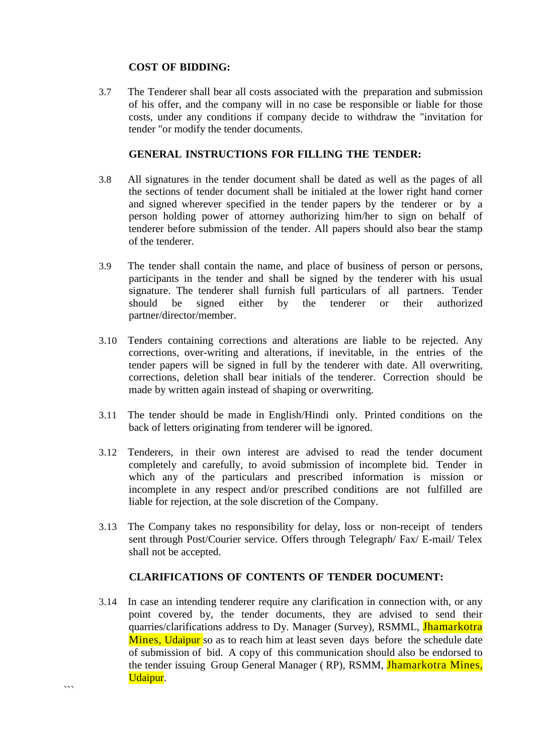**COST OF BIDDING:**

3.7 The Tenderer shall bear all costs associated with the preparation and submission of his offer, and the company will in no case be responsible or liable for those costs, under any conditions if company decide to withdraw the "invitation for tender "or modify the tender documents.

**GENERAL INSTRUCTIONS FOR FILLING THE TENDER:**

3.8 All signatures in the tender document shall be dated as well as the pages of all the sections of tender document shall be initialed at the lower right hand corner and signed wherever specified in the tender papers by the tenderer or by a person holding power of attorney authorizing him/her to sign on behalf of tenderer before submission of the tender. All papers should also bear the stamp of the tenderer.

3.9 The tender shall contain the name, and place of business of person or persons, participants in the tender and shall be signed by the tenderer with his usual signature. The tenderer shall furnish full particulars of all partners. Tender should be signed either by the tenderer or their authorized partner/director/member.

3.10 Tenders containing corrections and alterations are liable to be rejected. Any corrections, over-writing and alterations, if inevitable, in the entries of the tender papers will be signed in full by the tenderer with date. All overwriting, corrections, deletion shall bear initials of the tenderer. Correction should be made by written again instead of shaping or overwriting.

3.11 The tender should be made in English/Hindi only. Printed conditions on the back of letters originating from tenderer will be ignored.

3.12 Tenderers, in their own interest are advised to read the tender document completely and carefully, to avoid submission of incomplete bid. Tender in which any of the particulars and prescribed information is mission or incomplete in any respect and/or prescribed conditions are not fulfilled are liable for rejection, at the sole discretion of the Company.

3.13 The Company takes no responsibility for delay, loss or non-receipt of tenders sent through Post/Courier service. Offers through Telegraph/ Fax/ E-mail/ Telex shall not be accepted.

**CLARIFICATIONS OF CONTENTS OF TENDER DOCUMENT:**

3.14 In case an intending tenderer require any clarification in connection with, or any point covered by, the tender documents, they are advised to send their quarries/clarifications address to Dy. Manager (Survey), RSMML, Jhamarkotra Mines, Udaipur so as to reach him at least seven days before the schedule date of submission of bid. A copy of this communication should also be endorsed to the tender issuing Group General Manager ( RP), RSMM, Jhamarkotra Mines, Udaipur.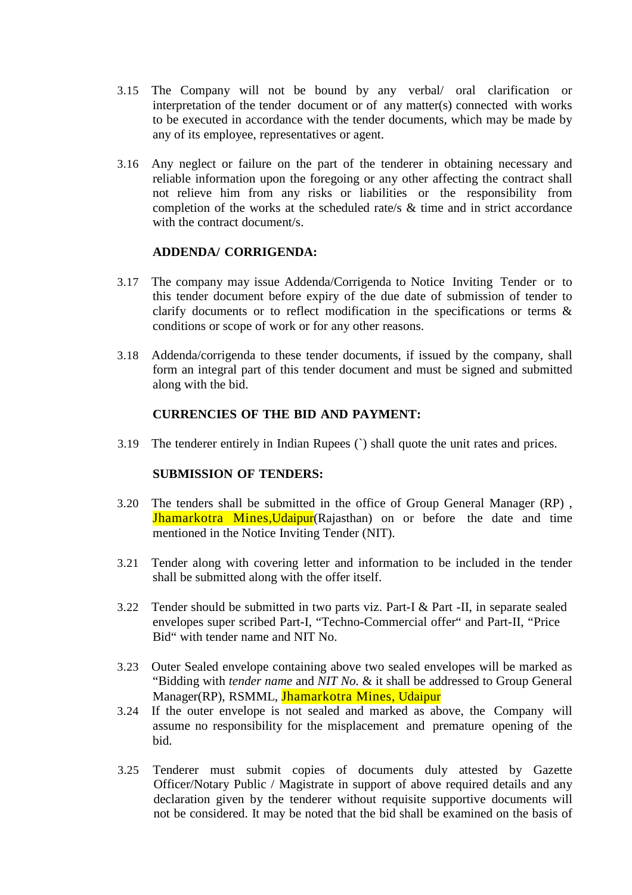3.15 The Company will not be bound by any verbal/ oral clarification or interpretation of the tender document or of any matter(s) connected with works to be executed in accordance with the tender documents, which may be made by any of its employee, representatives or agent.

3.16 Any neglect or failure on the part of the tenderer in obtaining necessary and reliable information upon the foregoing or any other affecting the contract shall not relieve him from any risks or liabilities or the responsibility from completion of the works at the scheduled rate/s & time and in strict accordance with the contract document/s.

**ADDENDA/ CORRIGENDA:**

3.17 The company may issue Addenda/Corrigenda to Notice Inviting Tender or to this tender document before expiry of the due date of submission of tender to clarify documents or to reflect modification in the specifications or terms & conditions or scope of work or for any other reasons.

3.18 Addenda/corrigenda to these tender documents, if issued by the company, shall form an integral part of this tender document and must be signed and submitted along with the bid.

**CURRENCIES OF THE BID AND PAYMENT:**

3.19 The tenderer entirely in Indian Rupees (`) shall quote the unit rates and prices.

**SUBMISSION OF TENDERS:**

3.20 The tenders shall be submitted in the office of Group General Manager (RP) , Jhamarkotra Mines,Udaipur(Rajasthan) on or before the date and time mentioned in the Notice Inviting Tender (NIT).

3.21 Tender along with covering letter and information to be included in the tender shall be submitted along with the offer itself.

3.22 Tender should be submitted in two parts viz. Part-I & Part -II, in separate sealed envelopes super scribed Part-I, "Techno-Commercial offer" and Part-II, "Price Bid" with tender name and NIT No.

3.23 Outer Sealed envelope containing above two sealed envelopes will be marked as "Bidding with *tender name* and *NIT No.* & it shall be addressed to Group General Manager(RP), RSMML, Jhamarkotra Mines, Udaipur

3.24 If the outer envelope is not sealed and marked as above, the Company will assume no responsibility for the misplacement and premature opening of the bid.

3.25 Tenderer must submit copies of documents duly attested by Gazette Officer/Notary Public / Magistrate in support of above required details and any declaration given by the tenderer without requisite supportive documents will not be considered. It may be noted that the bid shall be examined on the basis of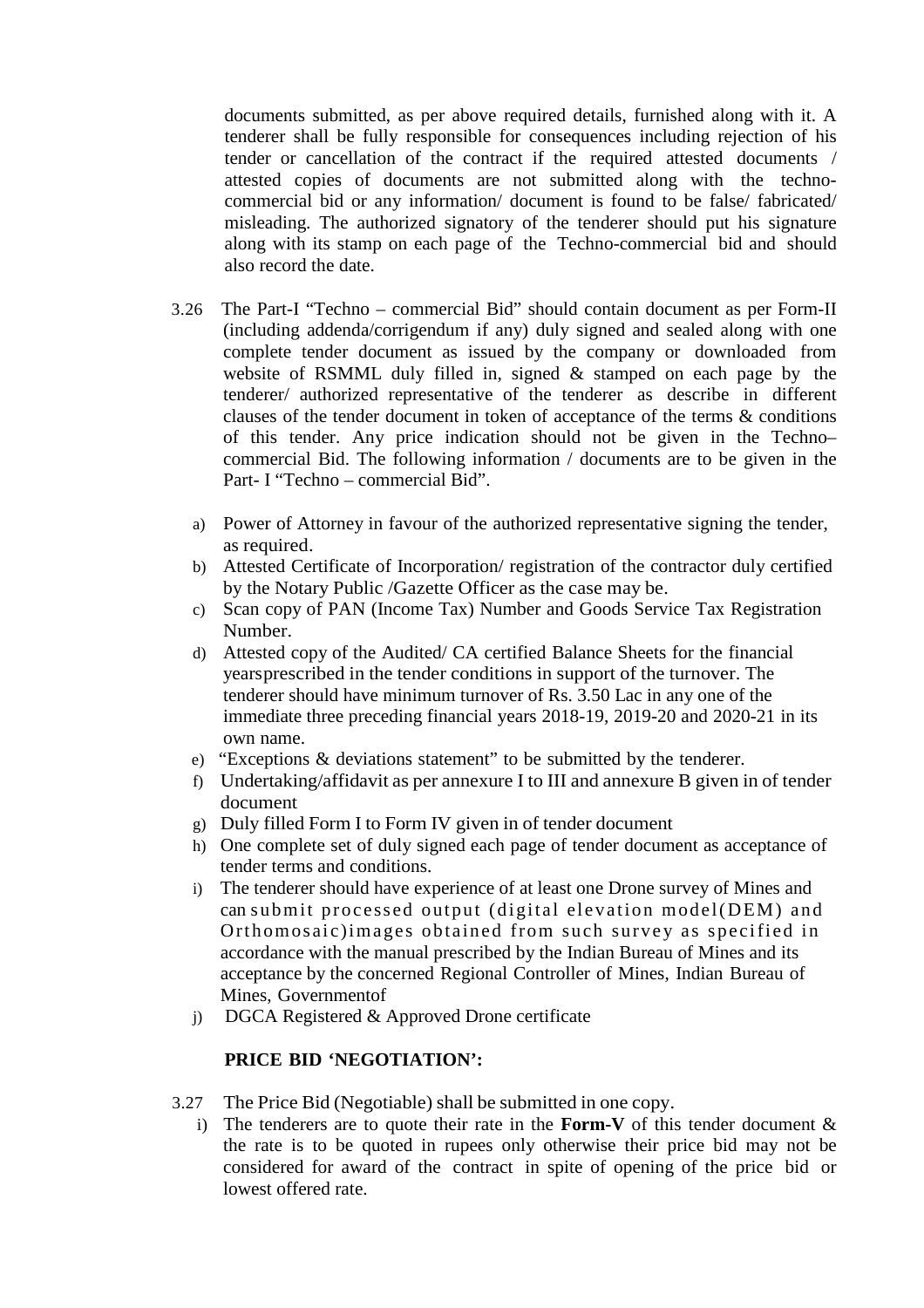documents submitted, as per above required details, furnished along with it. A tenderer shall be fully responsible for consequences including rejection of his tender or cancellation of the contract if the required attested documents / attested copies of documents are not submitted along with the techno-commercial bid or any information/ document is found to be false/ fabricated/ misleading. The authorized signatory of the tenderer should put his signature along with its stamp on each page of the Techno-commercial bid and should also record the date.

3.26 The Part-I "Techno – commercial Bid" should contain document as per Form-II (including addenda/corrigendum if any) duly signed and sealed along with one complete tender document as issued by the company or downloaded from website of RSMML duly filled in, signed & stamped on each page by the tenderer/ authorized representative of the tenderer as describe in different clauses of the tender document in token of acceptance of the terms & conditions of this tender. Any price indication should not be given in the Techno–commercial Bid. The following information / documents are to be given in the Part- I "Techno – commercial Bid".

a) Power of Attorney in favour of the authorized representative signing the tender, as required.
b) Attested Certificate of Incorporation/ registration of the contractor duly certified by the Notary Public /Gazette Officer as the case may be.
c) Scan copy of PAN (Income Tax) Number and Goods Service Tax Registration Number.
d) Attested copy of the Audited/ CA certified Balance Sheets for the financial yearsprescribed in the tender conditions in support of the turnover. The tenderer should have minimum turnover of Rs. 3.50 Lac in any one of the immediate three preceding financial years 2018-19, 2019-20 and 2020-21 in its own name.
e) "Exceptions & deviations statement" to be submitted by the tenderer.
f) Undertaking/affidavit as per annexure I to III and annexure B given in of tender document
g) Duly filled Form I to Form IV given in of tender document
h) One complete set of duly signed each page of tender document as acceptance of tender terms and conditions.
i) The tenderer should have experience of at least one Drone survey of Mines and can submit processed output (digital elevation model(DEM) and Orthomosaic)images obtained from such survey as specified in accordance with the manual prescribed by the Indian Bureau of Mines and its acceptance by the concerned Regional Controller of Mines, Indian Bureau of Mines, Governmentof
j) DGCA Registered & Approved Drone certificate

**PRICE BID 'NEGOTIATION':**

3.27 The Price Bid (Negotiable) shall be submitted in one copy.

i) The tenderers are to quote their rate in the **Form-V** of this tender document & the rate is to be quoted in rupees only otherwise their price bid may not be considered for award of the contract in spite of opening of the price bid or lowest offered rate.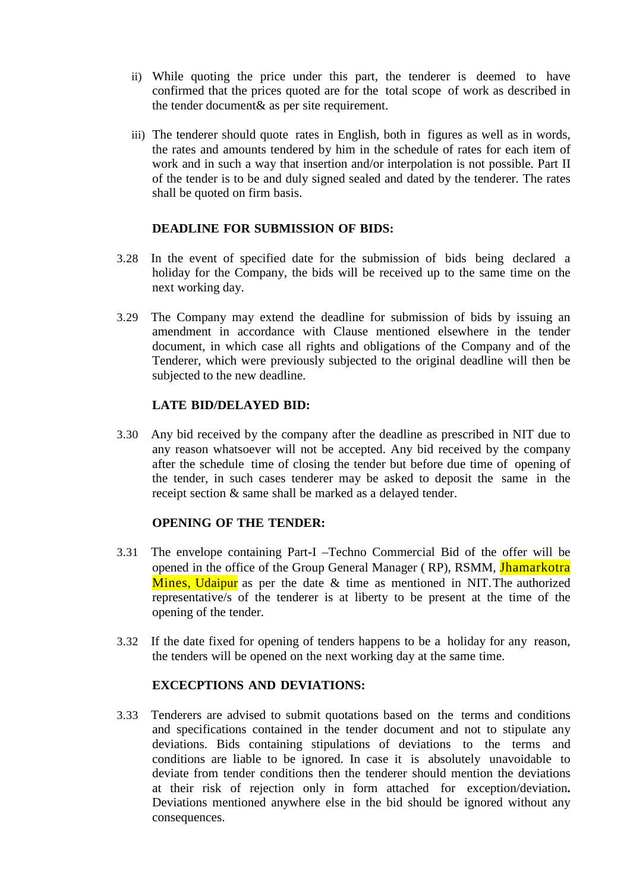ii) While quoting the price under this part, the tenderer is deemed to have confirmed that the prices quoted are for the total scope of work as described in the tender document& as per site requirement.

iii) The tenderer should quote rates in English, both in figures as well as in words, the rates and amounts tendered by him in the schedule of rates for each item of work and in such a way that insertion and/or interpolation is not possible. Part II of the tender is to be and duly signed sealed and dated by the tenderer. The rates shall be quoted on firm basis.

**DEADLINE FOR SUBMISSION OF BIDS:**

3.28 In the event of specified date for the submission of bids being declared a holiday for the Company, the bids will be received up to the same time on the next working day.

3.29 The Company may extend the deadline for submission of bids by issuing an amendment in accordance with Clause mentioned elsewhere in the tender document, in which case all rights and obligations of the Company and of the Tenderer, which were previously subjected to the original deadline will then be subjected to the new deadline.

**LATE BID/DELAYED BID:**

3.30 Any bid received by the company after the deadline as prescribed in NIT due to any reason whatsoever will not be accepted. Any bid received by the company after the schedule time of closing the tender but before due time of opening of the tender, in such cases tenderer may be asked to deposit the same in the receipt section & same shall be marked as a delayed tender.

**OPENING OF THE TENDER:**

3.31 The envelope containing Part-I –Techno Commercial Bid of the offer will be opened in the office of the Group General Manager ( RP), RSMM, Jhamarkotra Mines, Udaipur as per the date & time as mentioned in NIT. The authorized representative/s of the tenderer is at liberty to be present at the time of the opening of the tender.

3.32 If the date fixed for opening of tenders happens to be a holiday for any reason, the tenders will be opened on the next working day at the same time.

**EXCECPTIONS AND DEVIATIONS:**

3.33 Tenderers are advised to submit quotations based on the terms and conditions and specifications contained in the tender document and not to stipulate any deviations. Bids containing stipulations of deviations to the terms and conditions are liable to be ignored. In case it is absolutely unavoidable to deviate from tender conditions then the tenderer should mention the deviations at their risk of rejection only in form attached for exception/deviation**.** Deviations mentioned anywhere else in the bid should be ignored without any consequences.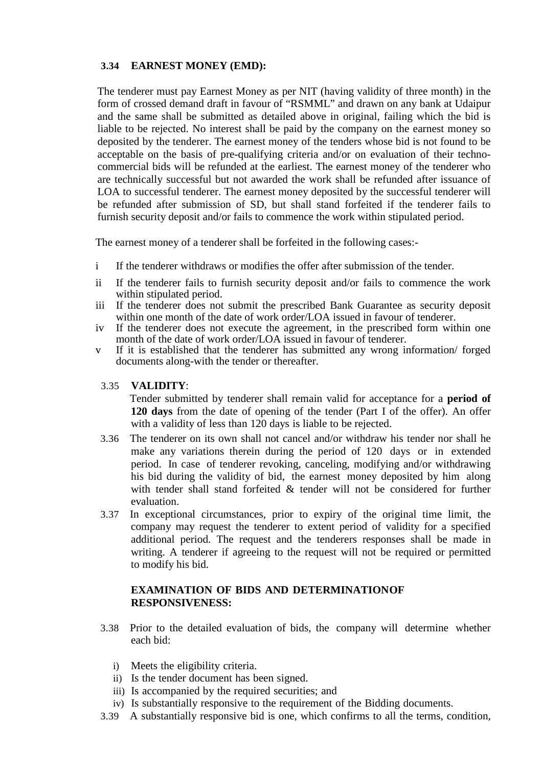### 3.34 EARNEST MONEY (EMD):

The tenderer must pay Earnest Money as per NIT (having validity of three month) in the form of crossed demand draft in favour of "RSMML" and drawn on any bank at Udaipur and the same shall be submitted as detailed above in original, failing which the bid is liable to be rejected. No interest shall be paid by the company on the earnest money so deposited by the tenderer. The earnest money of the tenders whose bid is not found to be acceptable on the basis of pre-qualifying criteria and/or on evaluation of their techno-commercial bids will be refunded at the earliest. The earnest money of the tenderer who are technically successful but not awarded the work shall be refunded after issuance of LOA to successful tenderer. The earnest money deposited by the successful tenderer will be refunded after submission of SD, but shall stand forfeited if the tenderer fails to furnish security deposit and/or fails to commence the work within stipulated period.

The earnest money of a tenderer shall be forfeited in the following cases:-

- i If the tenderer withdraws or modifies the offer after submission of the tender.
- ii If the tenderer fails to furnish security deposit and/or fails to commence the work within stipulated period.
- iii If the tenderer does not submit the prescribed Bank Guarantee as security deposit within one month of the date of work order/LOA issued in favour of tenderer.
- iv If the tenderer does not execute the agreement, in the prescribed form within one month of the date of work order/LOA issued in favour of tenderer.
- v If it is established that the tenderer has submitted any wrong information/ forged documents along-with the tender or thereafter.

3.35 **VALIDITY**:
Tender submitted by tenderer shall remain valid for acceptance for a **period of 120 days** from the date of opening of the tender (Part I of the offer). An offer with a validity of less than 120 days is liable to be rejected.

3.36 The tenderer on its own shall not cancel and/or withdraw his tender nor shall he make any variations therein during the period of 120 days or in extended period. In case of tenderer revoking, canceling, modifying and/or withdrawing his bid during the validity of bid, the earnest money deposited by him along with tender shall stand forfeited & tender will not be considered for further evaluation.

3.37 In exceptional circumstances, prior to expiry of the original time limit, the company may request the tenderer to extent period of validity for a specified additional period. The request and the tenderers responses shall be made in writing. A tenderer if agreeing to the request will not be required or permitted to modify his bid.

**EXAMINATION OF BIDS AND DETERMINATIONOF RESPONSIVENESS:**

3.38 Prior to the detailed evaluation of bids, the company will determine whether each bid:

- i) Meets the eligibility criteria.
- ii) Is the tender document has been signed.
- iii) Is accompanied by the required securities; and
- iv) Is substantially responsive to the requirement of the Bidding documents.

3.39 A substantially responsive bid is one, which confirms to all the terms, condition,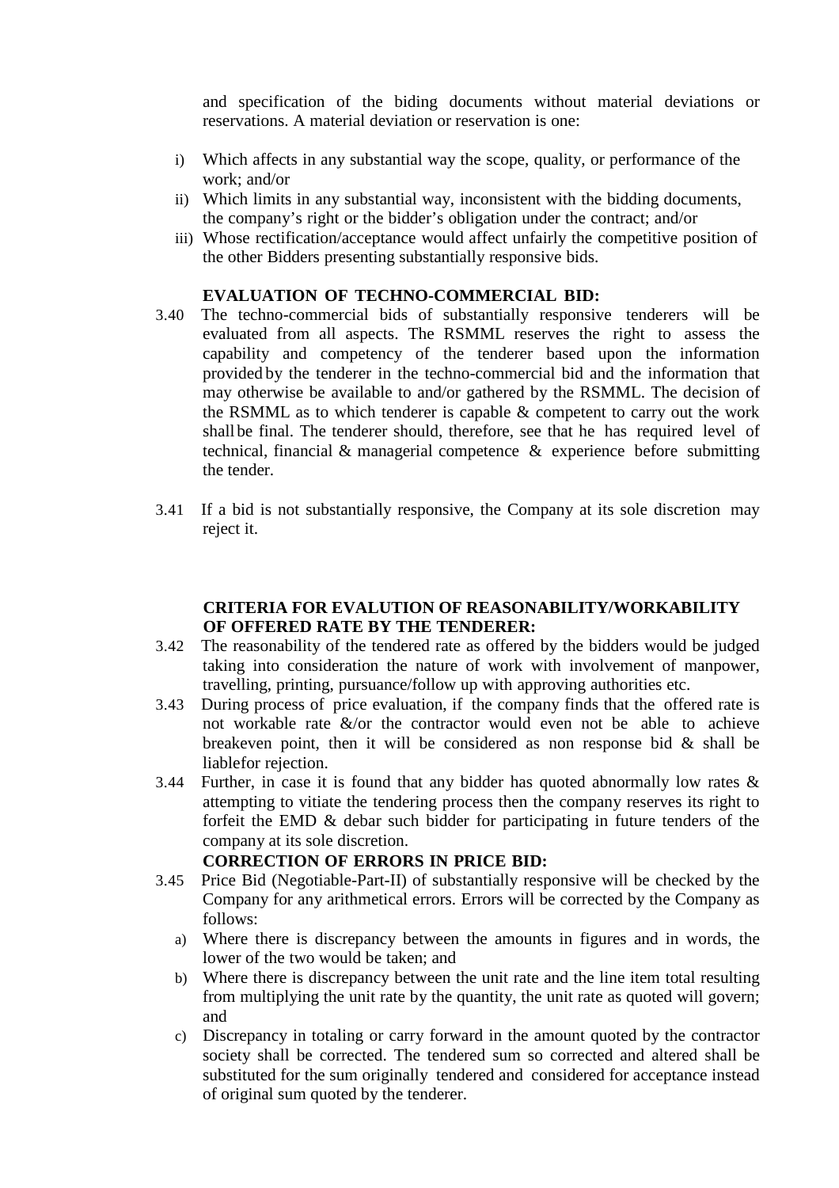and specification of the biding documents without material deviations or reservations. A material deviation or reservation is one:

i) Which affects in any substantial way the scope, quality, or performance of the work; and/or
ii) Which limits in any substantial way, inconsistent with the bidding documents, the company's right or the bidder's obligation under the contract; and/or
iii) Whose rectification/acceptance would affect unfairly the competitive position of the other Bidders presenting substantially responsive bids.

**EVALUATION OF TECHNO-COMMERCIAL BID:**

3.40 The techno-commercial bids of substantially responsive tenderers will be evaluated from all aspects. The RSMML reserves the right to assess the capability and competency of the tenderer based upon the information provided by the tenderer in the techno-commercial bid and the information that may otherwise be available to and/or gathered by the RSMML. The decision of the RSMML as to which tenderer is capable & competent to carry out the work shall be final. The tenderer should, therefore, see that he has required level of technical, financial & managerial competence & experience before submitting the tender.

3.41 If a bid is not substantially responsive, the Company at its sole discretion may reject it.

**CRITERIA FOR EVALUTION OF REASONABILITY/WORKABILITY OF OFFERED RATE BY THE TENDERER:**

3.42 The reasonability of the tendered rate as offered by the bidders would be judged taking into consideration the nature of work with involvement of manpower, travelling, printing, pursuance/follow up with approving authorities etc.

3.43 During process of price evaluation, if the company finds that the offered rate is not workable rate &/or the contractor would even not be able to achieve breakeven point, then it will be considered as non response bid & shall be liablefor rejection.

3.44 Further, in case it is found that any bidder has quoted abnormally low rates & attempting to vitiate the tendering process then the company reserves its right to forfeit the EMD & debar such bidder for participating in future tenders of the company at its sole discretion.

**CORRECTION OF ERRORS IN PRICE BID:**

3.45 Price Bid (Negotiable-Part-II) of substantially responsive will be checked by the Company for any arithmetical errors. Errors will be corrected by the Company as follows:

a) Where there is discrepancy between the amounts in figures and in words, the lower of the two would be taken; and
b) Where there is discrepancy between the unit rate and the line item total resulting from multiplying the unit rate by the quantity, the unit rate as quoted will govern; and
c) Discrepancy in totaling or carry forward in the amount quoted by the contractor society shall be corrected. The tendered sum so corrected and altered shall be substituted for the sum originally tendered and considered for acceptance instead of original sum quoted by the tenderer.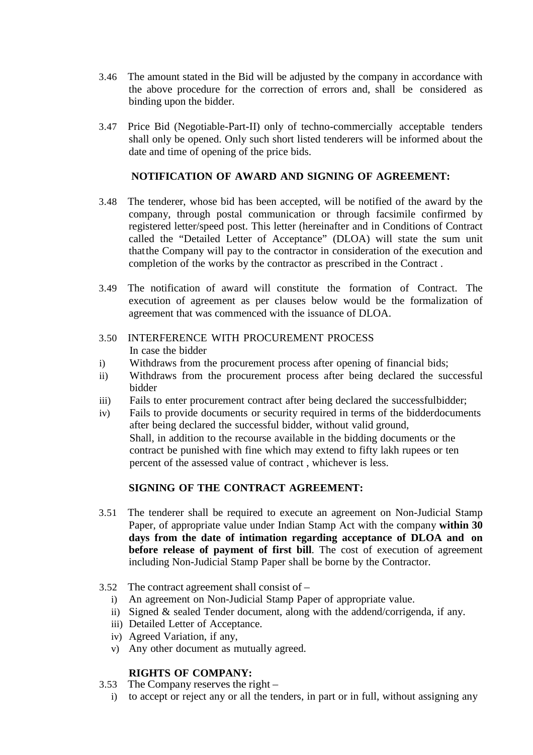3.46 The amount stated in the Bid will be adjusted by the company in accordance with the above procedure for the correction of errors and, shall be considered as binding upon the bidder.

3.47 Price Bid (Negotiable-Part-II) only of techno-commercially acceptable tenders shall only be opened. Only such short listed tenderers will be informed about the date and time of opening of the price bids.

**NOTIFICATION OF AWARD AND SIGNING OF AGREEMENT:**

3.48 The tenderer, whose bid has been accepted, will be notified of the award by the company, through postal communication or through facsimile confirmed by registered letter/speed post. This letter (hereinafter and in Conditions of Contract called the "Detailed Letter of Acceptance" (DLOA) will state the sum unit thatthe Company will pay to the contractor in consideration of the execution and completion of the works by the contractor as prescribed in the Contract .

3.49 The notification of award will constitute the formation of Contract. The execution of agreement as per clauses below would be the formalization of agreement that was commenced with the issuance of DLOA.

3.50 INTERFERENCE WITH PROCUREMENT PROCESS
In case the bidder

i) Withdraws from the procurement process after opening of financial bids;
ii) Withdraws from the procurement process after being declared the successful bidder
iii) Fails to enter procurement contract after being declared the successfulbidder;
iv) Fails to provide documents or security required in terms of the bidderdocuments after being declared the successful bidder, without valid ground,

Shall, in addition to the recourse available in the bidding documents or the contract be punished with fine which may extend to fifty lakh rupees or ten percent of the assessed value of contract , whichever is less.

**SIGNING OF THE CONTRACT AGREEMENT:**

3.51 The tenderer shall be required to execute an agreement on Non-Judicial Stamp Paper, of appropriate value under Indian Stamp Act with the company **within 30 days from the date of intimation regarding acceptance of DLOA and on before release of payment of first bill**. The cost of execution of agreement including Non-Judicial Stamp Paper shall be borne by the Contractor.

3.52 The contract agreement shall consist of –

i) An agreement on Non-Judicial Stamp Paper of appropriate value.
ii) Signed & sealed Tender document, along with the addend/corrigenda, if any.
iii) Detailed Letter of Acceptance.
iv) Agreed Variation, if any,
v) Any other document as mutually agreed.

**RIGHTS OF COMPANY:**

3.53 The Company reserves the right –

i) to accept or reject any or all the tenders, in part or in full, without assigning any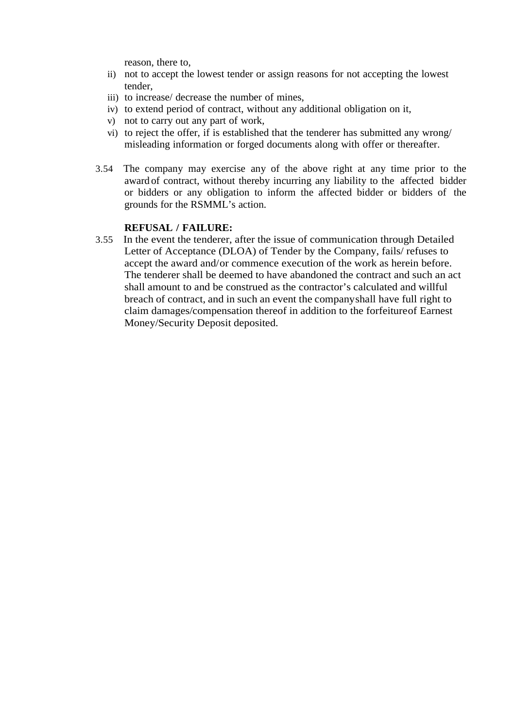reason, there to,

ii) not to accept the lowest tender or assign reasons for not accepting the lowest tender,
iii) to increase/ decrease the number of mines,
iv) to extend period of contract, without any additional obligation on it,
v) not to carry out any part of work,
vi) to reject the offer, if is established that the tenderer has submitted any wrong/ misleading information or forged documents along with offer or thereafter.

3.54 The company may exercise any of the above right at any time prior to the award of contract, without thereby incurring any liability to the affected bidder or bidders or any obligation to inform the affected bidder or bidders of the grounds for the RSMML's action.

**REFUSAL / FAILURE:**

3.55 In the event the tenderer, after the issue of communication through Detailed Letter of Acceptance (DLOA) of Tender by the Company, fails/ refuses to accept the award and/or commence execution of the work as herein before. The tenderer shall be deemed to have abandoned the contract and such an act shall amount to and be construed as the contractor's calculated and willful breach of contract, and in such an event the company shall have full right to claim damages/compensation thereof in addition to the forfeiture of Earnest Money/Security Deposit deposited.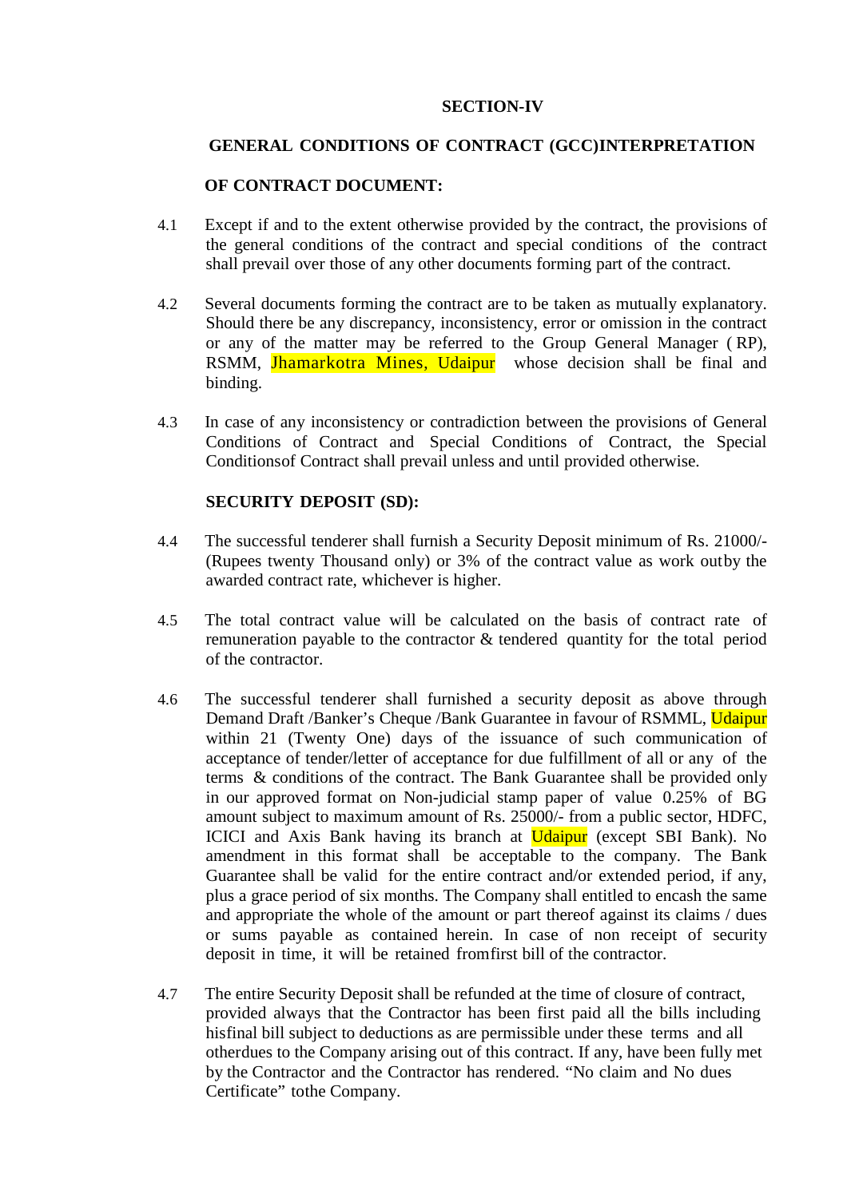# SECTION-IV

## GENERAL CONDITIONS OF CONTRACT (GCC)INTERPRETATION

### OF CONTRACT DOCUMENT:

4.1 Except if and to the extent otherwise provided by the contract, the provisions of the general conditions of the contract and special conditions of the contract shall prevail over those of any other documents forming part of the contract.

4.2 Several documents forming the contract are to be taken as mutually explanatory. Should there be any discrepancy, inconsistency, error or omission in the contract or any of the matter may be referred to the Group General Manager ( RP), RSMM, Jhamarkotra Mines, Udaipur whose decision shall be final and binding.

4.3 In case of any inconsistency or contradiction between the provisions of General Conditions of Contract and Special Conditions of Contract, the Special Conditionsof Contract shall prevail unless and until provided otherwise.

### SECURITY DEPOSIT (SD):

4.4 The successful tenderer shall furnish a Security Deposit minimum of Rs. 21000/- (Rupees twenty Thousand only) or 3% of the contract value as work outby the awarded contract rate, whichever is higher.

4.5 The total contract value will be calculated on the basis of contract rate of remuneration payable to the contractor & tendered quantity for the total period of the contractor.

4.6 The successful tenderer shall furnished a security deposit as above through Demand Draft /Banker's Cheque /Bank Guarantee in favour of RSMML, Udaipur within 21 (Twenty One) days of the issuance of such communication of acceptance of tender/letter of acceptance for due fulfillment of all or any of the terms & conditions of the contract. The Bank Guarantee shall be provided only in our approved format on Non-judicial stamp paper of value 0.25% of BG amount subject to maximum amount of Rs. 25000/- from a public sector, HDFC, ICICI and Axis Bank having its branch at Udaipur (except SBI Bank). No amendment in this format shall be acceptable to the company. The Bank Guarantee shall be valid for the entire contract and/or extended period, if any, plus a grace period of six months. The Company shall entitled to encash the same and appropriate the whole of the amount or part thereof against its claims / dues or sums payable as contained herein. In case of non receipt of security deposit in time, it will be retained fromfirst bill of the contractor.

4.7 The entire Security Deposit shall be refunded at the time of closure of contract, provided always that the Contractor has been first paid all the bills including hisfinal bill subject to deductions as are permissible under these terms and all otherdues to the Company arising out of this contract. If any, have been fully met by the Contractor and the Contractor has rendered. "No claim and No dues Certificate" tothe Company.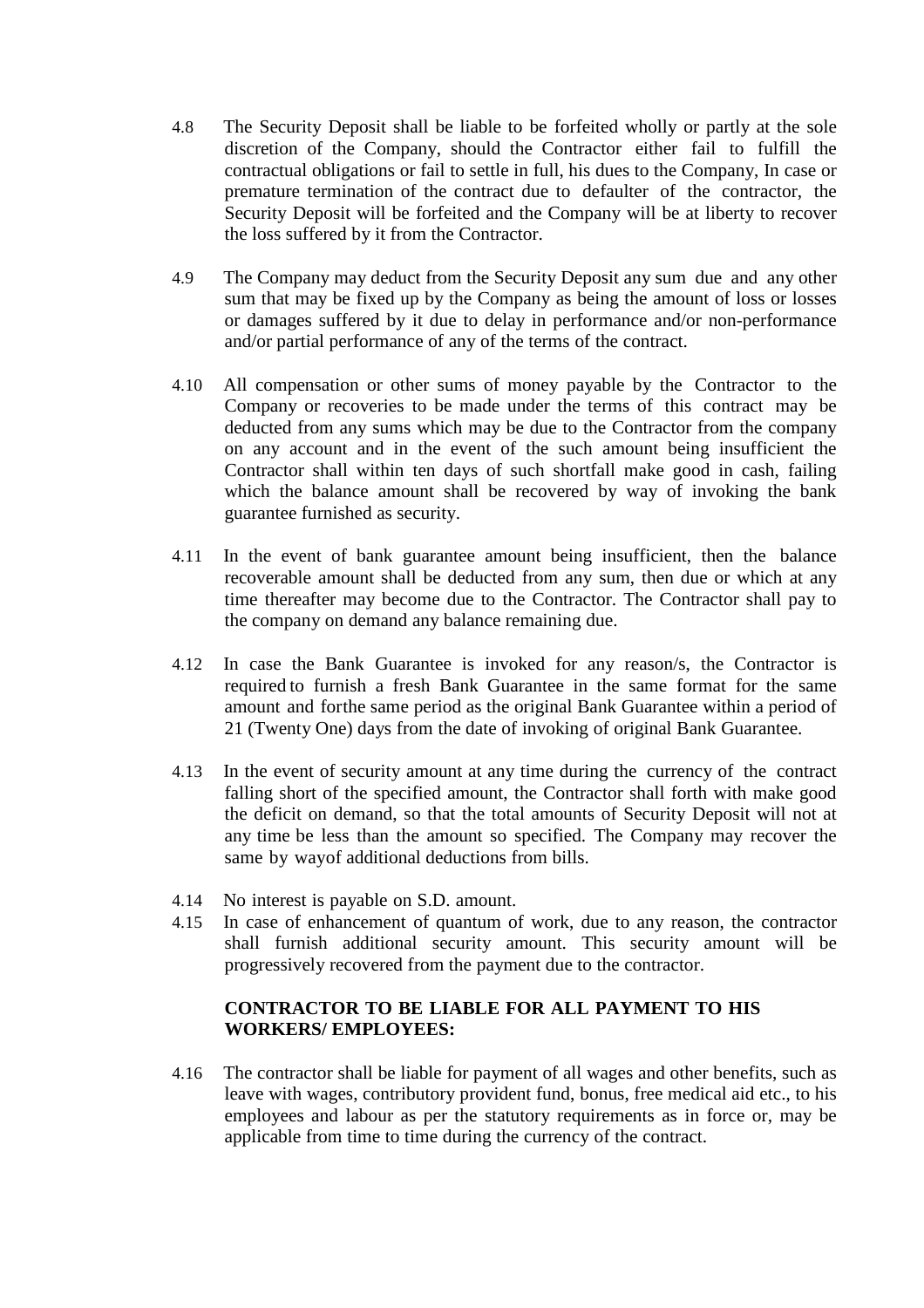4.8 The Security Deposit shall be liable to be forfeited wholly or partly at the sole discretion of the Company, should the Contractor either fail to fulfill the contractual obligations or fail to settle in full, his dues to the Company, In case or premature termination of the contract due to defaulter of the contractor, the Security Deposit will be forfeited and the Company will be at liberty to recover the loss suffered by it from the Contractor.

4.9 The Company may deduct from the Security Deposit any sum due and any other sum that may be fixed up by the Company as being the amount of loss or losses or damages suffered by it due to delay in performance and/or non-performance and/or partial performance of any of the terms of the contract.

4.10 All compensation or other sums of money payable by the Contractor to the Company or recoveries to be made under the terms of this contract may be deducted from any sums which may be due to the Contractor from the company on any account and in the event of the such amount being insufficient the Contractor shall within ten days of such shortfall make good in cash, failing which the balance amount shall be recovered by way of invoking the bank guarantee furnished as security.

4.11 In the event of bank guarantee amount being insufficient, then the balance recoverable amount shall be deducted from any sum, then due or which at any time thereafter may become due to the Contractor. The Contractor shall pay to the company on demand any balance remaining due.

4.12 In case the Bank Guarantee is invoked for any reason/s, the Contractor is required to furnish a fresh Bank Guarantee in the same format for the same amount and forthe same period as the original Bank Guarantee within a period of 21 (Twenty One) days from the date of invoking of original Bank Guarantee.

4.13 In the event of security amount at any time during the currency of the contract falling short of the specified amount, the Contractor shall forth with make good the deficit on demand, so that the total amounts of Security Deposit will not at any time be less than the amount so specified. The Company may recover the same by wayof additional deductions from bills.

4.14 No interest is payable on S.D. amount.

4.15 In case of enhancement of quantum of work, due to any reason, the contractor shall furnish additional security amount. This security amount will be progressively recovered from the payment due to the contractor.

**CONTRACTOR TO BE LIABLE FOR ALL PAYMENT TO HIS WORKERS/ EMPLOYEES:**

4.16 The contractor shall be liable for payment of all wages and other benefits, such as leave with wages, contributory provident fund, bonus, free medical aid etc., to his employees and labour as per the statutory requirements as in force or, may be applicable from time to time during the currency of the contract.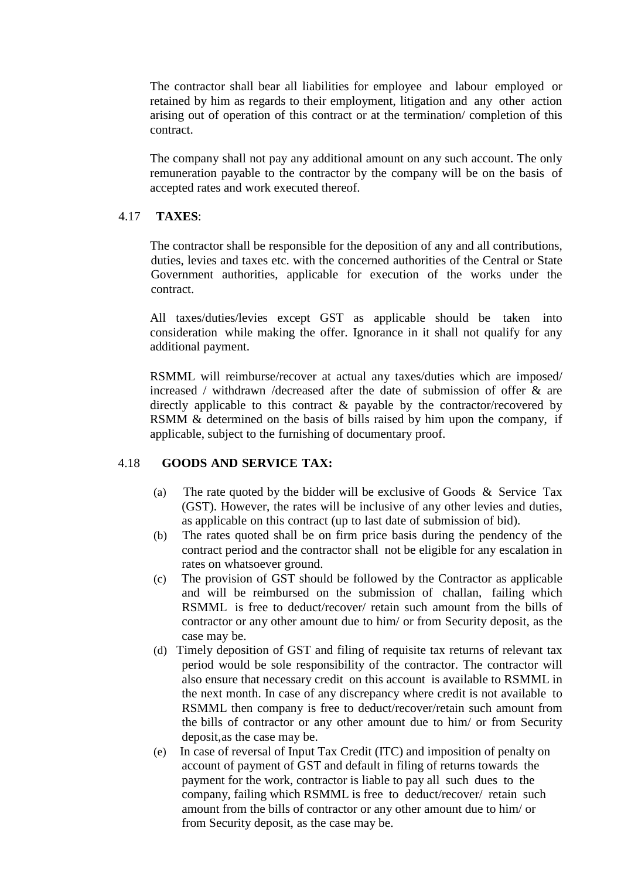The contractor shall bear all liabilities for employee and labour employed or retained by him as regards to their employment, litigation and any other action arising out of operation of this contract or at the termination/ completion of this contract.

The company shall not pay any additional amount on any such account. The only remuneration payable to the contractor by the company will be on the basis of accepted rates and work executed thereof.

4.17 **TAXES**:

The contractor shall be responsible for the deposition of any and all contributions, duties, levies and taxes etc. with the concerned authorities of the Central or State Government authorities, applicable for execution of the works under the contract.

All taxes/duties/levies except GST as applicable should be taken into consideration while making the offer. Ignorance in it shall not qualify for any additional payment.

RSMML will reimburse/recover at actual any taxes/duties which are imposed/ increased / withdrawn /decreased after the date of submission of offer & are directly applicable to this contract & payable by the contractor/recovered by RSMM & determined on the basis of bills raised by him upon the company, if applicable, subject to the furnishing of documentary proof.

4.18 **GOODS AND SERVICE TAX:**

(a) The rate quoted by the bidder will be exclusive of Goods & Service Tax (GST). However, the rates will be inclusive of any other levies and duties, as applicable on this contract (up to last date of submission of bid).

(b) The rates quoted shall be on firm price basis during the pendency of the contract period and the contractor shall not be eligible for any escalation in rates on whatsoever ground.

(c) The provision of GST should be followed by the Contractor as applicable and will be reimbursed on the submission of challan, failing which RSMML is free to deduct/recover/ retain such amount from the bills of contractor or any other amount due to him/ or from Security deposit, as the case may be.

(d) Timely deposition of GST and filing of requisite tax returns of relevant tax period would be sole responsibility of the contractor. The contractor will also ensure that necessary credit on this account is available to RSMML in the next month. In case of any discrepancy where credit is not available to RSMML then company is free to deduct/recover/retain such amount from the bills of contractor or any other amount due to him/ or from Security deposit,as the case may be.

(e) In case of reversal of Input Tax Credit (ITC) and imposition of penalty on account of payment of GST and default in filing of returns towards the payment for the work, contractor is liable to pay all such dues to the company, failing which RSMML is free to deduct/recover/ retain such amount from the bills of contractor or any other amount due to him/ or from Security deposit, as the case may be.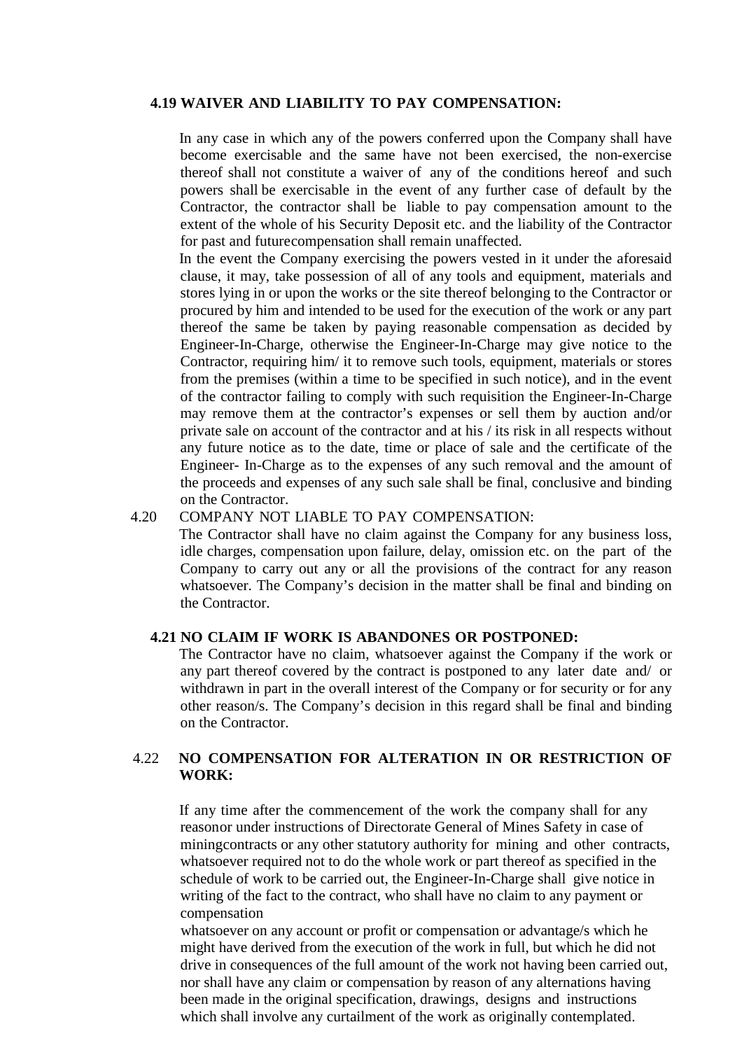**4.19 WAIVER AND LIABILITY TO PAY COMPENSATION:**

In any case in which any of the powers conferred upon the Company shall have become exercisable and the same have not been exercised, the non-exercise thereof shall not constitute a waiver of any of the conditions hereof and such powers shall be exercisable in the event of any further case of default by the Contractor, the contractor shall be liable to pay compensation amount to the extent of the whole of his Security Deposit etc. and the liability of the Contractor for past and futurecompensation shall remain unaffected.

In the event the Company exercising the powers vested in it under the aforesaid clause, it may, take possession of all of any tools and equipment, materials and stores lying in or upon the works or the site thereof belonging to the Contractor or procured by him and intended to be used for the execution of the work or any part thereof the same be taken by paying reasonable compensation as decided by Engineer-In-Charge, otherwise the Engineer-In-Charge may give notice to the Contractor, requiring him/ it to remove such tools, equipment, materials or stores from the premises (within a time to be specified in such notice), and in the event of the contractor failing to comply with such requisition the Engineer-In-Charge may remove them at the contractor's expenses or sell them by auction and/or private sale on account of the contractor and at his / its risk in all respects without any future notice as to the date, time or place of sale and the certificate of the Engineer- In-Charge as to the expenses of any such removal and the amount of the proceeds and expenses of any such sale shall be final, conclusive and binding on the Contractor.

4.20 COMPANY NOT LIABLE TO PAY COMPENSATION:

The Contractor shall have no claim against the Company for any business loss, idle charges, compensation upon failure, delay, omission etc. on the part of the Company to carry out any or all the provisions of the contract for any reason whatsoever. The Company's decision in the matter shall be final and binding on the Contractor.

**4.21 NO CLAIM IF WORK IS ABANDONES OR POSTPONED:**

The Contractor have no claim, whatsoever against the Company if the work or any part thereof covered by the contract is postponed to any later date and/ or withdrawn in part in the overall interest of the Company or for security or for any other reason/s. The Company's decision in this regard shall be final and binding on the Contractor.

4.22 **NO COMPENSATION FOR ALTERATION IN OR RESTRICTION OF WORK:**

If any time after the commencement of the work the company shall for any reasonor under instructions of Directorate General of Mines Safety in case of miningcontracts or any other statutory authority for mining and other contracts, whatsoever required not to do the whole work or part thereof as specified in the schedule of work to be carried out, the Engineer-In-Charge shall give notice in writing of the fact to the contract, who shall have no claim to any payment or compensation

whatsoever on any account or profit or compensation or advantage/s which he might have derived from the execution of the work in full, but which he did not drive in consequences of the full amount of the work not having been carried out, nor shall have any claim or compensation by reason of any alternations having been made in the original specification, drawings, designs and instructions which shall involve any curtailment of the work as originally contemplated.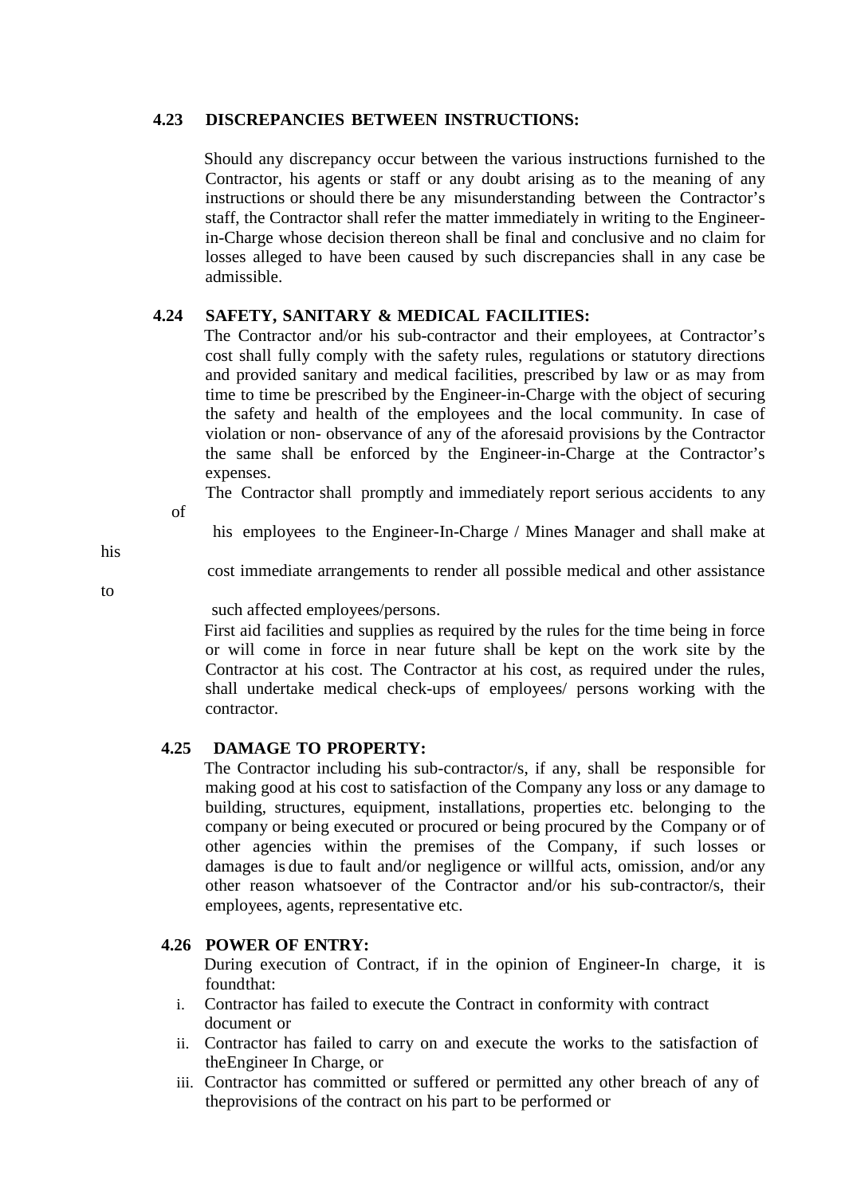## 4.23 DISCREPANCIES BETWEEN INSTRUCTIONS:

Should any discrepancy occur between the various instructions furnished to the Contractor, his agents or staff or any doubt arising as to the meaning of any instructions or should there be any misunderstanding between the Contractor's staff, the Contractor shall refer the matter immediately in writing to the Engineer-in-Charge whose decision thereon shall be final and conclusive and no claim for losses alleged to have been caused by such discrepancies shall in any case be admissible.

## 4.24 SAFETY, SANITARY & MEDICAL FACILITIES:

The Contractor and/or his sub-contractor and their employees, at Contractor's cost shall fully comply with the safety rules, regulations or statutory directions and provided sanitary and medical facilities, prescribed by law or as may from time to time be prescribed by the Engineer-in-Charge with the object of securing the safety and health of the employees and the local community. In case of violation or non- observance of any of the aforesaid provisions by the Contractor the same shall be enforced by the Engineer-in-Charge at the Contractor's expenses.

The Contractor shall promptly and immediately report serious accidents to any of his employees to the Engineer-In-Charge / Mines Manager and shall make at his cost immediate arrangements to render all possible medical and other assistance to such affected employees/persons.

First aid facilities and supplies as required by the rules for the time being in force or will come in force in near future shall be kept on the work site by the Contractor at his cost. The Contractor at his cost, as required under the rules, shall undertake medical check-ups of employees/ persons working with the contractor.

## 4.25 DAMAGE TO PROPERTY:

The Contractor including his sub-contractor/s, if any, shall be responsible for making good at his cost to satisfaction of the Company any loss or any damage to building, structures, equipment, installations, properties etc. belonging to the company or being executed or procured or being procured by the Company or of other agencies within the premises of the Company, if such losses or damages is due to fault and/or negligence or willful acts, omission, and/or any other reason whatsoever of the Contractor and/or his sub-contractor/s, their employees, agents, representative etc.

## 4.26 POWER OF ENTRY:

During execution of Contract, if in the opinion of Engineer-In charge, it is foundthat:

i. Contractor has failed to execute the Contract in conformity with contract document or
ii. Contractor has failed to carry on and execute the works to the satisfaction of theEngineer In Charge, or
iii. Contractor has committed or suffered or permitted any other breach of any of theprovisions of the contract on his part to be performed or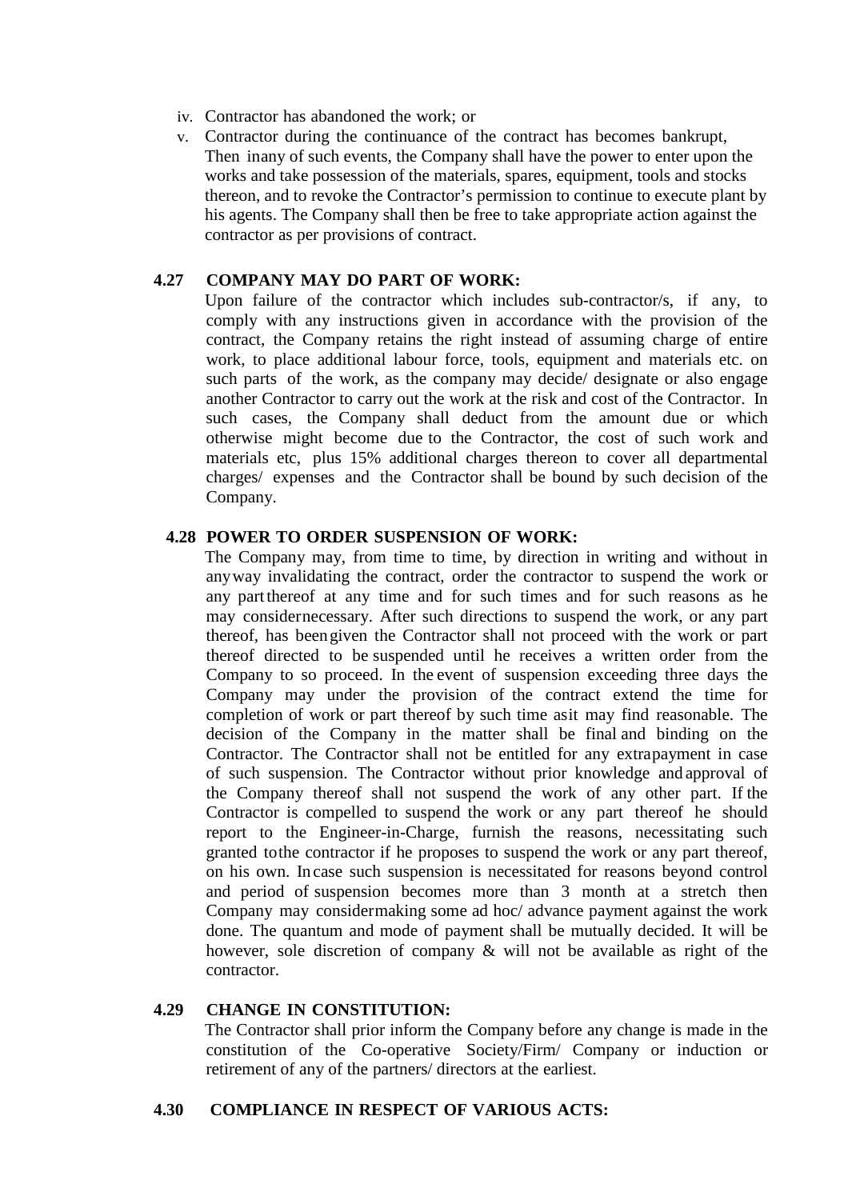iv. Contractor has abandoned the work; or

v. Contractor during the continuance of the contract has becomes bankrupt,
   Then inany of such events, the Company shall have the power to enter upon the works and take possession of the materials, spares, equipment, tools and stocks thereon, and to revoke the Contractor's permission to continue to execute plant by his agents. The Company shall then be free to take appropriate action against the contractor as per provisions of contract.

**4.27 COMPANY MAY DO PART OF WORK:**

Upon failure of the contractor which includes sub-contractor/s, if any, to comply with any instructions given in accordance with the provision of the contract, the Company retains the right instead of assuming charge of entire work, to place additional labour force, tools, equipment and materials etc. on such parts of the work, as the company may decide/ designate or also engage another Contractor to carry out the work at the risk and cost of the Contractor. In such cases, the Company shall deduct from the amount due or which otherwise might become due to the Contractor, the cost of such work and materials etc, plus 15% additional charges thereon to cover all departmental charges/ expenses and the Contractor shall be bound by such decision of the Company.

**4.28 POWER TO ORDER SUSPENSION OF WORK:**

The Company may, from time to time, by direction in writing and without in anyway invalidating the contract, order the contractor to suspend the work or any partthereof at any time and for such times and for such reasons as he may considernecessary. After such directions to suspend the work, or any part thereof, has beengiven the Contractor shall not proceed with the work or part thereof directed to be suspended until he receives a written order from the Company to so proceed. In the event of suspension exceeding three days the Company may under the provision of the contract extend the time for completion of work or part thereof by such time asit may find reasonable. The decision of the Company in the matter shall be final and binding on the Contractor. The Contractor shall not be entitled for any extrapayment in case of such suspension. The Contractor without prior knowledge and approval of the Company thereof shall not suspend the work of any other part. If the Contractor is compelled to suspend the work or any part thereof he should report to the Engineer-in-Charge, furnish the reasons, necessitating such granted tothe contractor if he proposes to suspend the work or any part thereof, on his own. Incase such suspension is necessitated for reasons beyond control and period of suspension becomes more than 3 month at a stretch then Company may considermaking some ad hoc/ advance payment against the work done. The quantum and mode of payment shall be mutually decided. It will be however, sole discretion of company & will not be available as right of the contractor.

**4.29 CHANGE IN CONSTITUTION:**

The Contractor shall prior inform the Company before any change is made in the constitution of the Co-operative Society/Firm/ Company or induction or retirement of any of the partners/ directors at the earliest.

**4.30 COMPLIANCE IN RESPECT OF VARIOUS ACTS:**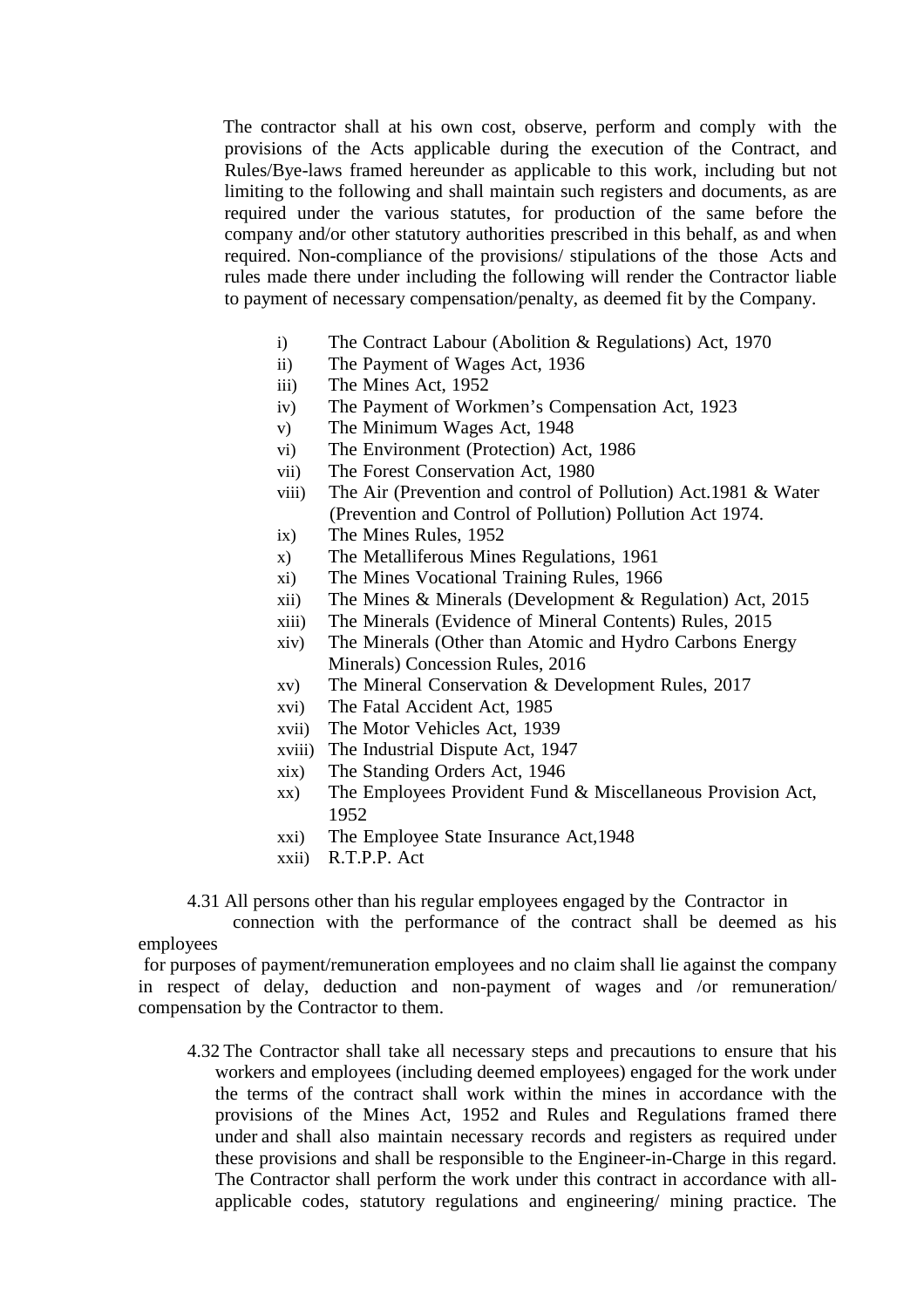The contractor shall at his own cost, observe, perform and comply with the provisions of the Acts applicable during the execution of the Contract, and Rules/Bye-laws framed hereunder as applicable to this work, including but not limiting to the following and shall maintain such registers and documents, as are required under the various statutes, for production of the same before the company and/or other statutory authorities prescribed in this behalf, as and when required. Non-compliance of the provisions/ stipulations of the those Acts and rules made there under including the following will render the Contractor liable to payment of necessary compensation/penalty, as deemed fit by the Company.

- i) The Contract Labour (Abolition & Regulations) Act, 1970
- ii) The Payment of Wages Act, 1936
- iii) The Mines Act, 1952
- iv) The Payment of Workmen's Compensation Act, 1923
- v) The Minimum Wages Act, 1948
- vi) The Environment (Protection) Act, 1986
- vii) The Forest Conservation Act, 1980
- viii) The Air (Prevention and control of Pollution) Act.1981 & Water (Prevention and Control of Pollution) Pollution Act 1974.
- ix) The Mines Rules, 1952
- x) The Metalliferous Mines Regulations, 1961
- xi) The Mines Vocational Training Rules, 1966
- xii) The Mines & Minerals (Development & Regulation) Act, 2015
- xiii) The Minerals (Evidence of Mineral Contents) Rules, 2015
- xiv) The Minerals (Other than Atomic and Hydro Carbons Energy Minerals) Concession Rules, 2016
- xv) The Mineral Conservation & Development Rules, 2017
- xvi) The Fatal Accident Act, 1985
- xvii) The Motor Vehicles Act, 1939
- xviii) The Industrial Dispute Act, 1947
- xix) The Standing Orders Act, 1946
- xx) The Employees Provident Fund & Miscellaneous Provision Act, 1952
- xxi) The Employee State Insurance Act,1948
- xxii) R.T.P.P. Act

4.31 All persons other than his regular employees engaged by the Contractor in connection with the performance of the contract shall be deemed as his employees for purposes of payment/remuneration employees and no claim shall lie against the company in respect of delay, deduction and non-payment of wages and /or remuneration/ compensation by the Contractor to them.

4.32 The Contractor shall take all necessary steps and precautions to ensure that his workers and employees (including deemed employees) engaged for the work under the terms of the contract shall work within the mines in accordance with the provisions of the Mines Act, 1952 and Rules and Regulations framed there under and shall also maintain necessary records and registers as required under these provisions and shall be responsible to the Engineer-in-Charge in this regard. The Contractor shall perform the work under this contract in accordance with all-applicable codes, statutory regulations and engineering/ mining practice. The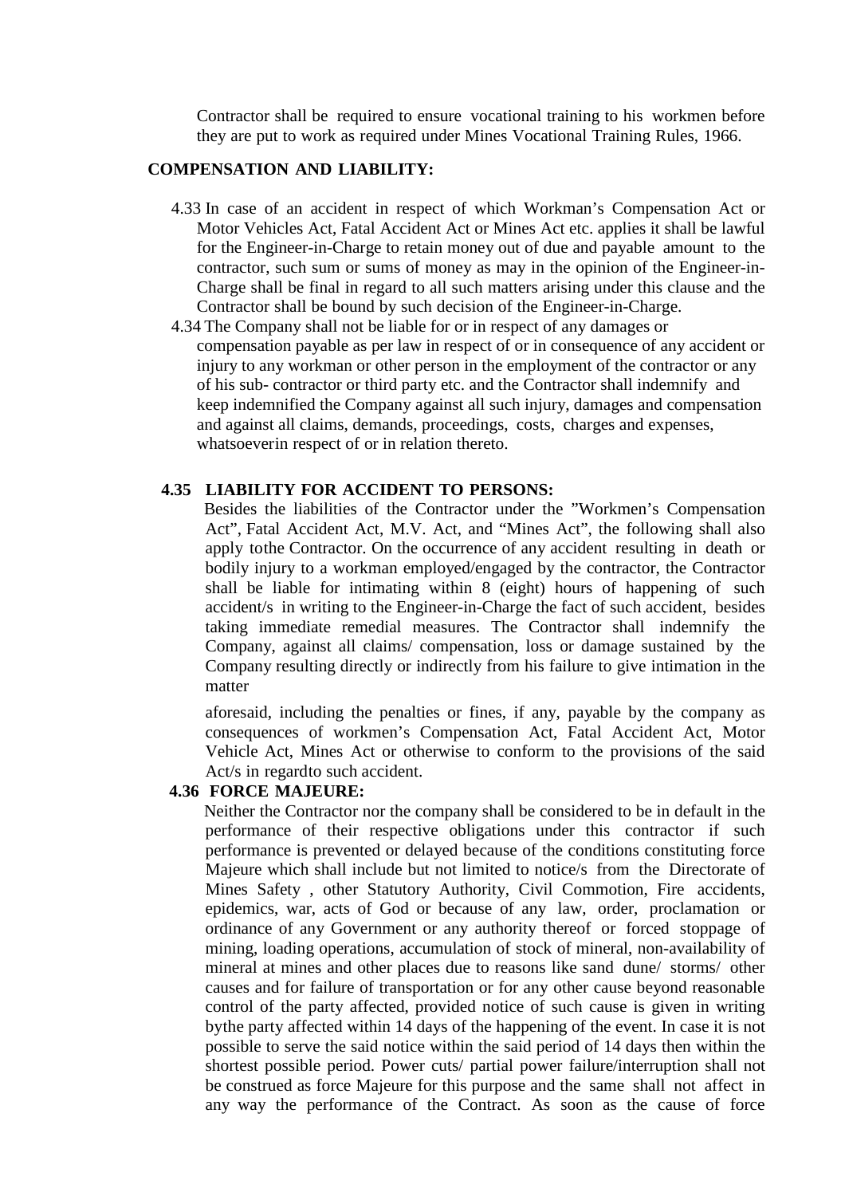Contractor shall be required to ensure vocational training to his workmen before they are put to work as required under Mines Vocational Training Rules, 1966.

**COMPENSATION AND LIABILITY:**

4.33 In case of an accident in respect of which Workman's Compensation Act or Motor Vehicles Act, Fatal Accident Act or Mines Act etc. applies it shall be lawful for the Engineer-in-Charge to retain money out of due and payable amount to the contractor, such sum or sums of money as may in the opinion of the Engineer-in-Charge shall be final in regard to all such matters arising under this clause and the Contractor shall be bound by such decision of the Engineer-in-Charge.

4.34 The Company shall not be liable for or in respect of any damages or compensation payable as per law in respect of or in consequence of any accident or injury to any workman or other person in the employment of the contractor or any of his sub- contractor or third party etc. and the Contractor shall indemnify and keep indemnified the Company against all such injury, damages and compensation and against all claims, demands, proceedings, costs, charges and expenses, whatsoeverin respect of or in relation thereto.

**4.35 LIABILITY FOR ACCIDENT TO PERSONS:**

Besides the liabilities of the Contractor under the "Workmen's Compensation Act", Fatal Accident Act, M.V. Act, and "Mines Act", the following shall also apply tothe Contractor. On the occurrence of any accident resulting in death or bodily injury to a workman employed/engaged by the contractor, the Contractor shall be liable for intimating within 8 (eight) hours of happening of such accident/s in writing to the Engineer-in-Charge the fact of such accident, besides taking immediate remedial measures. The Contractor shall indemnify the Company, against all claims/ compensation, loss or damage sustained by the Company resulting directly or indirectly from his failure to give intimation in the matter

aforesaid, including the penalties or fines, if any, payable by the company as consequences of workmen's Compensation Act, Fatal Accident Act, Motor Vehicle Act, Mines Act or otherwise to conform to the provisions of the said Act/s in regardto such accident.

**4.36 FORCE MAJEURE:**

Neither the Contractor nor the company shall be considered to be in default in the performance of their respective obligations under this contractor if such performance is prevented or delayed because of the conditions constituting force Majeure which shall include but not limited to notice/s from the Directorate of Mines Safety , other Statutory Authority, Civil Commotion, Fire accidents, epidemics, war, acts of God or because of any law, order, proclamation or ordinance of any Government or any authority thereof or forced stoppage of mining, loading operations, accumulation of stock of mineral, non-availability of mineral at mines and other places due to reasons like sand dune/ storms/ other causes and for failure of transportation or for any other cause beyond reasonable control of the party affected, provided notice of such cause is given in writing bythe party affected within 14 days of the happening of the event. In case it is not possible to serve the said notice within the said period of 14 days then within the shortest possible period. Power cuts/ partial power failure/interruption shall not be construed as force Majeure for this purpose and the same shall not affect in any way the performance of the Contract. As soon as the cause of force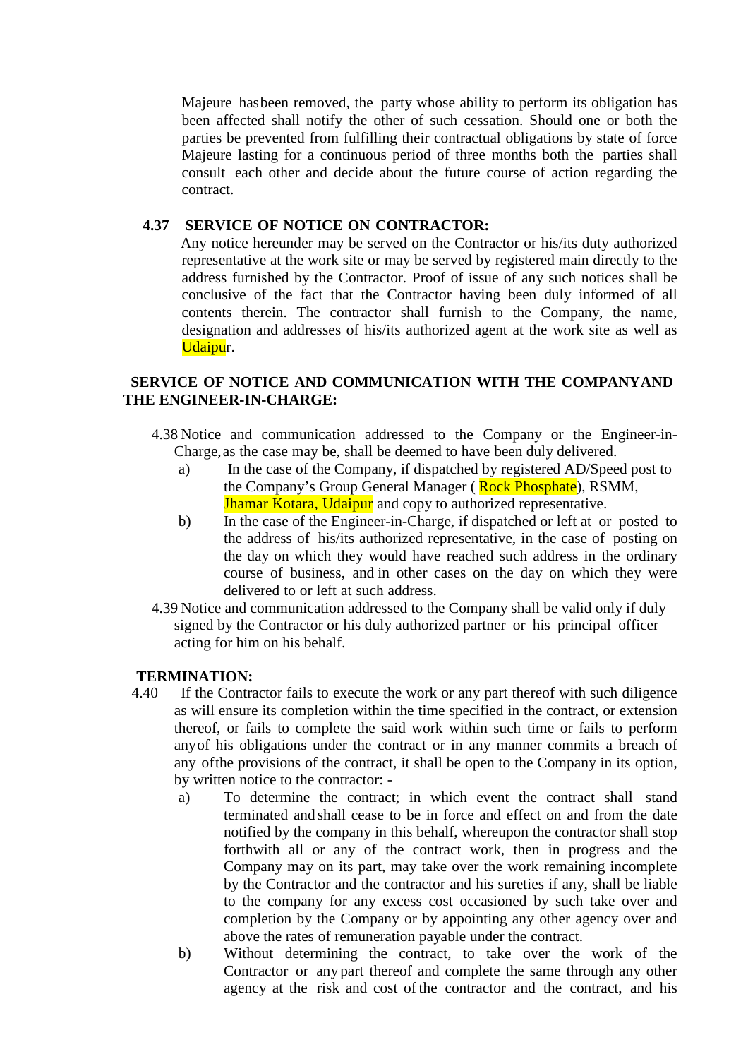Majeure hasbeen removed, the party whose ability to perform its obligation has been affected shall notify the other of such cessation. Should one or both the parties be prevented from fulfilling their contractual obligations by state of force Majeure lasting for a continuous period of three months both the parties shall consult each other and decide about the future course of action regarding the contract.

**4.37 SERVICE OF NOTICE ON CONTRACTOR:**

Any notice hereunder may be served on the Contractor or his/its duty authorized representative at the work site or may be served by registered main directly to the address furnished by the Contractor. Proof of issue of any such notices shall be conclusive of the fact that the Contractor having been duly informed of all contents therein. The contractor shall furnish to the Company, the name, designation and addresses of his/its authorized agent at the work site as well as Udaipur.

**SERVICE OF NOTICE AND COMMUNICATION WITH THE COMPANYAND THE ENGINEER-IN-CHARGE:**

4.38 Notice and communication addressed to the Company or the Engineer-in-Charge, as the case may be, shall be deemed to have been duly delivered.

a) In the case of the Company, if dispatched by registered AD/Speed post to the Company's Group General Manager ( Rock Phosphate), RSMM, Jhamar Kotara, Udaipur and copy to authorized representative.

b) In the case of the Engineer-in-Charge, if dispatched or left at or posted to the address of his/its authorized representative, in the case of posting on the day on which they would have reached such address in the ordinary course of business, and in other cases on the day on which they were delivered to or left at such address.

4.39 Notice and communication addressed to the Company shall be valid only if duly signed by the Contractor or his duly authorized partner or his principal officer acting for him on his behalf.

**TERMINATION:**

4.40 If the Contractor fails to execute the work or any part thereof with such diligence as will ensure its completion within the time specified in the contract, or extension thereof, or fails to complete the said work within such time or fails to perform anyof his obligations under the contract or in any manner commits a breach of any ofthe provisions of the contract, it shall be open to the Company in its option, by written notice to the contractor: -

a) To determine the contract; in which event the contract shall stand terminated and shall cease to be in force and effect on and from the date notified by the company in this behalf, whereupon the contractor shall stop forthwith all or any of the contract work, then in progress and the Company may on its part, may take over the work remaining incomplete by the Contractor and the contractor and his sureties if any, shall be liable to the company for any excess cost occasioned by such take over and completion by the Company or by appointing any other agency over and above the rates of remuneration payable under the contract.

b) Without determining the contract, to take over the work of the Contractor or anypart thereof and complete the same through any other agency at the risk and cost of the contractor and the contract, and his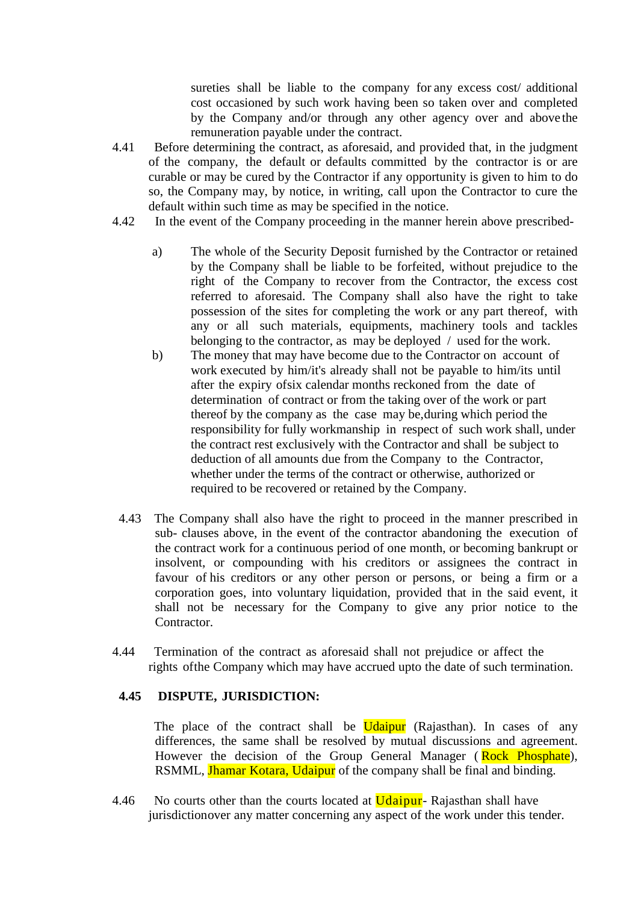sureties shall be liable to the company for any excess cost/ additional cost occasioned by such work having been so taken over and completed by the Company and/or through any other agency over and above the remuneration payable under the contract.

4.41 Before determining the contract, as aforesaid, and provided that, in the judgment of the company, the default or defaults committed by the contractor is or are curable or may be cured by the Contractor if any opportunity is given to him to do so, the Company may, by notice, in writing, call upon the Contractor to cure the default within such time as may be specified in the notice.

4.42 In the event of the Company proceeding in the manner herein above prescribed-

a) The whole of the Security Deposit furnished by the Contractor or retained by the Company shall be liable to be forfeited, without prejudice to the right of the Company to recover from the Contractor, the excess cost referred to aforesaid. The Company shall also have the right to take possession of the sites for completing the work or any part thereof, with any or all such materials, equipments, machinery tools and tackles belonging to the contractor, as may be deployed / used for the work.

b) The money that may have become due to the Contractor on account of work executed by him/it's already shall not be payable to him/its until after the expiry ofsix calendar months reckoned from the date of determination of contract or from the taking over of the work or part thereof by the company as the case may be,during which period the responsibility for fully workmanship in respect of such work shall, under the contract rest exclusively with the Contractor and shall be subject to deduction of all amounts due from the Company to the Contractor, whether under the terms of the contract or otherwise, authorized or required to be recovered or retained by the Company.

4.43 The Company shall also have the right to proceed in the manner prescribed in sub- clauses above, in the event of the contractor abandoning the execution of the contract work for a continuous period of one month, or becoming bankrupt or insolvent, or compounding with his creditors or assignees the contract in favour of his creditors or any other person or persons, or being a firm or a corporation goes, into voluntary liquidation, provided that in the said event, it shall not be necessary for the Company to give any prior notice to the Contractor.

4.44 Termination of the contract as aforesaid shall not prejudice or affect the rights ofthe Company which may have accrued upto the date of such termination.

**4.45 DISPUTE, JURISDICTION:**

The place of the contract shall be Udaipur (Rajasthan). In cases of any differences, the same shall be resolved by mutual discussions and agreement. However the decision of the Group General Manager ( Rock Phosphate), RSMML, Jhamar Kotara, Udaipur of the company shall be final and binding.

4.46 No courts other than the courts located at Udaipur- Rajasthan shall have jurisdictionover any matter concerning any aspect of the work under this tender.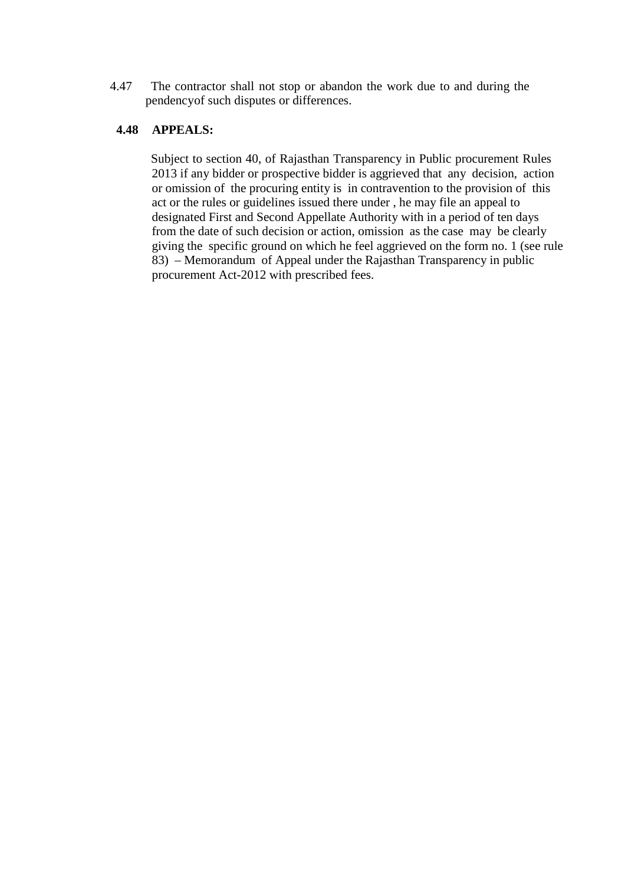4.47 The contractor shall not stop or abandon the work due to and during the pendencyof such disputes or differences.

**4.48 APPEALS:**

Subject to section 40, of Rajasthan Transparency in Public procurement Rules 2013 if any bidder or prospective bidder is aggrieved that any decision, action or omission of the procuring entity is in contravention to the provision of this act or the rules or guidelines issued there under , he may file an appeal to designated First and Second Appellate Authority with in a period of ten days from the date of such decision or action, omission as the case may be clearly giving the specific ground on which he feel aggrieved on the form no. 1 (see rule 83) – Memorandum of Appeal under the Rajasthan Transparency in public procurement Act-2012 with prescribed fees.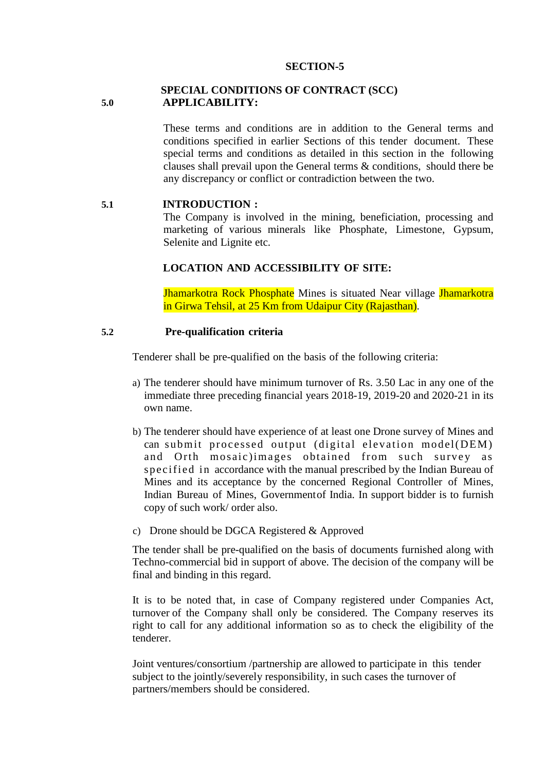# SECTION-5

## SPECIAL CONDITIONS OF CONTRACT (SCC)

## 5.0 APPLICABILITY:

These terms and conditions are in addition to the General terms and conditions specified in earlier Sections of this tender document. These special terms and conditions as detailed in this section in the following clauses shall prevail upon the General terms & conditions, should there be any discrepancy or conflict or contradiction between the two.

## 5.1 INTRODUCTION :

The Company is involved in the mining, beneficiation, processing and marketing of various minerals like Phosphate, Limestone, Gypsum, Selenite and Lignite etc.

### LOCATION AND ACCESSIBILITY OF SITE:

Jhamarkotra Rock Phosphate Mines is situated Near village Jhamarkotra in Girwa Tehsil, at 25 Km from Udaipur City (Rajasthan).

## 5.2 Pre-qualification criteria

Tenderer shall be pre-qualified on the basis of the following criteria:

a) The tenderer should have minimum turnover of Rs. 3.50 Lac in any one of the immediate three preceding financial years 2018-19, 2019-20 and 2020-21 in its own name.

b) The tenderer should have experience of at least one Drone survey of Mines and can submit processed output (digital elevation model(DEM) and Orth mosaic)images obtained from such survey as specified in accordance with the manual prescribed by the Indian Bureau of Mines and its acceptance by the concerned Regional Controller of Mines, Indian Bureau of Mines, Government of India. In support bidder is to furnish copy of such work/ order also.

c) Drone should be DGCA Registered & Approved

The tender shall be pre-qualified on the basis of documents furnished along with Techno-commercial bid in support of above. The decision of the company will be final and binding in this regard.

It is to be noted that, in case of Company registered under Companies Act, turnover of the Company shall only be considered. The Company reserves its right to call for any additional information so as to check the eligibility of the tenderer.

Joint ventures/consortium /partnership are allowed to participate in this tender subject to the jointly/severely responsibility, in such cases the turnover of partners/members should be considered.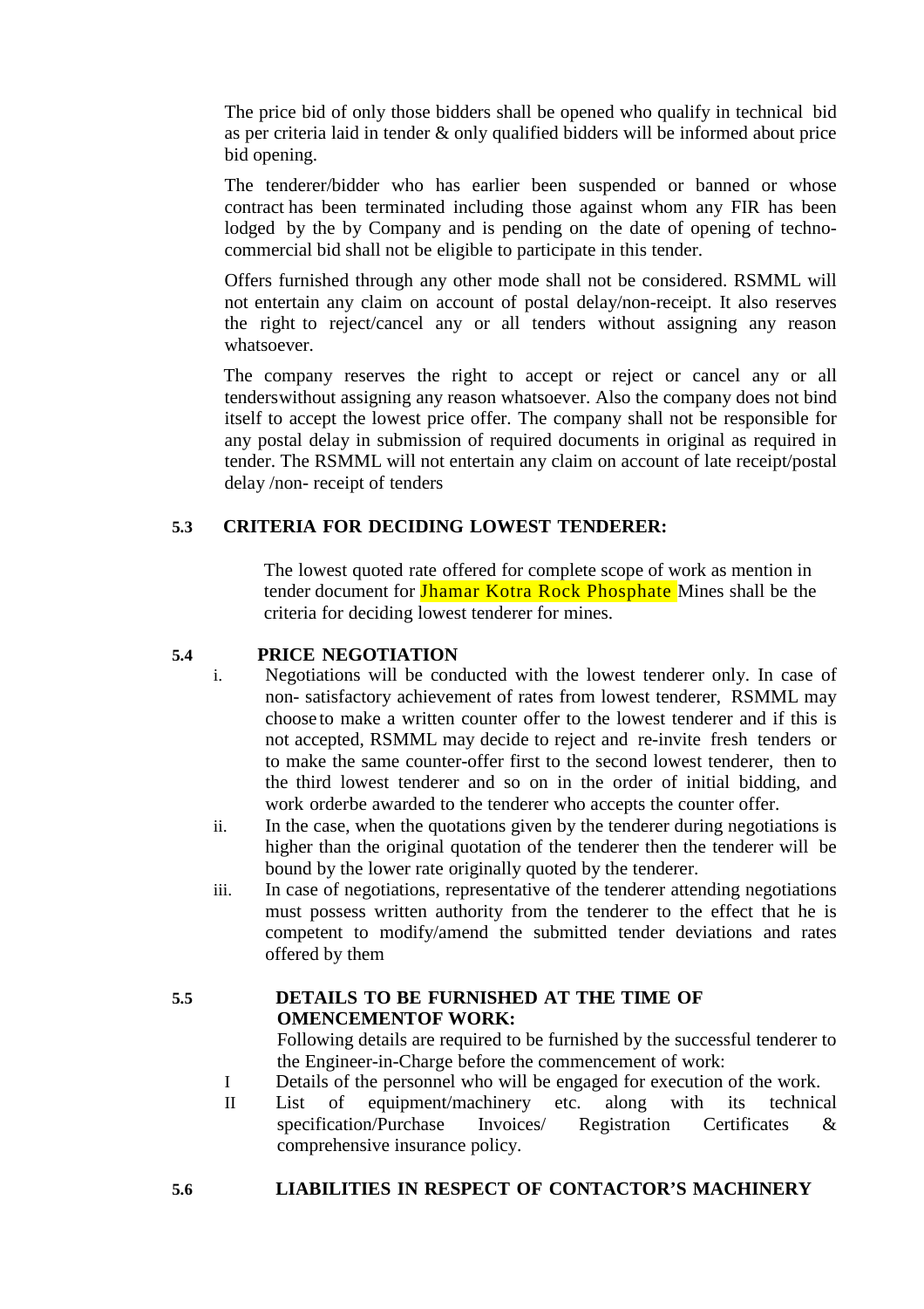The price bid of only those bidders shall be opened who qualify in technical bid as per criteria laid in tender & only qualified bidders will be informed about price bid opening.

The tenderer/bidder who has earlier been suspended or banned or whose contract has been terminated including those against whom any FIR has been lodged by the by Company and is pending on the date of opening of techno-commercial bid shall not be eligible to participate in this tender.

Offers furnished through any other mode shall not be considered. RSMML will not entertain any claim on account of postal delay/non-receipt. It also reserves the right to reject/cancel any or all tenders without assigning any reason whatsoever.

The company reserves the right to accept or reject or cancel any or all tenderswithout assigning any reason whatsoever. Also the company does not bind itself to accept the lowest price offer. The company shall not be responsible for any postal delay in submission of required documents in original as required in tender. The RSMML will not entertain any claim on account of late receipt/postal delay /non- receipt of tenders

**5.3 CRITERIA FOR DECIDING LOWEST TENDERER:**

The lowest quoted rate offered for complete scope of work as mention in tender document for Jhamar Kotra Rock Phosphate Mines shall be the criteria for deciding lowest tenderer for mines.

**5.4 PRICE NEGOTIATION**

i. Negotiations will be conducted with the lowest tenderer only. In case of non- satisfactory achievement of rates from lowest tenderer, RSMML may choose to make a written counter offer to the lowest tenderer and if this is not accepted, RSMML may decide to reject and re-invite fresh tenders or to make the same counter-offer first to the second lowest tenderer, then to the third lowest tenderer and so on in the order of initial bidding, and work orderbe awarded to the tenderer who accepts the counter offer.

ii. In the case, when the quotations given by the tenderer during negotiations is higher than the original quotation of the tenderer then the tenderer will be bound by the lower rate originally quoted by the tenderer.

iii. In case of negotiations, representative of the tenderer attending negotiations must possess written authority from the tenderer to the effect that he is competent to modify/amend the submitted tender deviations and rates offered by them

**5.5 DETAILS TO BE FURNISHED AT THE TIME OF OMENCEMENTOF WORK:**

Following details are required to be furnished by the successful tenderer to the Engineer-in-Charge before the commencement of work:

I Details of the personnel who will be engaged for execution of the work.

II List of equipment/machinery etc. along with its technical specification/Purchase Invoices/ Registration Certificates & comprehensive insurance policy.

**5.6 LIABILITIES IN RESPECT OF CONTACTOR'S MACHINERY**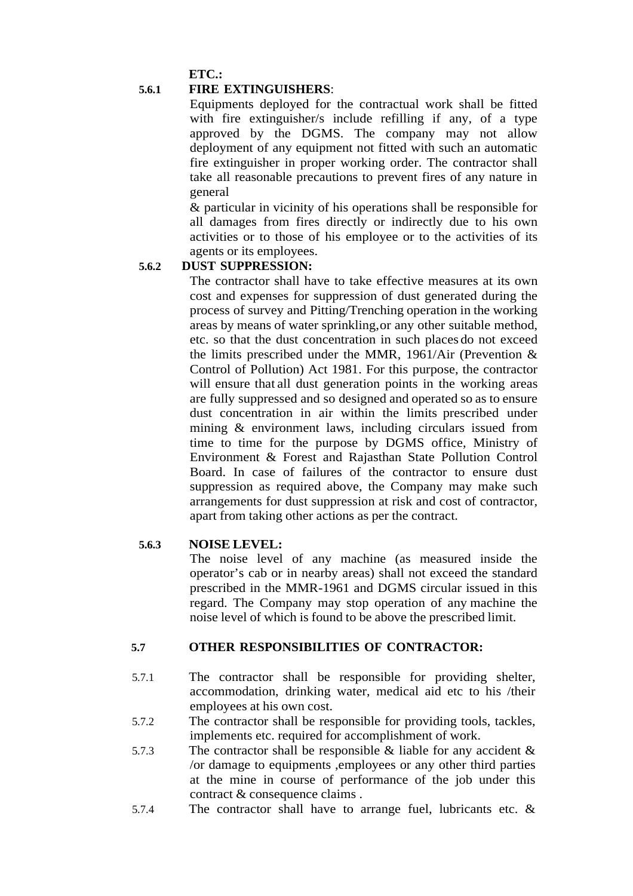**ETC.:**

**5.6.1 FIRE EXTINGUISHERS**:

Equipments deployed for the contractual work shall be fitted with fire extinguisher/s include refilling if any, of a type approved by the DGMS. The company may not allow deployment of any equipment not fitted with such an automatic fire extinguisher in proper working order. The contractor shall take all reasonable precautions to prevent fires of any nature in general

& particular in vicinity of his operations shall be responsible for all damages from fires directly or indirectly due to his own activities or to those of his employee or to the activities of its agents or its employees.

**5.6.2 DUST SUPPRESSION:**

The contractor shall have to take effective measures at its own cost and expenses for suppression of dust generated during the process of survey and Pitting/Trenching operation in the working areas by means of water sprinkling, or any other suitable method, etc. so that the dust concentration in such places do not exceed the limits prescribed under the MMR, 1961/Air (Prevention & Control of Pollution) Act 1981. For this purpose, the contractor will ensure that all dust generation points in the working areas are fully suppressed and so designed and operated so as to ensure dust concentration in air within the limits prescribed under mining & environment laws, including circulars issued from time to time for the purpose by DGMS office, Ministry of Environment & Forest and Rajasthan State Pollution Control Board. In case of failures of the contractor to ensure dust suppression as required above, the Company may make such arrangements for dust suppression at risk and cost of contractor, apart from taking other actions as per the contract.

**5.6.3 NOISE LEVEL:**

The noise level of any machine (as measured inside the operator's cab or in nearby areas) shall not exceed the standard prescribed in the MMR-1961 and DGMS circular issued in this regard. The Company may stop operation of any machine the noise level of which is found to be above the prescribed limit.

**5.7 OTHER RESPONSIBILITIES OF CONTRACTOR:**

5.7.1 The contractor shall be responsible for providing shelter, accommodation, drinking water, medical aid etc to his /their employees at his own cost.

5.7.2 The contractor shall be responsible for providing tools, tackles, implements etc. required for accomplishment of work.

5.7.3 The contractor shall be responsible & liable for any accident & /or damage to equipments ,employees or any other third parties at the mine in course of performance of the job under this contract & consequence claims .

5.7.4 The contractor shall have to arrange fuel, lubricants etc. &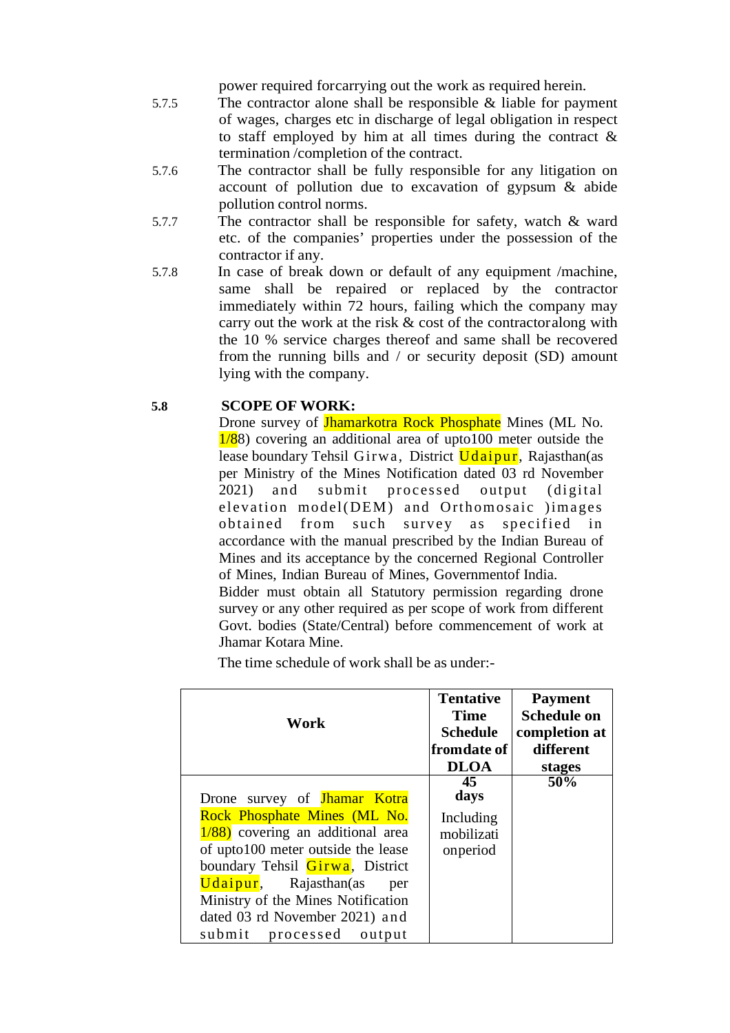power required forcarrying out the work as required herein.

5.7.5 The contractor alone shall be responsible & liable for payment of wages, charges etc in discharge of legal obligation in respect to staff employed by him at all times during the contract & termination /completion of the contract.

5.7.6 The contractor shall be fully responsible for any litigation on account of pollution due to excavation of gypsum & abide pollution control norms.

5.7.7 The contractor shall be responsible for safety, watch & ward etc. of the companies' properties under the possession of the contractor if any.

5.7.8 In case of break down or default of any equipment /machine, same shall be repaired or replaced by the contractor immediately within 72 hours, failing which the company may carry out the work at the risk & cost of the contractoralong with the 10 % service charges thereof and same shall be recovered from the running bills and / or security deposit (SD) amount lying with the company.

**5.8 SCOPE OF WORK:**

Drone survey of Jhamarkotra Rock Phosphate Mines (ML No. 1/88) covering an additional area of upto100 meter outside the lease boundary Tehsil Girwa, District Udaipur, Rajasthan(as per Ministry of the Mines Notification dated 03 rd November 2021) and submit processed output (digital elevation model(DEM) and Orthomosaic )images obtained from such survey as specified in accordance with the manual prescribed by the Indian Bureau of Mines and its acceptance by the concerned Regional Controller of Mines, Indian Bureau of Mines, Governmentof India.

Bidder must obtain all Statutory permission regarding drone survey or any other required as per scope of work from different Govt. bodies (State/Central) before commencement of work at Jhamar Kotara Mine.

The time schedule of work shall be as under:-

| Work | Tentative Time Schedule fromdate of DLOA | Payment Schedule on completion at different stages |
|---|---|---|
| Drone survey of Jhamar Kotra Rock Phosphate Mines (ML No. 1/88) covering an additional area of upto100 meter outside the lease boundary Tehsil Girwa, District Udaipur, Rajasthan(as per Ministry of the Mines Notification dated 03 rd November 2021) and submit processed output | **45 days** Including mobilizati onperiod | **50%** |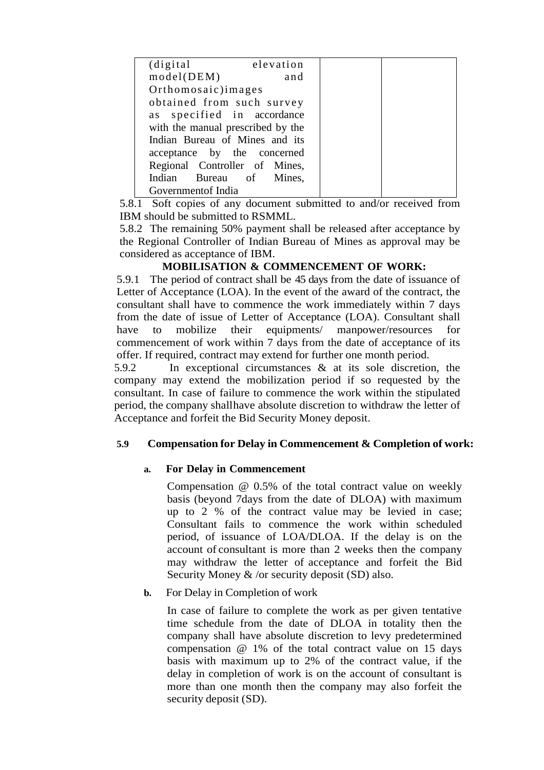| | | |
|---|---|---|
| (digital elevation model(DEM) and Orthomosaic)images obtained from such survey as specified in accordance with the manual prescribed by the Indian Bureau of Mines and its acceptance by the concerned Regional Controller of Mines, Indian Bureau of Mines, Governmentof India | | |

5.8.1 Soft copies of any document submitted to and/or received from IBM should be submitted to RSMML.

5.8.2 The remaining 50% payment shall be released after acceptance by the Regional Controller of Indian Bureau of Mines as approval may be considered as acceptance of IBM.

**MOBILISATION & COMMENCEMENT OF WORK:**

5.9.1 The period of contract shall be 45 days from the date of issuance of Letter of Acceptance (LOA). In the event of the award of the contract, the consultant shall have to commence the work immediately within 7 days from the date of issue of Letter of Acceptance (LOA). Consultant shall have to mobilize their equipments/ manpower/resources for commencement of work within 7 days from the date of acceptance of its offer. If required, contract may extend for further one month period.

5.9.2 In exceptional circumstances & at its sole discretion, the company may extend the mobilization period if so requested by the consultant. In case of failure to commence the work within the stipulated period, the company shallhave absolute discretion to withdraw the letter of Acceptance and forfeit the Bid Security Money deposit.

**5.9 Compensation for Delay in Commencement & Completion of work:**

**a. For Delay in Commencement**

Compensation @ 0.5% of the total contract value on weekly basis (beyond 7days from the date of DLOA) with maximum up to 2 % of the contract value may be levied in case; Consultant fails to commence the work within scheduled period, of issuance of LOA/DLOA. If the delay is on the account of consultant is more than 2 weeks then the company may withdraw the letter of acceptance and forfeit the Bid Security Money & /or security deposit (SD) also.

**b.** For Delay in Completion of work

In case of failure to complete the work as per given tentative time schedule from the date of DLOA in totality then the company shall have absolute discretion to levy predetermined compensation @ 1% of the total contract value on 15 days basis with maximum up to 2% of the contract value, if the delay in completion of work is on the account of consultant is more than one month then the company may also forfeit the security deposit (SD).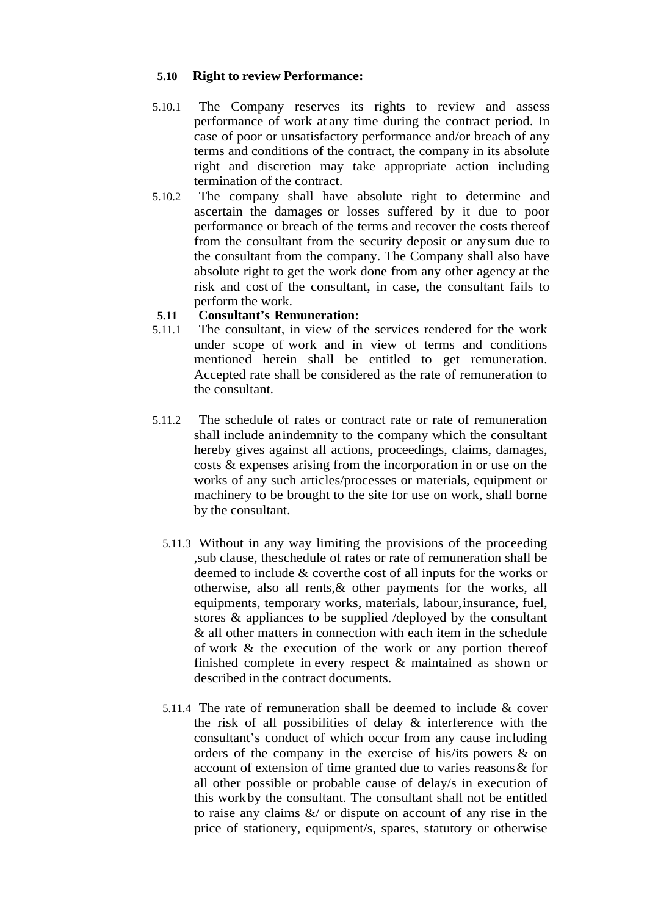**5.10 Right to review Performance:**

5.10.1 The Company reserves its rights to review and assess performance of work at any time during the contract period. In case of poor or unsatisfactory performance and/or breach of any terms and conditions of the contract, the company in its absolute right and discretion may take appropriate action including termination of the contract.

5.10.2 The company shall have absolute right to determine and ascertain the damages or losses suffered by it due to poor performance or breach of the terms and recover the costs thereof from the consultant from the security deposit or any sum due to the consultant from the company. The Company shall also have absolute right to get the work done from any other agency at the risk and cost of the consultant, in case, the consultant fails to perform the work.

**5.11 Consultant's Remuneration:**

5.11.1 The consultant, in view of the services rendered for the work under scope of work and in view of terms and conditions mentioned herein shall be entitled to get remuneration. Accepted rate shall be considered as the rate of remuneration to the consultant.

5.11.2 The schedule of rates or contract rate or rate of remuneration shall include an indemnity to the company which the consultant hereby gives against all actions, proceedings, claims, damages, costs & expenses arising from the incorporation in or use on the works of any such articles/processes or materials, equipment or machinery to be brought to the site for use on work, shall borne by the consultant.

5.11.3 Without in any way limiting the provisions of the proceeding ,sub clause, the schedule of rates or rate of remuneration shall be deemed to include & cover the cost of all inputs for the works or otherwise, also all rents,& other payments for the works, all equipments, temporary works, materials, labour, insurance, fuel, stores & appliances to be supplied /deployed by the consultant & all other matters in connection with each item in the schedule of work & the execution of the work or any portion thereof finished complete in every respect & maintained as shown or described in the contract documents.

5.11.4 The rate of remuneration shall be deemed to include & cover the risk of all possibilities of delay & interference with the consultant's conduct of which occur from any cause including orders of the company in the exercise of his/its powers & on account of extension of time granted due to varies reasons & for all other possible or probable cause of delay/s in execution of this work by the consultant. The consultant shall not be entitled to raise any claims &/ or dispute on account of any rise in the price of stationery, equipment/s, spares, statutory or otherwise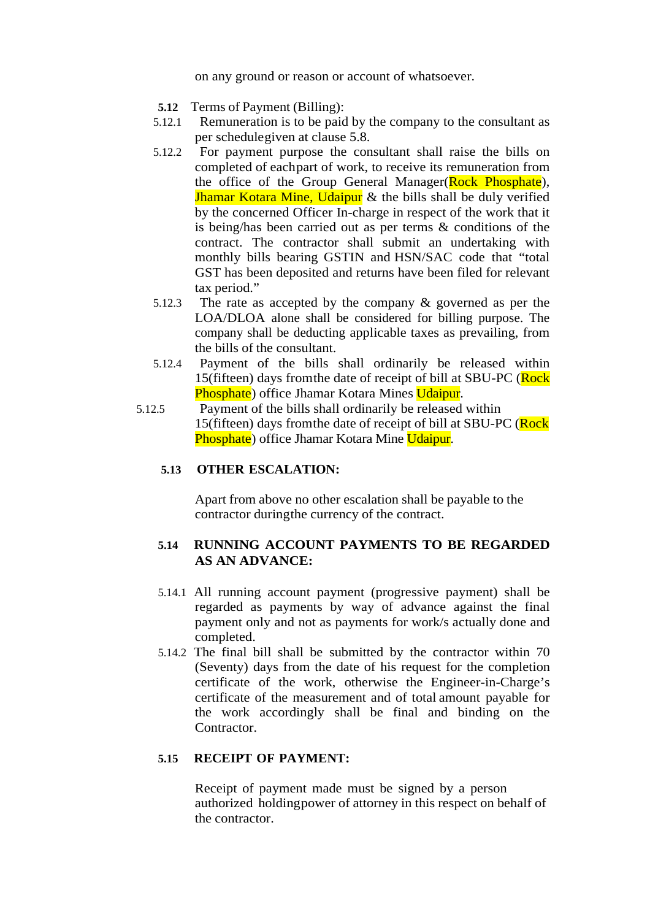on any ground or reason or account of whatsoever.

**5.12** Terms of Payment (Billing):

5.12.1 Remuneration is to be paid by the company to the consultant as per schedulegiven at clause 5.8.

5.12.2 For payment purpose the consultant shall raise the bills on completed of eachpart of work, to receive its remuneration from the office of the Group General Manager(Rock Phosphate), Jhamar Kotara Mine, Udaipur & the bills shall be duly verified by the concerned Officer In-charge in respect of the work that it is being/has been carried out as per terms & conditions of the contract. The contractor shall submit an undertaking with monthly bills bearing GSTIN and HSN/SAC code that "total GST has been deposited and returns have been filed for relevant tax period."

5.12.3 The rate as accepted by the company & governed as per the LOA/DLOA alone shall be considered for billing purpose. The company shall be deducting applicable taxes as prevailing, from the bills of the consultant.

5.12.4 Payment of the bills shall ordinarily be released within 15(fifteen) days fromthe date of receipt of bill at SBU-PC (Rock Phosphate) office Jhamar Kotara Mines Udaipur.

5.12.5 Payment of the bills shall ordinarily be released within 15(fifteen) days fromthe date of receipt of bill at SBU-PC (Rock Phosphate) office Jhamar Kotara Mine Udaipur.

**5.13 OTHER ESCALATION:**

Apart from above no other escalation shall be payable to the contractor duringthe currency of the contract.

**5.14 RUNNING ACCOUNT PAYMENTS TO BE REGARDED AS AN ADVANCE:**

5.14.1 All running account payment (progressive payment) shall be regarded as payments by way of advance against the final payment only and not as payments for work/s actually done and completed.

5.14.2 The final bill shall be submitted by the contractor within 70 (Seventy) days from the date of his request for the completion certificate of the work, otherwise the Engineer-in-Charge's certificate of the measurement and of total amount payable for the work accordingly shall be final and binding on the Contractor.

**5.15 RECEIPT OF PAYMENT:**

Receipt of payment made must be signed by a person authorized holdingpower of attorney in this respect on behalf of the contractor.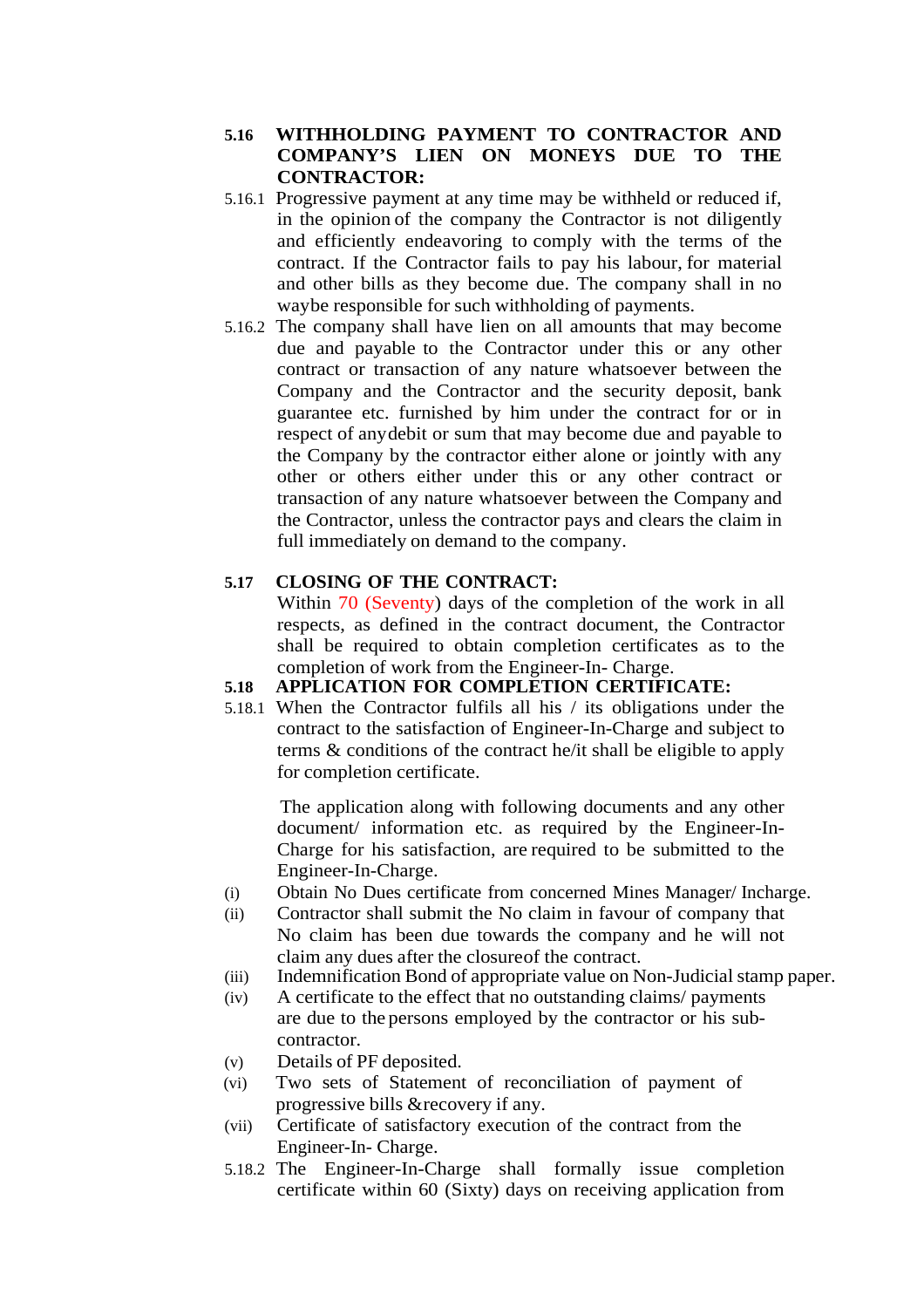**5.16 WITHHOLDING PAYMENT TO CONTRACTOR AND COMPANY'S LIEN ON MONEYS DUE TO THE CONTRACTOR:**

5.16.1 Progressive payment at any time may be withheld or reduced if, in the opinion of the company the Contractor is not diligently and efficiently endeavoring to comply with the terms of the contract. If the Contractor fails to pay his labour, for material and other bills as they become due. The company shall in no waybe responsible for such withholding of payments.

5.16.2 The company shall have lien on all amounts that may become due and payable to the Contractor under this or any other contract or transaction of any nature whatsoever between the Company and the Contractor and the security deposit, bank guarantee etc. furnished by him under the contract for or in respect of anydebit or sum that may become due and payable to the Company by the contractor either alone or jointly with any other or others either under this or any other contract or transaction of any nature whatsoever between the Company and the Contractor, unless the contractor pays and clears the claim in full immediately on demand to the company.

**5.17 CLOSING OF THE CONTRACT:**

Within 70 (Seventy) days of the completion of the work in all respects, as defined in the contract document, the Contractor shall be required to obtain completion certificates as to the completion of work from the Engineer-In- Charge.

**5.18 APPLICATION FOR COMPLETION CERTIFICATE:**

5.18.1 When the Contractor fulfils all his / its obligations under the contract to the satisfaction of Engineer-In-Charge and subject to terms & conditions of the contract he/it shall be eligible to apply for completion certificate.

The application along with following documents and any other document/ information etc. as required by the Engineer-In-Charge for his satisfaction, are required to be submitted to the Engineer-In-Charge.

(i) Obtain No Dues certificate from concerned Mines Manager/ Incharge.

(ii) Contractor shall submit the No claim in favour of company that No claim has been due towards the company and he will not claim any dues after the closureof the contract.

(iii) Indemnification Bond of appropriate value on Non-Judicial stamp paper.

(iv) A certificate to the effect that no outstanding claims/ payments are due to the persons employed by the contractor or his sub-contractor.

(v) Details of PF deposited.

(vi) Two sets of Statement of reconciliation of payment of progressive bills &recovery if any.

(vii) Certificate of satisfactory execution of the contract from the Engineer-In- Charge.

5.18.2 The Engineer-In-Charge shall formally issue completion certificate within 60 (Sixty) days on receiving application from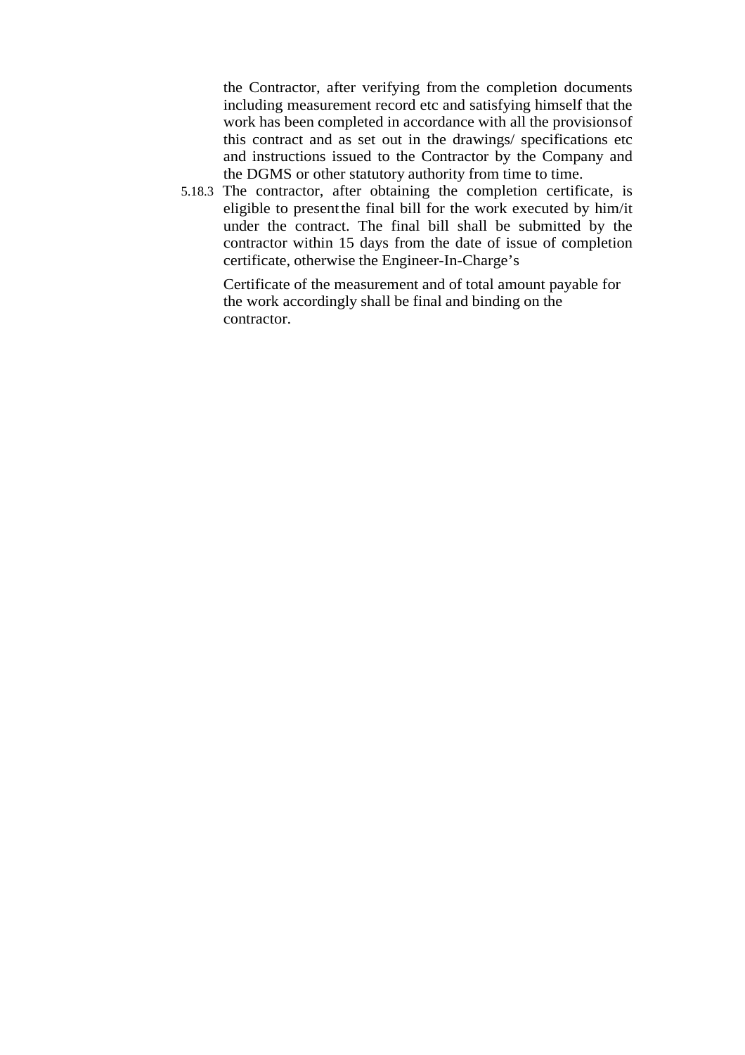the Contractor, after verifying from the completion documents including measurement record etc and satisfying himself that the work has been completed in accordance with all the provisions of this contract and as set out in the drawings/ specifications etc and instructions issued to the Contractor by the Company and the DGMS or other statutory authority from time to time.

5.18.3 The contractor, after obtaining the completion certificate, is eligible to present the final bill for the work executed by him/it under the contract. The final bill shall be submitted by the contractor within 15 days from the date of issue of completion certificate, otherwise the Engineer-In-Charge's

Certificate of the measurement and of total amount payable for the work accordingly shall be final and binding on the contractor.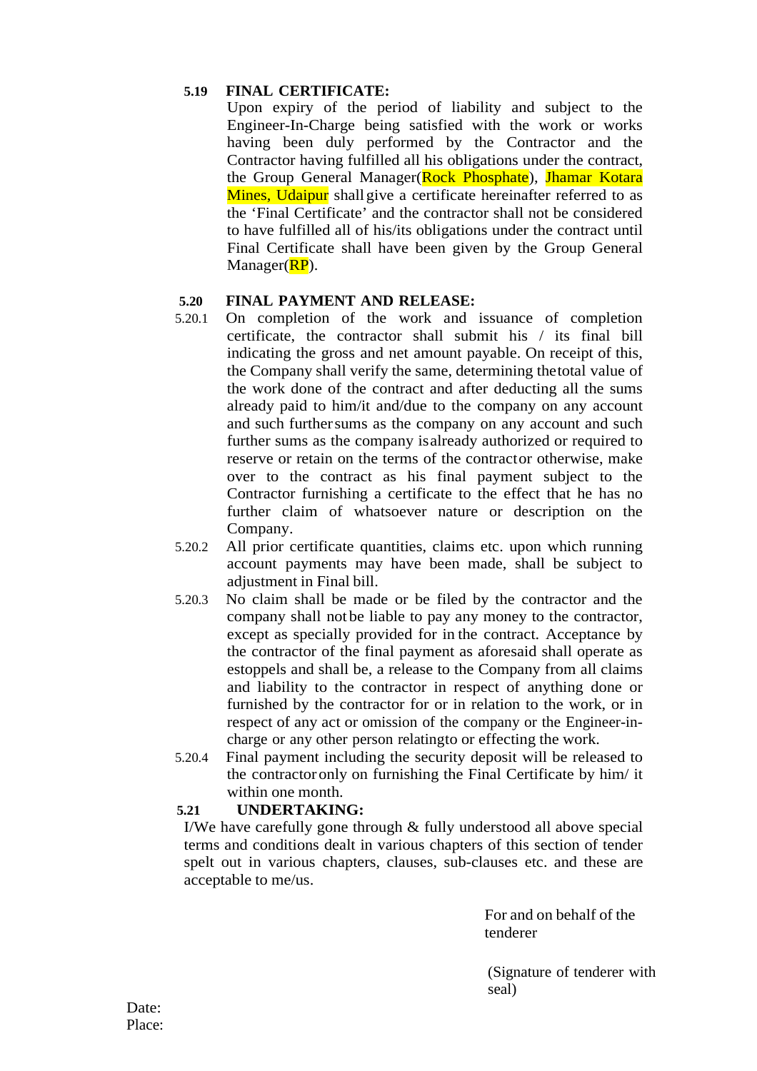**5.19 FINAL CERTIFICATE:**

Upon expiry of the period of liability and subject to the Engineer-In-Charge being satisfied with the work or works having been duly performed by the Contractor and the Contractor having fulfilled all his obligations under the contract, the Group General Manager(Rock Phosphate), Jhamar Kotara Mines, Udaipur shall give a certificate hereinafter referred to as the 'Final Certificate' and the contractor shall not be considered to have fulfilled all of his/its obligations under the contract until Final Certificate shall have been given by the Group General Manager(RP).

**5.20 FINAL PAYMENT AND RELEASE:**

5.20.1 On completion of the work and issuance of completion certificate, the contractor shall submit his / its final bill indicating the gross and net amount payable. On receipt of this, the Company shall verify the same, determining the total value of the work done of the contract and after deducting all the sums already paid to him/it and/due to the company on any account and such further sums as the company on any account and such further sums as the company is already authorized or required to reserve or retain on the terms of the contract or otherwise, make over to the contract as his final payment subject to the Contractor furnishing a certificate to the effect that he has no further claim of whatsoever nature or description on the Company.

5.20.2 All prior certificate quantities, claims etc. upon which running account payments may have been made, shall be subject to adjustment in Final bill.

5.20.3 No claim shall be made or be filed by the contractor and the company shall not be liable to pay any money to the contractor, except as specially provided for in the contract. Acceptance by the contractor of the final payment as aforesaid shall operate as estoppels and shall be, a release to the Company from all claims and liability to the contractor in respect of anything done or furnished by the contractor for or in relation to the work, or in respect of any act or omission of the company or the Engineer-in-charge or any other person relating to or effecting the work.

5.20.4 Final payment including the security deposit will be released to the contractor only on furnishing the Final Certificate by him/ it within one month.

**5.21 UNDERTAKING:**

I/We have carefully gone through & fully understood all above special terms and conditions dealt in various chapters of this section of tender spelt out in various chapters, clauses, sub-clauses etc. and these are acceptable to me/us.

For and on behalf of the tenderer

(Signature of tenderer with seal)

Date:
Place: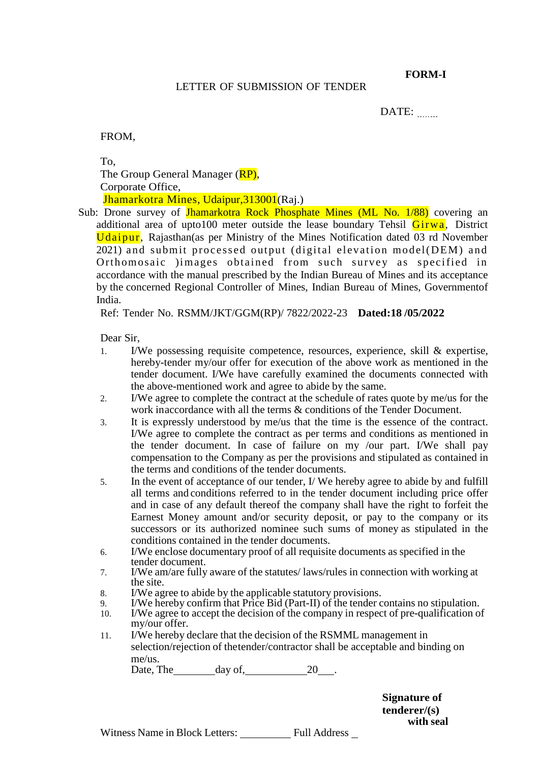**FORM-I**

LETTER OF SUBMISSION OF TENDER

DATE: ........

FROM,

To,
The Group General Manager (RP),
Corporate Office,
Jhamarkotra Mines, Udaipur,313001(Raj.)

Sub: Drone survey of Jhamarkotra Rock Phosphate Mines (ML No. 1/88) covering an additional area of upto100 meter outside the lease boundary Tehsil Girwa, District Udaipur, Rajasthan(as per Ministry of the Mines Notification dated 03 rd November 2021) and submit processed output (digital elevation model(DEM) and Orthomosaic )images obtained from such survey as specified in accordance with the manual prescribed by the Indian Bureau of Mines and its acceptance by the concerned Regional Controller of Mines, Indian Bureau of Mines, Governmentof India.

Ref: Tender No. RSMM/JKT/GGM(RP)/ 7822/2022-23 **Dated:18 /05/2022**

Dear Sir,

1. I/We possessing requisite competence, resources, experience, skill & expertise, hereby-tender my/our offer for execution of the above work as mentioned in the tender document. I/We have carefully examined the documents connected with the above-mentioned work and agree to abide by the same.
2. I/We agree to complete the contract at the schedule of rates quote by me/us for the work inaccordance with all the terms & conditions of the Tender Document.
3. It is expressly understood by me/us that the time is the essence of the contract. I/We agree to complete the contract as per terms and conditions as mentioned in the tender document. In case of failure on my /our part. I/We shall pay compensation to the Company as per the provisions and stipulated as contained in the terms and conditions of the tender documents.
5. In the event of acceptance of our tender, I/ We hereby agree to abide by and fulfill all terms and conditions referred to in the tender document including price offer and in case of any default thereof the company shall have the right to forfeit the Earnest Money amount and/or security deposit, or pay to the company or its successors or its authorized nominee such sums of money as stipulated in the conditions contained in the tender documents.
6. I/We enclose documentary proof of all requisite documents as specified in the tender document.
7. I/We am/are fully aware of the statutes/ laws/rules in connection with working at the site.
8. I/We agree to abide by the applicable statutory provisions.
9. I/We hereby confirm that Price Bid (Part-II) of the tender contains no stipulation.
10. I/We agree to accept the decision of the company in respect of pre-qualification of my/our offer.
11. I/We hereby declare that the decision of the RSMML management in selection/rejection of thetender/contractor shall be acceptable and binding on me/us.

Date, The________day of,___________20___.

**Signature of tenderer/(s) with seal**

Witness Name in Block Letters: __________ Full Address _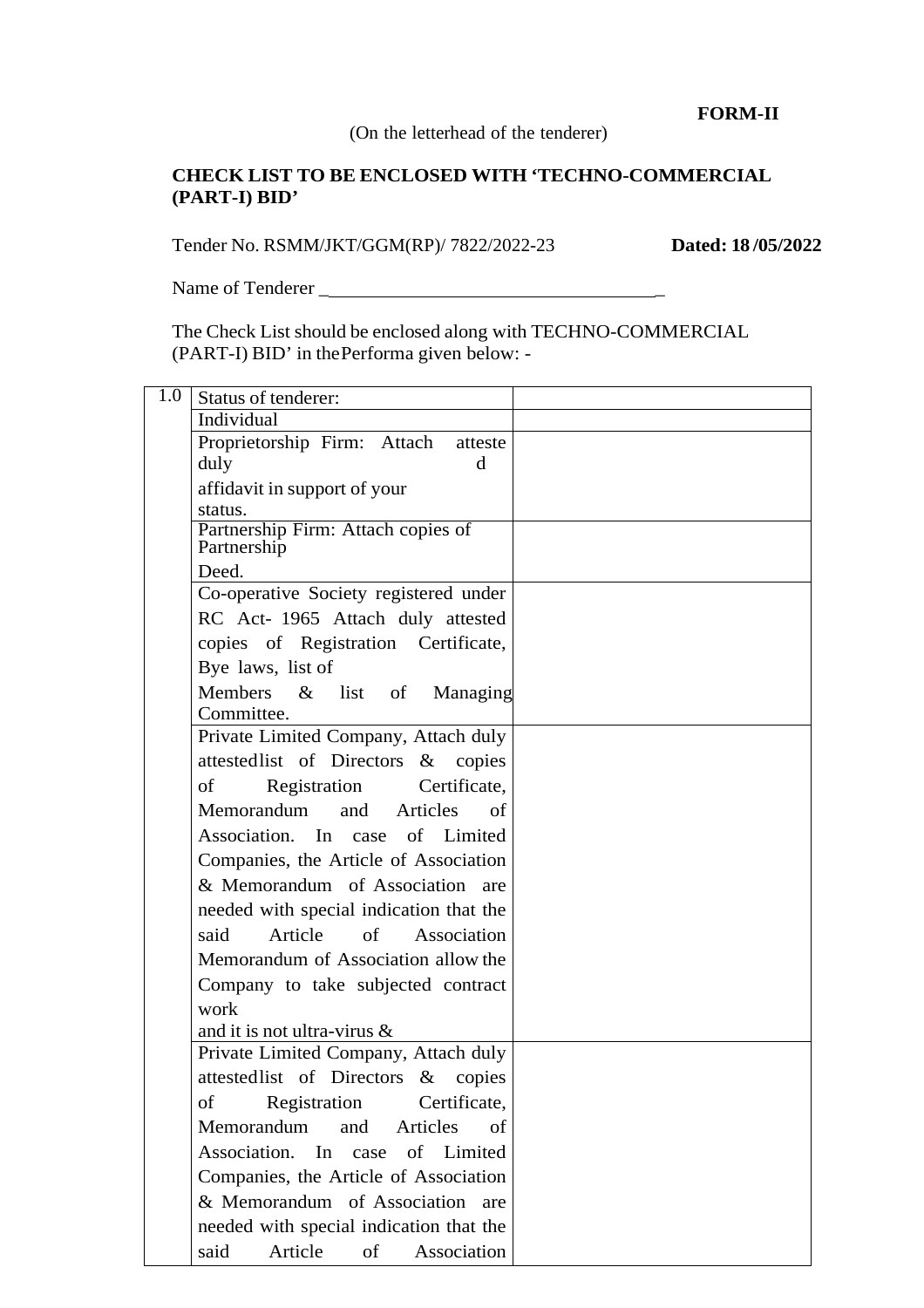**FORM-II**

(On the letterhead of the tenderer)

**CHECK LIST TO BE ENCLOSED WITH 'TECHNO-COMMERCIAL (PART-I) BID'**

Tender No. RSMM/JKT/GGM(RP)/ 7822/2022-23 **Dated: 18 /05/2022**

Name of Tenderer ___________________________________

The Check List should be enclosed along with TECHNO-COMMERCIAL (PART-I) BID' in the Performa given below: -

| | | |
|---|---|---|
| 1.0 | Status of tenderer: | |
| | Individual | |
| | Proprietorship Firm: Attach duly attested affidavit in support of your status. | |
| | Partnership Firm: Attach copies of Partnership Deed. | |
| | Co-operative Society registered under RC Act- 1965 Attach duly attested copies of Registration Certificate, Bye laws, list of Members & list of Managing Committee. | |
| | Private Limited Company, Attach duly attested list of Directors & copies of Registration Certificate, Memorandum and Articles of Association. In case of Limited Companies, the Article of Association & Memorandum of Association are needed with special indication that the said Article of Association Memorandum of Association allow the Company to take subjected contract work and it is not ultra-virus & | |
| | Private Limited Company, Attach duly attested list of Directors & copies of Registration Certificate, Memorandum and Articles of Association. In case of Limited Companies, the Article of Association & Memorandum of Association are needed with special indication that the said Article of Association | |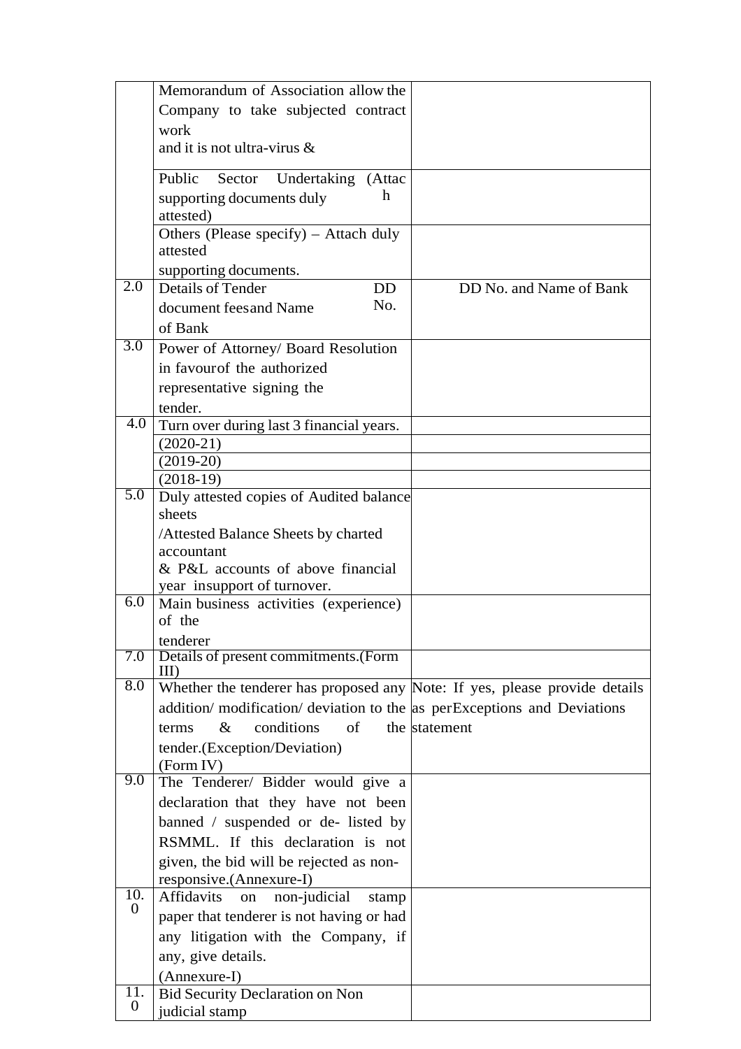| | | |
|---|---|---|
| | Memorandum of Association allow the Company to take subjected contract work and it is not ultra-virus & | |
| | Public Sector Undertaking (Attach supporting documents duly attested) | |
| | Others (Please specify) – Attach duly attested supporting documents. | |
| 2.0 | Details of Tender document fees and Name of Bank DD No. | DD No. and Name of Bank |
| 3.0 | Power of Attorney/ Board Resolution in favour of the authorized representative signing the tender. | |
| 4.0 | Turn over during last 3 financial years. | |
| | (2020-21) | |
| | (2019-20) | |
| | (2018-19) | |
| 5.0 | Duly attested copies of Audited balance sheets /Attested Balance Sheets by charted accountant & P&L accounts of above financial year in support of turnover. | |
| 6.0 | Main business activities (experience) of the tenderer | |
| 7.0 | Details of present commitments.(Form III) | |
| 8.0 | Whether the tenderer has proposed any addition/ modification/ deviation to the terms & conditions of the tender.(Exception/Deviation) (Form IV) | Note: If yes, please provide details as per Exceptions and Deviations statement |
| 9.0 | The Tenderer/ Bidder would give a declaration that they have not been banned / suspended or de- listed by RSMML. If this declaration is not given, the bid will be rejected as non-responsive.(Annexure-I) | |
| 10.0 | Affidavits on non-judicial stamp paper that tenderer is not having or had any litigation with the Company, if any, give details. (Annexure-I) | |
| 11.0 | Bid Security Declaration on Non judicial stamp | |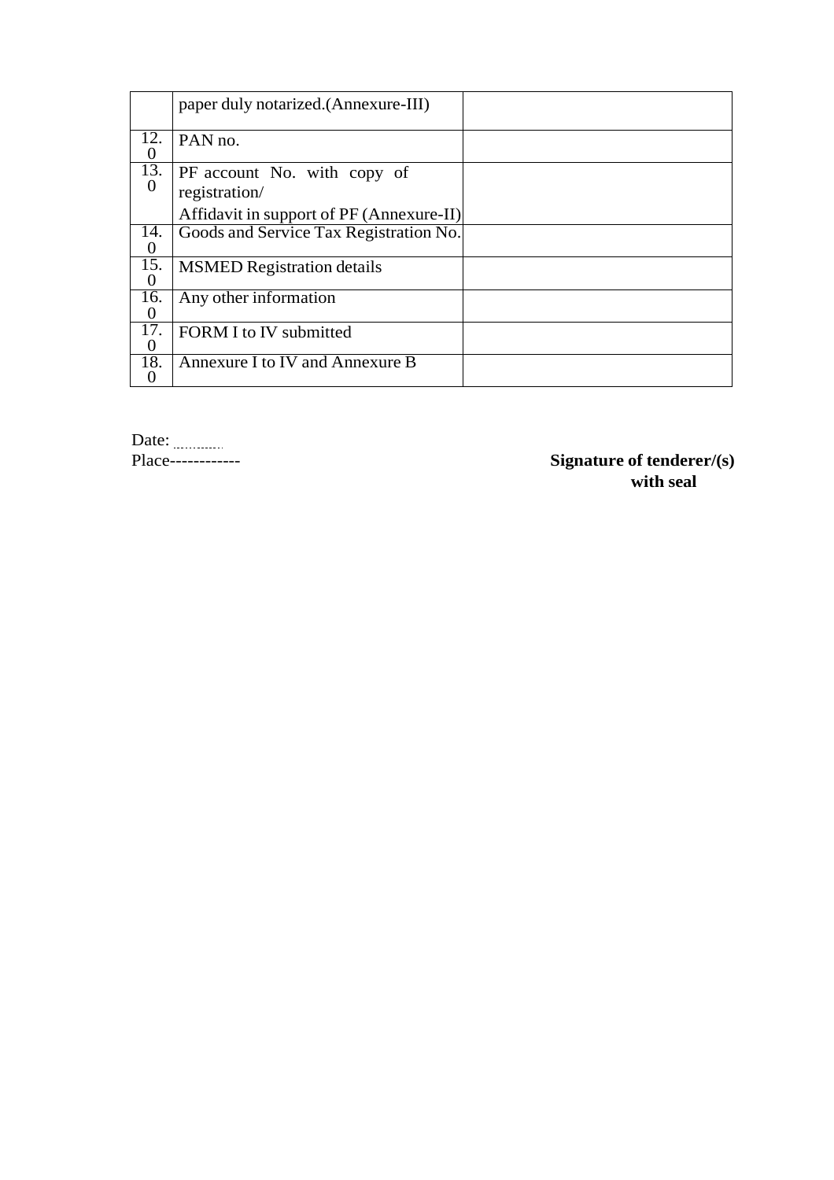| | | |
|---|---|---|
| | paper duly notarized.(Annexure-III) | |
| 12.0 | PAN no. | |
| 13.0 | PF account No. with copy of registration/ Affidavit in support of PF (Annexure-II) | |
| 14.0 | Goods and Service Tax Registration No. | |
| 15.0 | MSMED Registration details | |
| 16.0 | Any other information | |
| 17.0 | FORM I to IV submitted | |
| 18.0 | Annexure I to IV and Annexure B | |

Date: ...........

Place-----------

**Signature of tenderer/(s) with seal**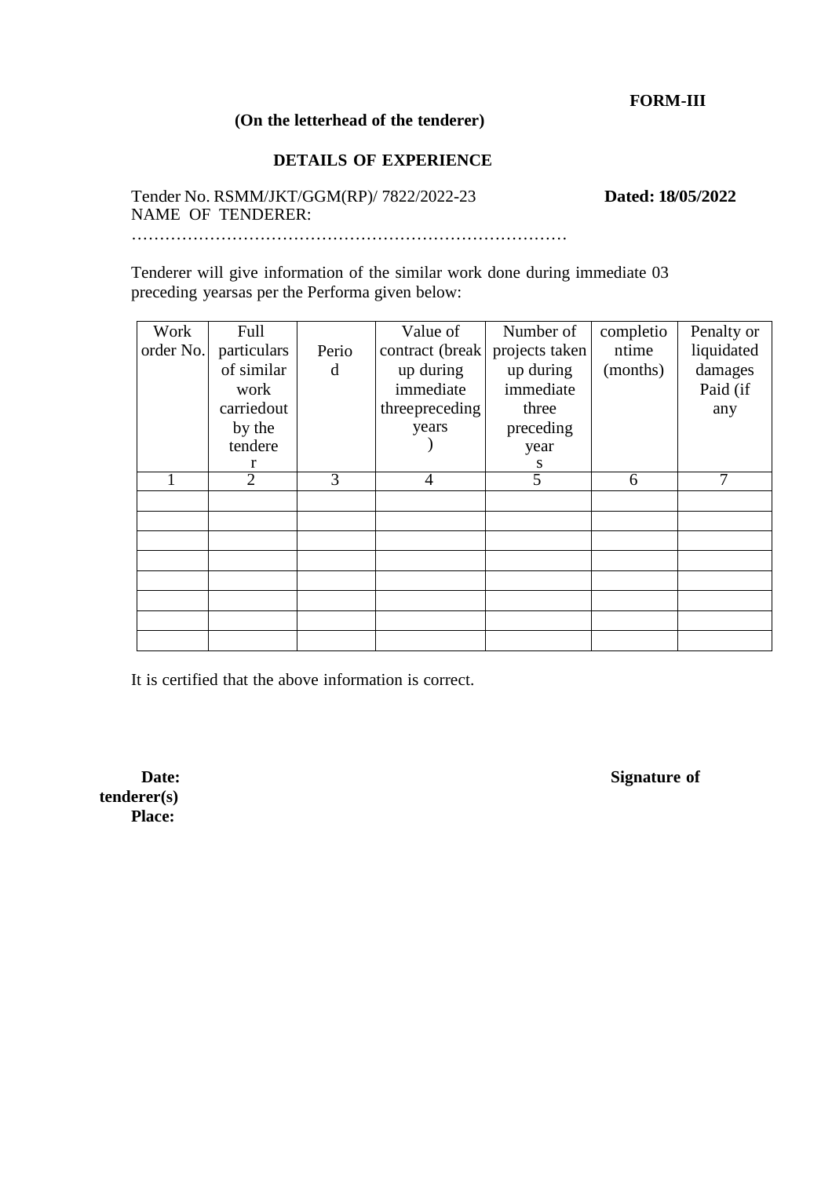**FORM-III**

**(On the letterhead of the tenderer)**

**DETAILS OF EXPERIENCE**

Tender No. RSMM/JKT/GGM(RP)/ 7822/2022-23 **Dated: 18/05/2022**

NAME OF TENDERER: ……………………………………………………………………

Tenderer will give information of the similar work done during immediate 03 preceding yearsas per the Performa given below:

| Work order No. | Full particulars of similar work carriedout by the tenderer | Period | Value of contract (break up during immediate threepreceding years) | Number of projects taken up during immediate three preceding years | completiontime (months) | Penalty or liquidated damages Paid (if any |
|---|---|---|---|---|---|---|
| 1 | 2 | 3 | 4 | 5 | 6 | 7 |
| | | | | | | |
| | | | | | | |
| | | | | | | |
| | | | | | | |
| | | | | | | |
| | | | | | | |
| | | | | | | |
| | | | | | | |

It is certified that the above information is correct.

**Date:** **Signature of tenderer(s)**

**Place:**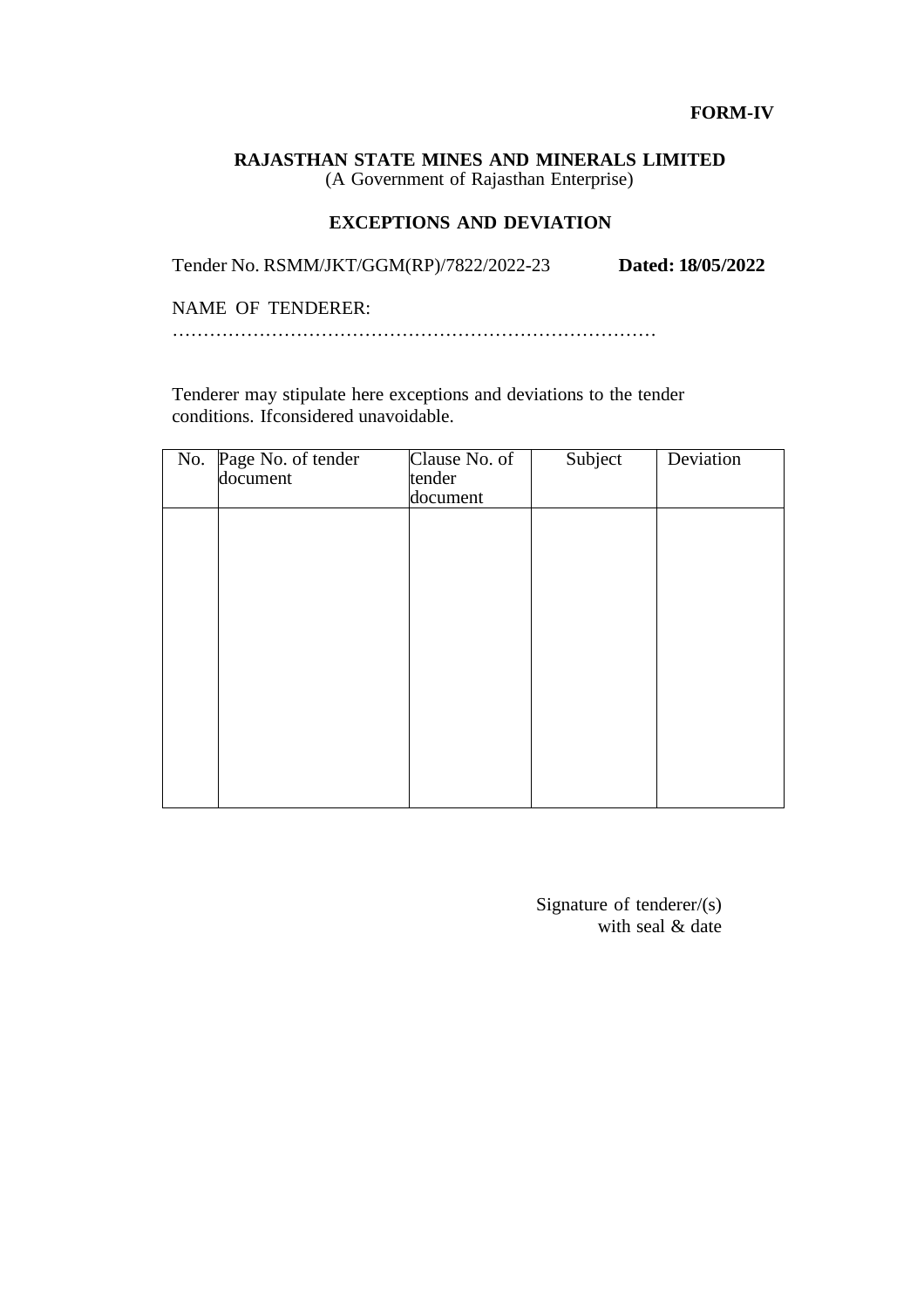**FORM-IV**

**RAJASTHAN STATE MINES AND MINERALS LIMITED**
(A Government of Rajasthan Enterprise)

**EXCEPTIONS AND DEVIATION**

Tender No. RSMM/JKT/GGM(RP)/7822/2022-23 **Dated: 18/05/2022**

NAME OF TENDERER:
……………………………………………………………………

Tenderer may stipulate here exceptions and deviations to the tender conditions. Ifconsidered unavoidable.

| No. | Page No. of tender document | Clause No. of tender document | Subject | Deviation |
|---|---|---|---|---|
| | | | | |

Signature of tenderer/(s)
with seal & date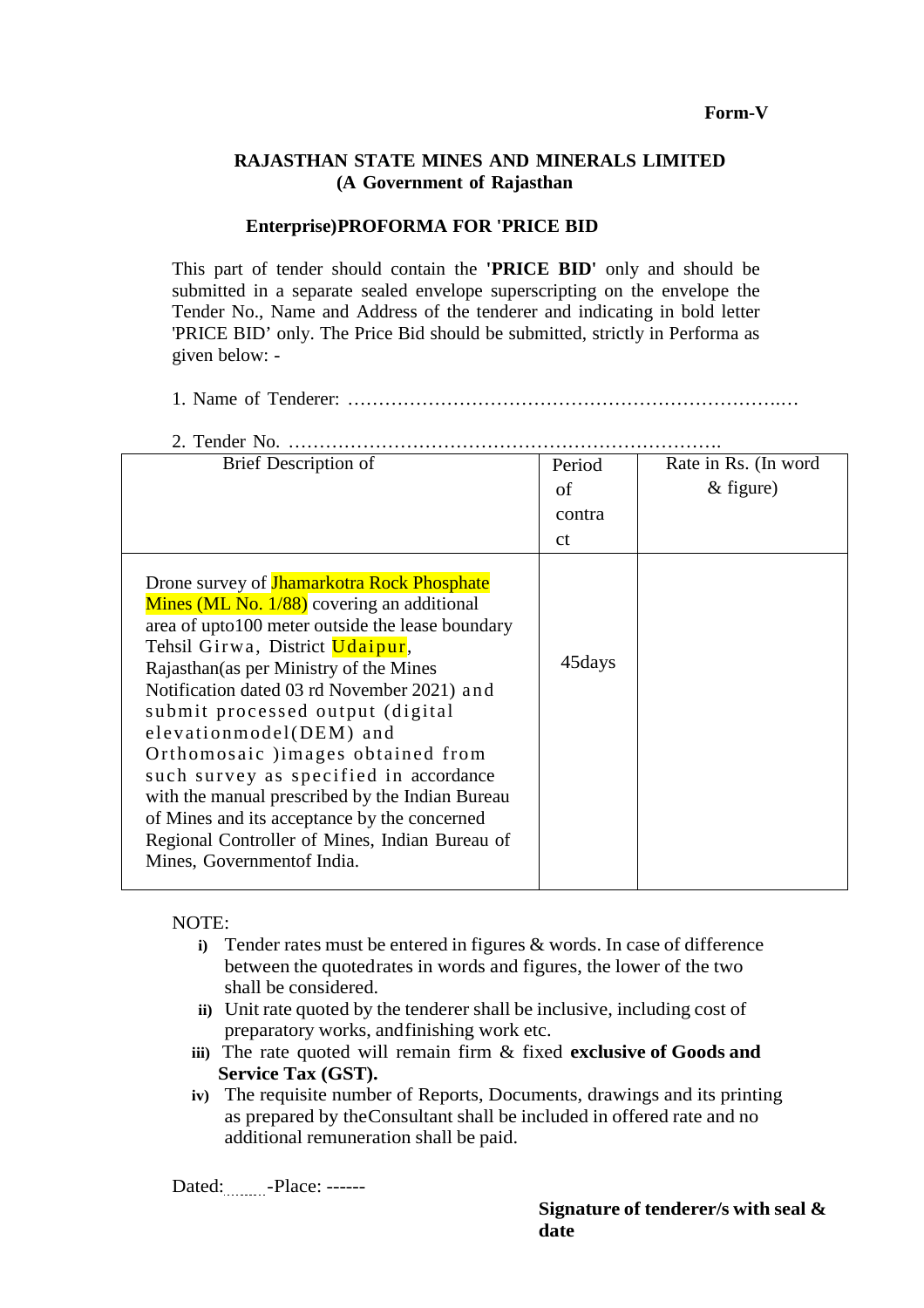**Form-V**

**RAJASTHAN STATE MINES AND MINERALS LIMITED**
**(A Government of Rajasthan**

**Enterprise)PROFORMA FOR 'PRICE BID**

This part of tender should contain the **'PRICE BID'** only and should be submitted in a separate sealed envelope superscripting on the envelope the Tender No., Name and Address of the tenderer and indicating in bold letter 'PRICE BID' only. The Price Bid should be submitted, strictly in Performa as given below: -

1. Name of Tenderer: ………………………………………………………………..…

2. Tender No. …………………………………………………………….

| Brief Description of | Period of contract | Rate in Rs. (In word & figure) |
|---|---|---|
| Drone survey of Jhamarkotra Rock Phosphate Mines (ML No. 1/88) covering an additional area of upto100 meter outside the lease boundary Tehsil Girwa, District Udaipur, Rajasthan(as per Ministry of the Mines Notification dated 03 rd November 2021) and submit processed output (digital elevationmodel(DEM) and Orthomosaic )images obtained from such survey as specified in accordance with the manual prescribed by the Indian Bureau of Mines and its acceptance by the concerned Regional Controller of Mines, Indian Bureau of Mines, Governmentof India. | 45days | |

NOTE:

i) Tender rates must be entered in figures & words. In case of difference between the quotedrates in words and figures, the lower of the two shall be considered.
ii) Unit rate quoted by the tenderer shall be inclusive, including cost of preparatory works, andfinishing work etc.
iii) The rate quoted will remain firm & fixed **exclusive of Goods and Service Tax (GST).**
iv) The requisite number of Reports, Documents, drawings and its printing as prepared by theConsultant shall be included in offered rate and no additional remuneration shall be paid.

Dated:……..-Place: ------

**Signature of tenderer/s with seal & date**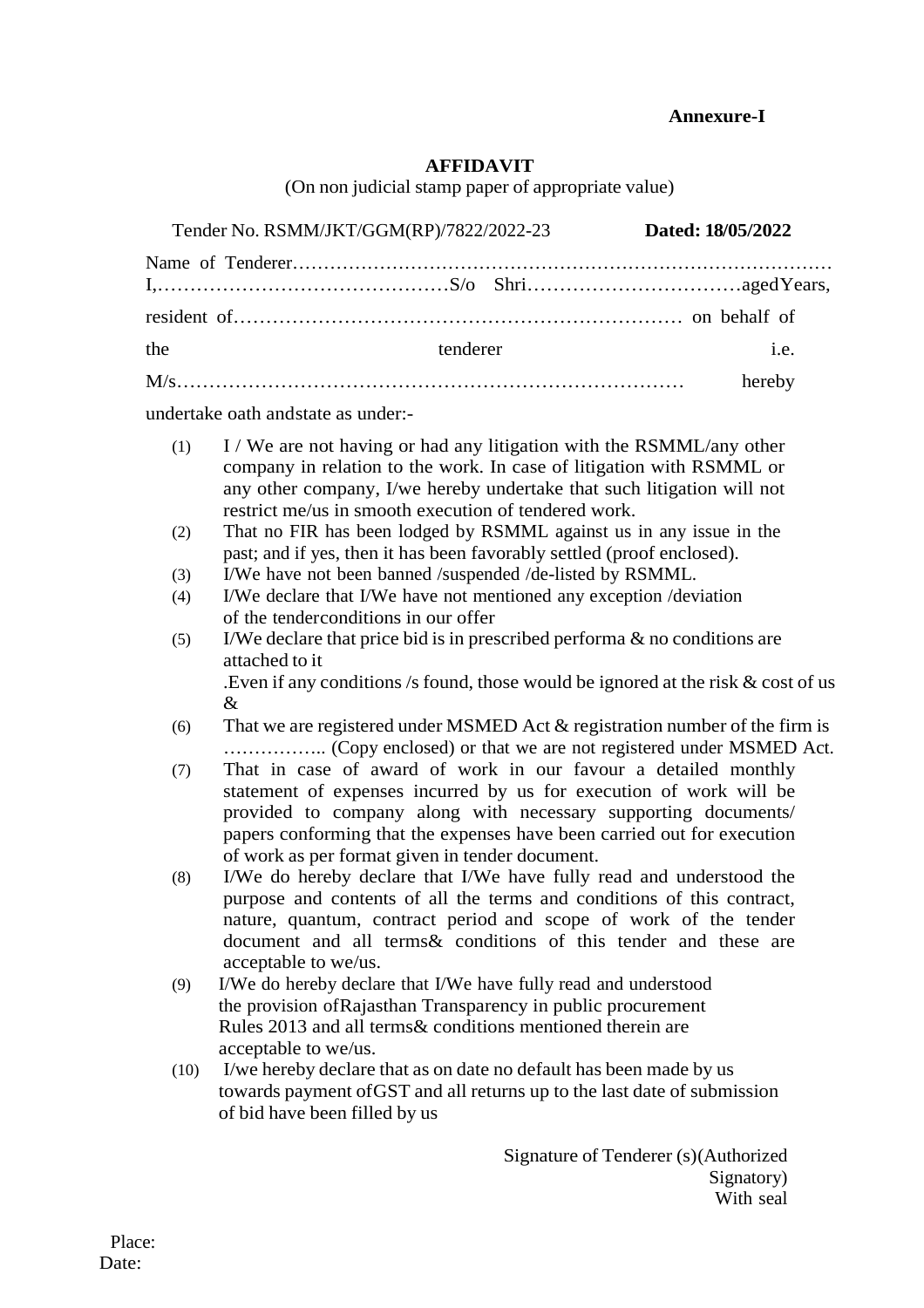**Annexure-I**

**AFFIDAVIT**

(On non judicial stamp paper of appropriate value)

Tender No. RSMM/JKT/GGM(RP)/7822/2022-23 **Dated: 18/05/2022**

Name of Tenderer…………………………………………………………………………… I,………………………………………S/o Shri……………………………agedYears, resident of…………………………………………………………… on behalf of the tenderer i.e. M/s…………………………………………………………………… hereby undertake oath andstate as under:-

(1) I / We are not having or had any litigation with the RSMML/any other company in relation to the work. In case of litigation with RSMML or any other company, I/we hereby undertake that such litigation will not restrict me/us in smooth execution of tendered work.

(2) That no FIR has been lodged by RSMML against us in any issue in the past; and if yes, then it has been favorably settled (proof enclosed).

(3) I/We have not been banned /suspended /de-listed by RSMML.

(4) I/We declare that I/We have not mentioned any exception /deviation of the tenderconditions in our offer

(5) I/We declare that price bid is in prescribed performa & no conditions are attached to it .Even if any conditions /s found, those would be ignored at the risk & cost of us &

(6) That we are registered under MSMED Act & registration number of the firm is …………….. (Copy enclosed) or that we are not registered under MSMED Act.

(7) That in case of award of work in our favour a detailed monthly statement of expenses incurred by us for execution of work will be provided to company along with necessary supporting documents/ papers conforming that the expenses have been carried out for execution of work as per format given in tender document.

(8) I/We do hereby declare that I/We have fully read and understood the purpose and contents of all the terms and conditions of this contract, nature, quantum, contract period and scope of work of the tender document and all terms& conditions of this tender and these are acceptable to we/us.

(9) I/We do hereby declare that I/We have fully read and understood the provision ofRajasthan Transparency in public procurement Rules 2013 and all terms& conditions mentioned therein are acceptable to we/us.

(10) I/we hereby declare that as on date no default has been made by us towards payment ofGST and all returns up to the last date of submission of bid have been filled by us

Signature of Tenderer (s)(Authorized Signatory)
With seal

Place:
Date: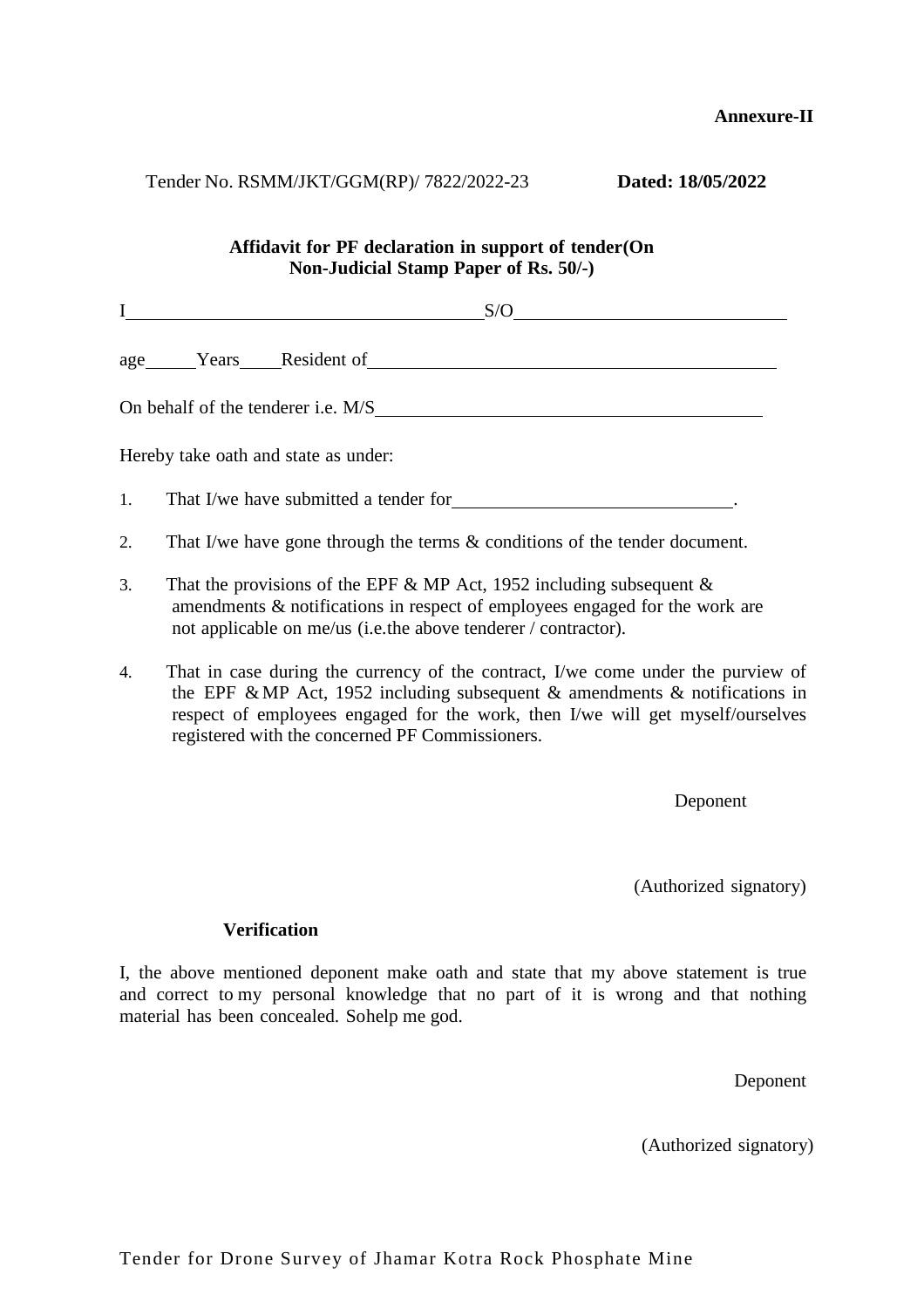**Annexure-II**

Tender No. RSMM/JKT/GGM(RP)/ 7822/2022-23 **Dated: 18/05/2022**

**Affidavit for PF declaration in support of tender(On Non-Judicial Stamp Paper of Rs. 50/-)**

I_______________________________S/O________________________

age_____Years____Resident of____________________________________

On behalf of the tenderer i.e. M/S__________________________________

Hereby take oath and state as under:

1. That I/we have submitted a tender for________________________.
2. That I/we have gone through the terms & conditions of the tender document.
3. That the provisions of the EPF & MP Act, 1952 including subsequent & amendments & notifications in respect of employees engaged for the work are not applicable on me/us (i.e.the above tenderer / contractor).
4. That in case during the currency of the contract, I/we come under the purview of the EPF & MP Act, 1952 including subsequent & amendments & notifications in respect of employees engaged for the work, then I/we will get myself/ourselves registered with the concerned PF Commissioners.

Deponent

(Authorized signatory)

**Verification**

I, the above mentioned deponent make oath and state that my above statement is true and correct to my personal knowledge that no part of it is wrong and that nothing material has been concealed. Sohelp me god.

Deponent

(Authorized signatory)

Tender for Drone Survey of Jhamar Kotra Rock Phosphate Mine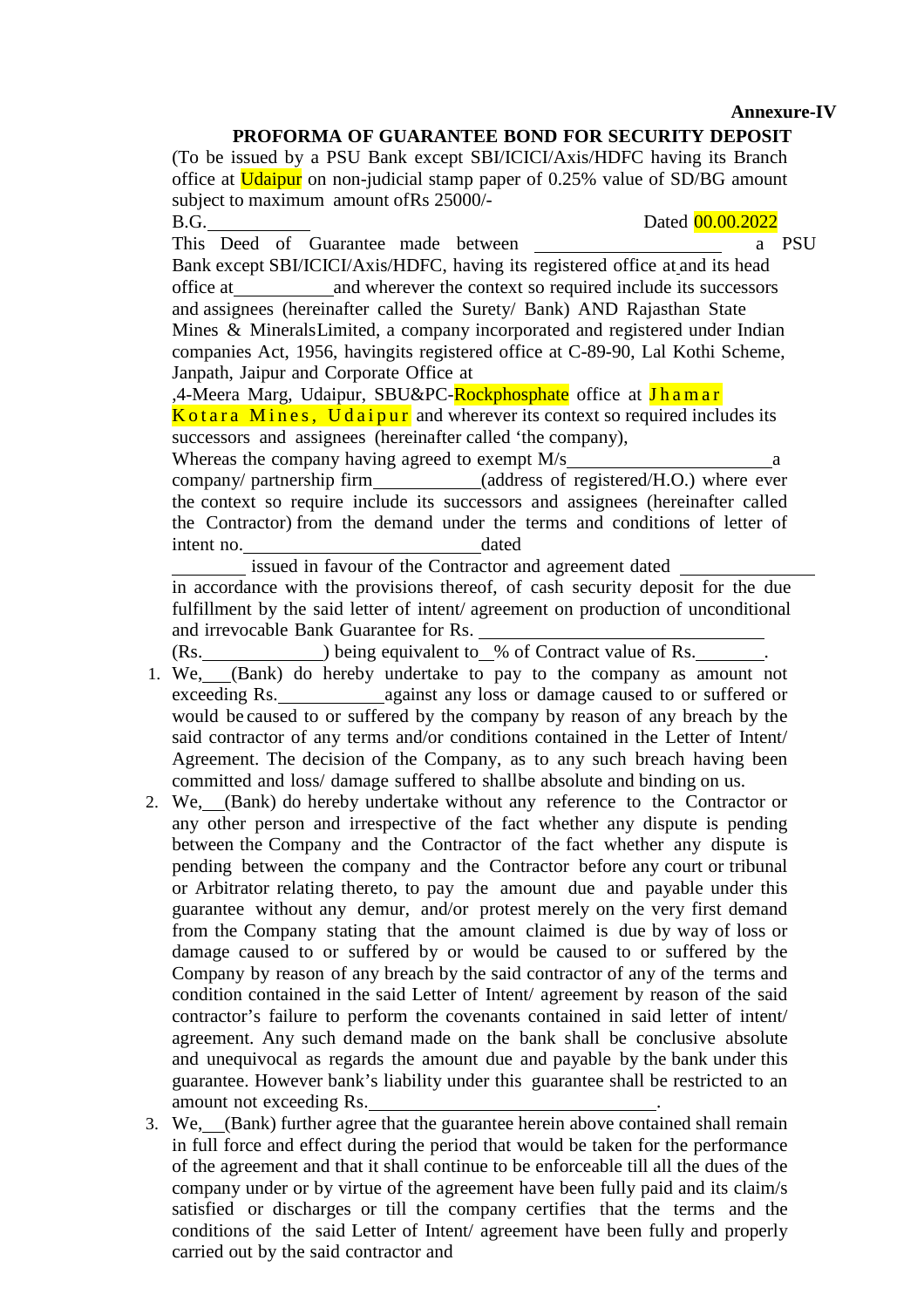**Annexure-IV**

**PROFORMA OF GUARANTEE BOND FOR SECURITY DEPOSIT**

(To be issued by a PSU Bank except SBI/ICICI/Axis/HDFC having its Branch office at Udaipur on non-judicial stamp paper of 0.25% value of SD/BG amount subject to maximum amount ofRs 25000/-

B.G.___________ Dated 00.00.2022

This Deed of Guarantee made between ____________________ a PSU Bank except SBI/ICICI/Axis/HDFC, having its registered office at and its head office at__________and wherever the context so required include its successors and assignees (hereinafter called the Surety/ Bank) AND Rajasthan State Mines & MineralsLimited, a company incorporated and registered under Indian companies Act, 1956, havingits registered office at C-89-90, Lal Kothi Scheme, Janpath, Jaipur and Corporate Office at ,4-Meera Marg, Udaipur, SBU&PC-Rockphosphate office at Jhamar Kotara Mines, Udaipur and wherever its context so required includes its successors and assignees (hereinafter called 'the company),

Whereas the company having agreed to exempt M/s_____________________a company/ partnership firm___________(address of registered/H.O.) where ever the context so require include its successors and assignees (hereinafter called the Contractor) from the demand under the terms and conditions of letter of intent no.________________________dated ________ issued in favour of the Contractor and agreement dated ______________ in accordance with the provisions thereof, of cash security deposit for the due fulfillment by the said letter of intent/ agreement on production of unconditional and irrevocable Bank Guarantee for Rs. ____________________________ (Rs.____________) being equivalent to__% of Contract value of Rs._______.

1. We,___(Bank) do hereby undertake to pay to the company as amount not exceeding Rs.___________against any loss or damage caused to or suffered or would be caused to or suffered by the company by reason of any breach by the said contractor of any terms and/or conditions contained in the Letter of Intent/ Agreement. The decision of the Company, as to any such breach having been committed and loss/ damage suffered to shallbe absolute and binding on us.
2. We,__(Bank) do hereby undertake without any reference to the Contractor or any other person and irrespective of the fact whether any dispute is pending between the Company and the Contractor of the fact whether any dispute is pending between the company and the Contractor before any court or tribunal or Arbitrator relating thereto, to pay the amount due and payable under this guarantee without any demur, and/or protest merely on the very first demand from the Company stating that the amount claimed is due by way of loss or damage caused to or suffered by or would be caused to or suffered by the Company by reason of any breach by the said contractor of any of the terms and condition contained in the said Letter of Intent/ agreement by reason of the said contractor's failure to perform the covenants contained in said letter of intent/ agreement. Any such demand made on the bank shall be conclusive absolute and unequivocal as regards the amount due and payable by the bank under this guarantee. However bank's liability under this guarantee shall be restricted to an amount not exceeding Rs.______________________________.
3. We,__(Bank) further agree that the guarantee herein above contained shall remain in full force and effect during the period that would be taken for the performance of the agreement and that it shall continue to be enforceable till all the dues of the company under or by virtue of the agreement have been fully paid and its claim/s satisfied or discharges or till the company certifies that the terms and the conditions of the said Letter of Intent/ agreement have been fully and properly carried out by the said contractor and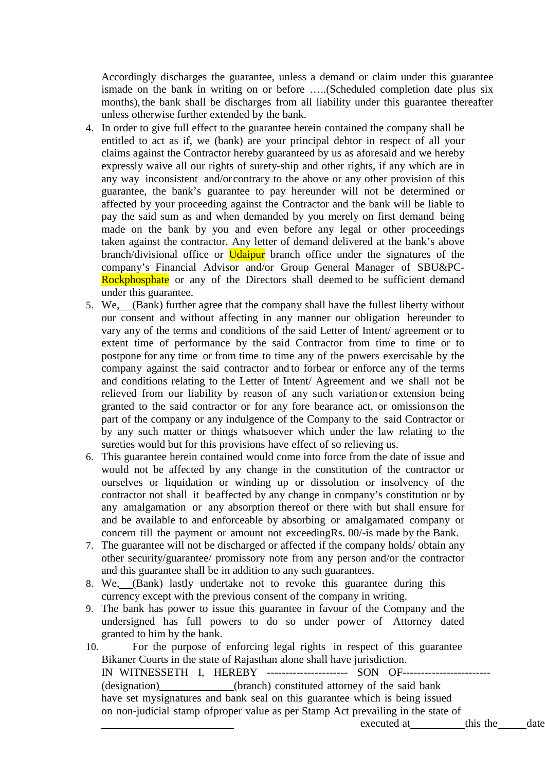Accordingly discharges the guarantee, unless a demand or claim under this guarantee ismade on the bank in writing on or before …..(Scheduled completion date plus six months), the bank shall be discharges from all liability under this guarantee thereafter unless otherwise further extended by the bank.

4. In order to give full effect to the guarantee herein contained the company shall be entitled to act as if, we (bank) are your principal debtor in respect of all your claims against the Contractor hereby guaranteed by us as aforesaid and we hereby expressly waive all our rights of surety-ship and other rights, if any which are in any way inconsistent and/or contrary to the above or any other provision of this guarantee, the bank's guarantee to pay hereunder will not be determined or affected by your proceeding against the Contractor and the bank will be liable to pay the said sum as and when demanded by you merely on first demand being made on the bank by you and even before any legal or other proceedings taken against the contractor. Any letter of demand delivered at the bank's above branch/divisional office or Udaipur branch office under the signatures of the company's Financial Advisor and/or Group General Manager of SBU&PC-Rockphosphate or any of the Directors shall deemed to be sufficient demand under this guarantee.
5. We,\_\_(Bank) further agree that the company shall have the fullest liberty without our consent and without affecting in any manner our obligation hereunder to vary any of the terms and conditions of the said Letter of Intent/ agreement or to extent time of performance by the said Contractor from time to time or to postpone for any time or from time to time any of the powers exercisable by the company against the said contractor and to forbear or enforce any of the terms and conditions relating to the Letter of Intent/ Agreement and we shall not be relieved from our liability by reason of any such variation or extension being granted to the said contractor or for any fore bearance act, or omissions on the part of the company or any indulgence of the Company to the said Contractor or by any such matter or things whatsoever which under the law relating to the sureties would but for this provisions have effect of so relieving us.
6. This guarantee herein contained would come into force from the date of issue and would not be affected by any change in the constitution of the contractor or ourselves or liquidation or winding up or dissolution or insolvency of the contractor not shall it beaffected by any change in company's constitution or by any amalgamation or any absorption thereof or there with but shall ensure for and be available to and enforceable by absorbing or amalgamated company or concern till the payment or amount not exceedingRs. 00/-is made by the Bank.
7. The guarantee will not be discharged or affected if the company holds/ obtain any other security/guarantee/ promissory note from any person and/or the contractor and this guarantee shall be in addition to any such guarantees.
8. We,\_\_(Bank) lastly undertake not to revoke this guarantee during this currency except with the previous consent of the company in writing.
9. The bank has power to issue this guarantee in favour of the Company and the undersigned has full powers to do so under power of Attorney dated granted to him by the bank.
10. For the purpose of enforcing legal rights in respect of this guarantee Bikaner Courts in the state of Rajasthan alone shall have jurisdiction.

IN WITNESSETH I, HEREBY --------------------- SON OF----------------------- (designation)\_\_\_\_\_\_\_\_\_\_\_\_\_\_(branch) constituted attorney of the said bank have set mysignatures and bank seal on this guarantee which is being issued on non-judicial stamp ofproper value as per Stamp Act prevailing in the state of \_\_\_\_\_\_\_\_\_\_\_\_\_\_\_\_\_\_\_\_\_\_\_\_\_ executed at\_\_\_\_\_\_\_\_\_\_this the\_\_\_\_\_date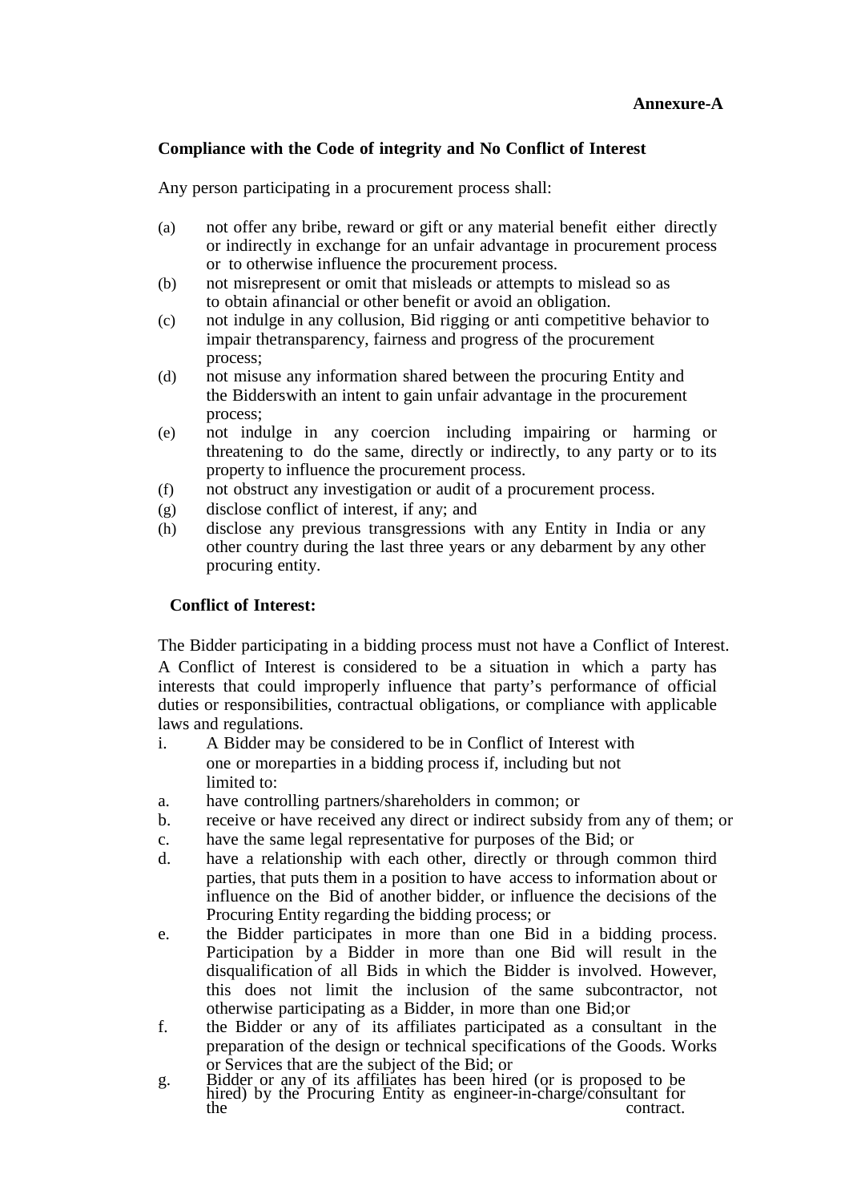**Annexure-A**

**Compliance with the Code of integrity and No Conflict of Interest**

Any person participating in a procurement process shall:

(a) not offer any bribe, reward or gift or any material benefit either directly or indirectly in exchange for an unfair advantage in procurement process or to otherwise influence the procurement process.

(b) not misrepresent or omit that misleads or attempts to mislead so as to obtain afinancial or other benefit or avoid an obligation.

(c) not indulge in any collusion, Bid rigging or anti competitive behavior to impair thetransparency, fairness and progress of the procurement process;

(d) not misuse any information shared between the procuring Entity and the Bidderswith an intent to gain unfair advantage in the procurement process;

(e) not indulge in any coercion including impairing or harming or threatening to do the same, directly or indirectly, to any party or to its property to influence the procurement process.

(f) not obstruct any investigation or audit of a procurement process.

(g) disclose conflict of interest, if any; and

(h) disclose any previous transgressions with any Entity in India or any other country during the last three years or any debarment by any other procuring entity.

**Conflict of Interest:**

The Bidder participating in a bidding process must not have a Conflict of Interest. A Conflict of Interest is considered to be a situation in which a party has interests that could improperly influence that party's performance of official duties or responsibilities, contractual obligations, or compliance with applicable laws and regulations.

i. A Bidder may be considered to be in Conflict of Interest with one or moreparties in a bidding process if, including but not limited to:

a. have controlling partners/shareholders in common; or

b. receive or have received any direct or indirect subsidy from any of them; or

c. have the same legal representative for purposes of the Bid; or

d. have a relationship with each other, directly or through common third parties, that puts them in a position to have access to information about or influence on the Bid of another bidder, or influence the decisions of the Procuring Entity regarding the bidding process; or

e. the Bidder participates in more than one Bid in a bidding process. Participation by a Bidder in more than one Bid will result in the disqualification of all Bids in which the Bidder is involved. However, this does not limit the inclusion of the same subcontractor, not otherwise participating as a Bidder, in more than one Bid;or

f. the Bidder or any of its affiliates participated as a consultant in the preparation of the design or technical specifications of the Goods. Works or Services that are the subject of the Bid; or

g. Bidder or any of its affiliates has been hired (or is proposed to be hired) by the Procuring Entity as engineer-in-charge/consultant for the contract.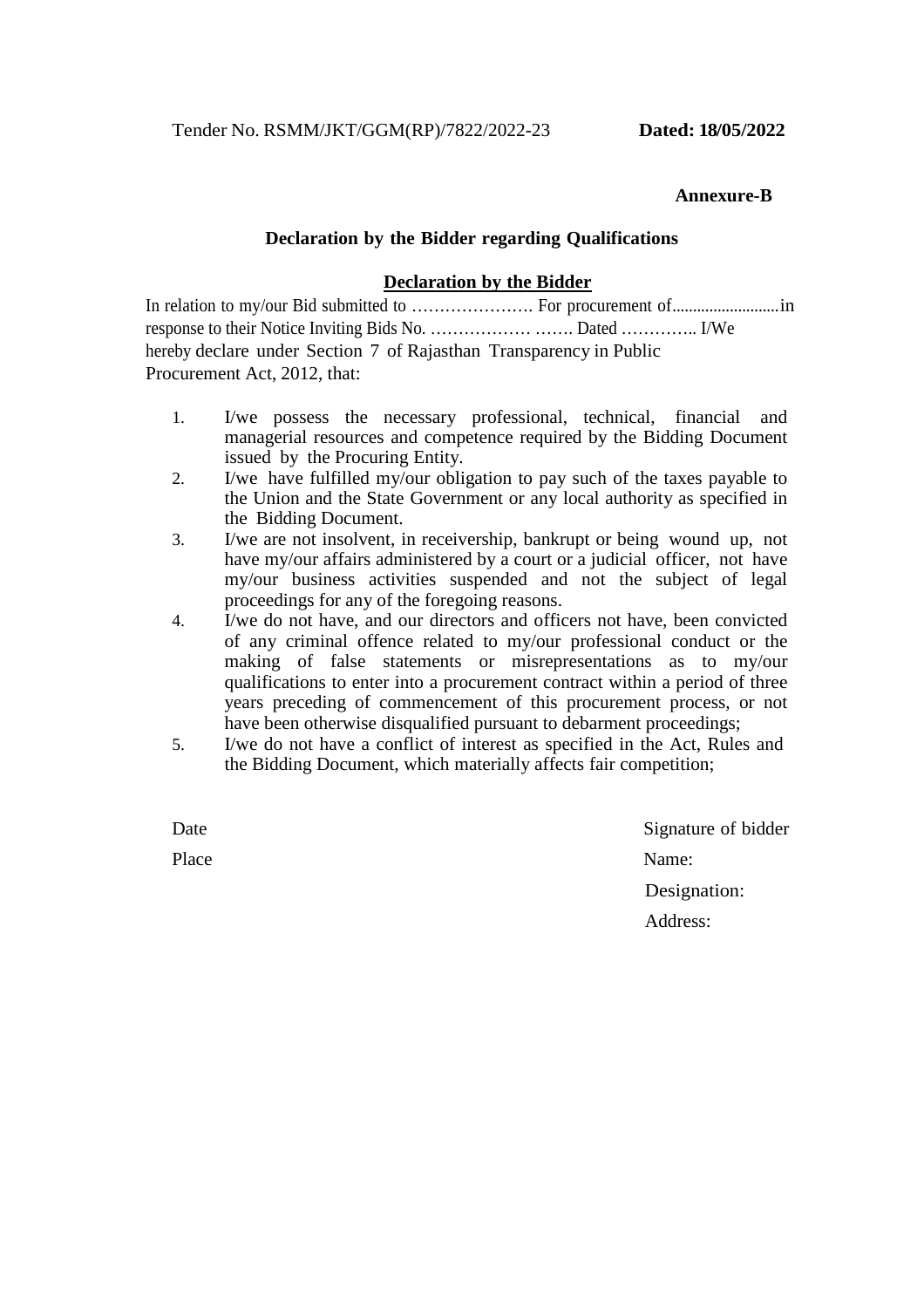Tender No. RSMM/JKT/GGM(RP)/7822/2022-23 **Dated: 18/05/2022**

**Annexure-B**

**Declaration by the Bidder regarding Qualifications**

**<u>Declaration by the Bidder</u>**

In relation to my/our Bid submitted to …………………. For procurement of..........................in response to their Notice Inviting Bids No. ……………… ……. Dated ………….. I/We hereby declare under Section 7 of Rajasthan Transparency in Public Procurement Act, 2012, that:

1. I/we possess the necessary professional, technical, financial and managerial resources and competence required by the Bidding Document issued by the Procuring Entity.
2. I/we have fulfilled my/our obligation to pay such of the taxes payable to the Union and the State Government or any local authority as specified in the Bidding Document.
3. I/we are not insolvent, in receivership, bankrupt or being wound up, not have my/our affairs administered by a court or a judicial officer, not have my/our business activities suspended and not the subject of legal proceedings for any of the foregoing reasons.
4. I/we do not have, and our directors and officers not have, been convicted of any criminal offence related to my/our professional conduct or the making of false statements or misrepresentations as to my/our qualifications to enter into a procurement contract within a period of three years preceding of commencement of this procurement process, or not have been otherwise disqualified pursuant to debarment proceedings;
5. I/we do not have a conflict of interest as specified in the Act, Rules and the Bidding Document, which materially affects fair competition;

Date

Place

Signature of bidder

Name:

Designation:

Address: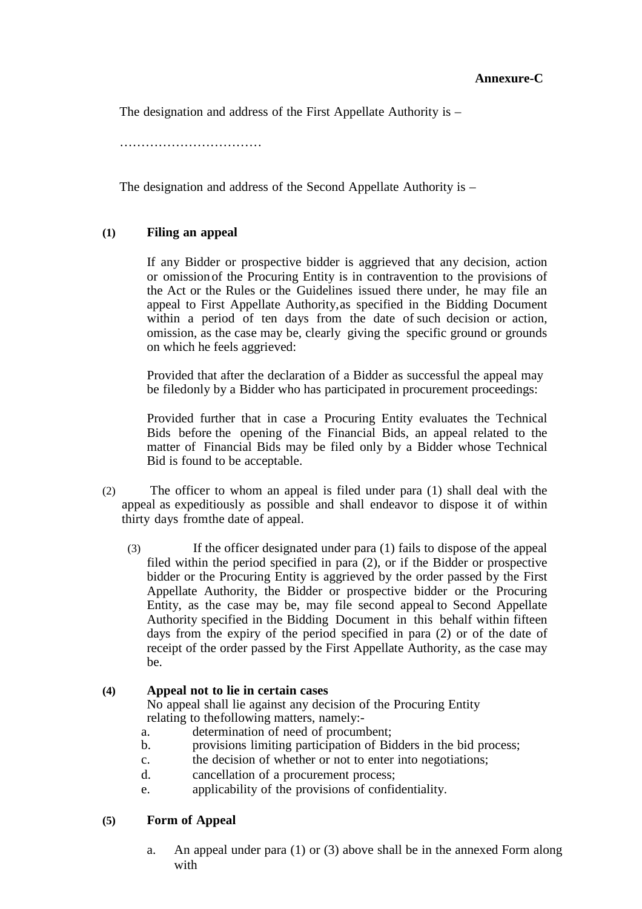**Annexure-C**

The designation and address of the First Appellate Authority is –

……………………………

The designation and address of the Second Appellate Authority is –

**(1) Filing an appeal**

If any Bidder or prospective bidder is aggrieved that any decision, action or omission of the Procuring Entity is in contravention to the provisions of the Act or the Rules or the Guidelines issued there under, he may file an appeal to First Appellate Authority, as specified in the Bidding Document within a period of ten days from the date of such decision or action, omission, as the case may be, clearly giving the specific ground or grounds on which he feels aggrieved:

Provided that after the declaration of a Bidder as successful the appeal may be filedonly by a Bidder who has participated in procurement proceedings:

Provided further that in case a Procuring Entity evaluates the Technical Bids before the opening of the Financial Bids, an appeal related to the matter of Financial Bids may be filed only by a Bidder whose Technical Bid is found to be acceptable.

(2) The officer to whom an appeal is filed under para (1) shall deal with the appeal as expeditiously as possible and shall endeavor to dispose it of within thirty days fromthe date of appeal.

(3) If the officer designated under para (1) fails to dispose of the appeal filed within the period specified in para (2), or if the Bidder or prospective bidder or the Procuring Entity is aggrieved by the order passed by the First Appellate Authority, the Bidder or prospective bidder or the Procuring Entity, as the case may be, may file second appeal to Second Appellate Authority specified in the Bidding Document in this behalf within fifteen days from the expiry of the period specified in para (2) or of the date of receipt of the order passed by the First Appellate Authority, as the case may be.

**(4) Appeal not to lie in certain cases**

No appeal shall lie against any decision of the Procuring Entity relating to thefollowing matters, namely:-

a. determination of need of procumbent;
b. provisions limiting participation of Bidders in the bid process;
c. the decision of whether or not to enter into negotiations;
d. cancellation of a procurement process;
e. applicability of the provisions of confidentiality.

**(5) Form of Appeal**

a. An appeal under para (1) or (3) above shall be in the annexed Form along with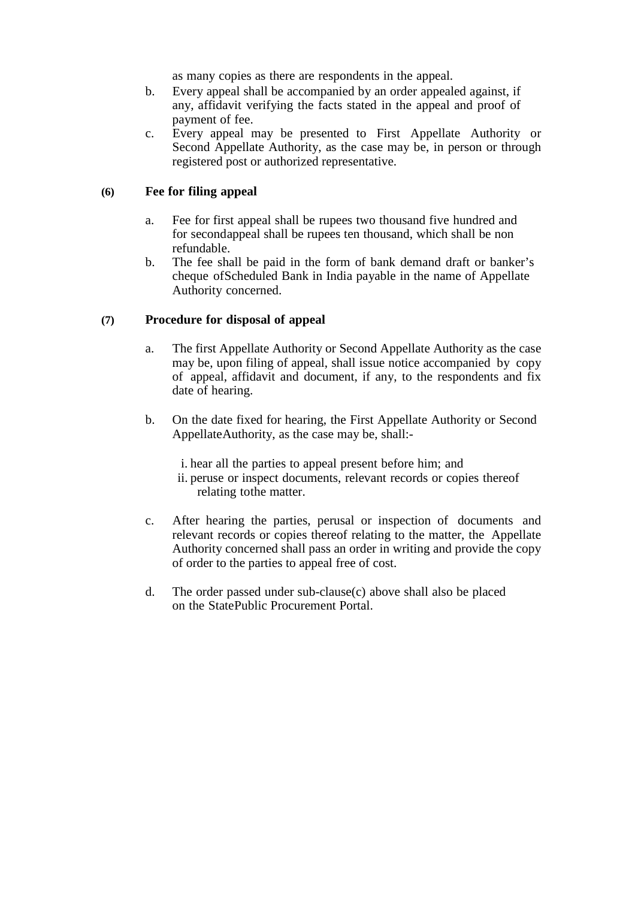as many copies as there are respondents in the appeal.

b. Every appeal shall be accompanied by an order appealed against, if any, affidavit verifying the facts stated in the appeal and proof of payment of fee.

c. Every appeal may be presented to First Appellate Authority or Second Appellate Authority, as the case may be, in person or through registered post or authorized representative.

**(6) Fee for filing appeal**

a. Fee for first appeal shall be rupees two thousand five hundred and for secondappeal shall be rupees ten thousand, which shall be non refundable.

b. The fee shall be paid in the form of bank demand draft or banker's cheque ofScheduled Bank in India payable in the name of Appellate Authority concerned.

**(7) Procedure for disposal of appeal**

a. The first Appellate Authority or Second Appellate Authority as the case may be, upon filing of appeal, shall issue notice accompanied by copy of appeal, affidavit and document, if any, to the respondents and fix date of hearing.

b. On the date fixed for hearing, the First Appellate Authority or Second AppellateAuthority, as the case may be, shall:-

   i. hear all the parties to appeal present before him; and
   ii. peruse or inspect documents, relevant records or copies thereof relating tothe matter.

c. After hearing the parties, perusal or inspection of documents and relevant records or copies thereof relating to the matter, the Appellate Authority concerned shall pass an order in writing and provide the copy of order to the parties to appeal free of cost.

d. The order passed under sub-clause(c) above shall also be placed on the StatePublic Procurement Portal.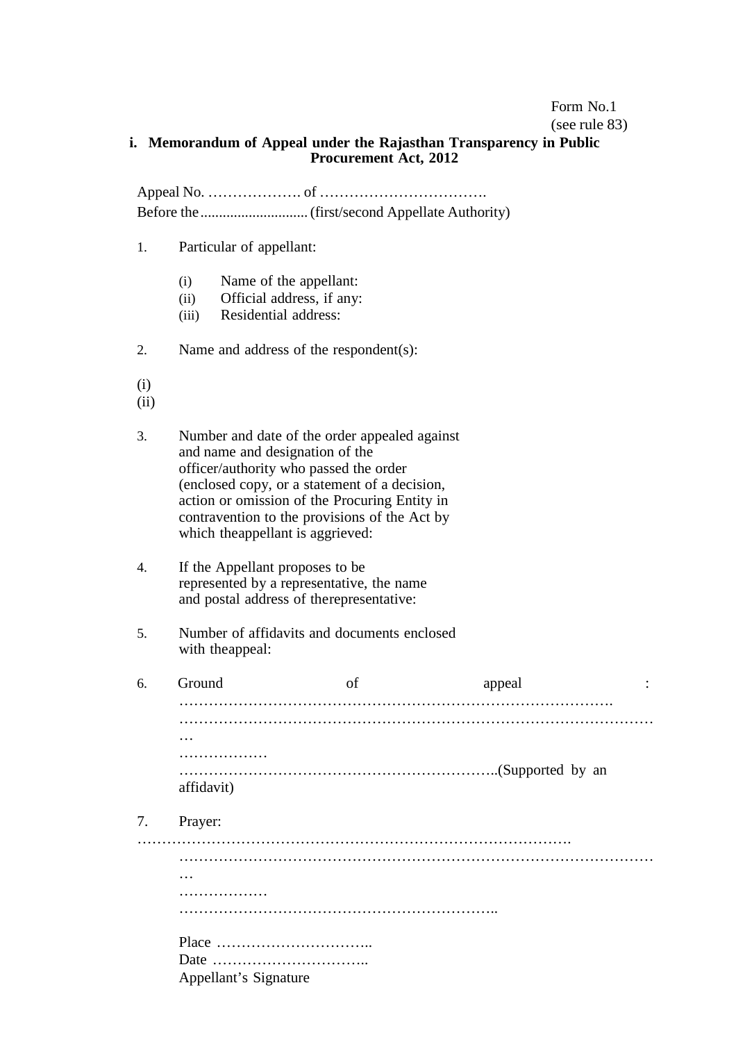Form No.1
(see rule 83)

**i. Memorandum of Appeal under the Rajasthan Transparency in Public Procurement Act, 2012**

Appeal No. ………………. of …………………………….

Before the ............................ (first/second Appellate Authority)

1. Particular of appellant:

   (i) Name of the appellant:

   (ii) Official address, if any:

   (iii) Residential address:

2. Name and address of the respondent(s):

(i)

(ii)

3. Number and date of the order appealed against and name and designation of the officer/authority who passed the order (enclosed copy, or a statement of a decision, action or omission of the Procuring Entity in contravention to the provisions of the Act by which theappellant is aggrieved:

4. If the Appellant proposes to be represented by a representative, the name and postal address of therepresentative:

5. Number of affidavits and documents enclosed with theappeal:

6. Ground of appeal : …………………………………………………………………………….
…………………………………………………………………………………………
………………
……………………………………………………….(Supported by an affidavit)

7. Prayer:
…………………………………………………………………………….
…………………………………………………………………………………………
………………
………………………………………………………..

Place …………………………..

Date …………………………..

Appellant's Signature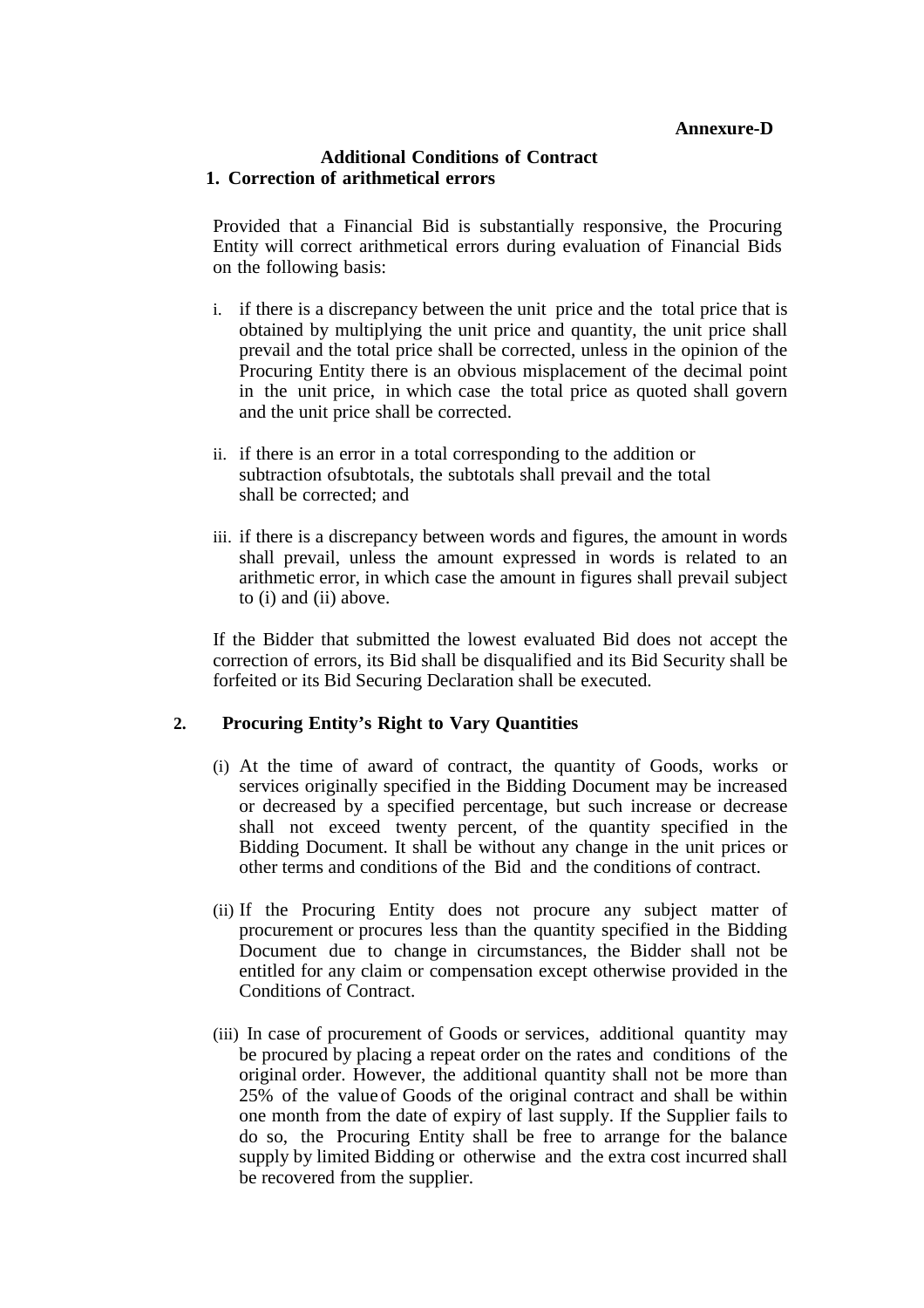**Annexure-D**

## Additional Conditions of Contract

### 1. Correction of arithmetical errors

Provided that a Financial Bid is substantially responsive, the Procuring Entity will correct arithmetical errors during evaluation of Financial Bids on the following basis:

i. if there is a discrepancy between the unit price and the total price that is obtained by multiplying the unit price and quantity, the unit price shall prevail and the total price shall be corrected, unless in the opinion of the Procuring Entity there is an obvious misplacement of the decimal point in the unit price, in which case the total price as quoted shall govern and the unit price shall be corrected.

ii. if there is an error in a total corresponding to the addition or subtraction ofsubtotals, the subtotals shall prevail and the total shall be corrected; and

iii. if there is a discrepancy between words and figures, the amount in words shall prevail, unless the amount expressed in words is related to an arithmetic error, in which case the amount in figures shall prevail subject to (i) and (ii) above.

If the Bidder that submitted the lowest evaluated Bid does not accept the correction of errors, its Bid shall be disqualified and its Bid Security shall be forfeited or its Bid Securing Declaration shall be executed.

### 2. Procuring Entity's Right to Vary Quantities

(i) At the time of award of contract, the quantity of Goods, works or services originally specified in the Bidding Document may be increased or decreased by a specified percentage, but such increase or decrease shall not exceed twenty percent, of the quantity specified in the Bidding Document. It shall be without any change in the unit prices or other terms and conditions of the Bid and the conditions of contract.

(ii) If the Procuring Entity does not procure any subject matter of procurement or procures less than the quantity specified in the Bidding Document due to change in circumstances, the Bidder shall not be entitled for any claim or compensation except otherwise provided in the Conditions of Contract.

(iii) In case of procurement of Goods or services, additional quantity may be procured by placing a repeat order on the rates and conditions of the original order. However, the additional quantity shall not be more than 25% of the value of Goods of the original contract and shall be within one month from the date of expiry of last supply. If the Supplier fails to do so, the Procuring Entity shall be free to arrange for the balance supply by limited Bidding or otherwise and the extra cost incurred shall be recovered from the supplier.